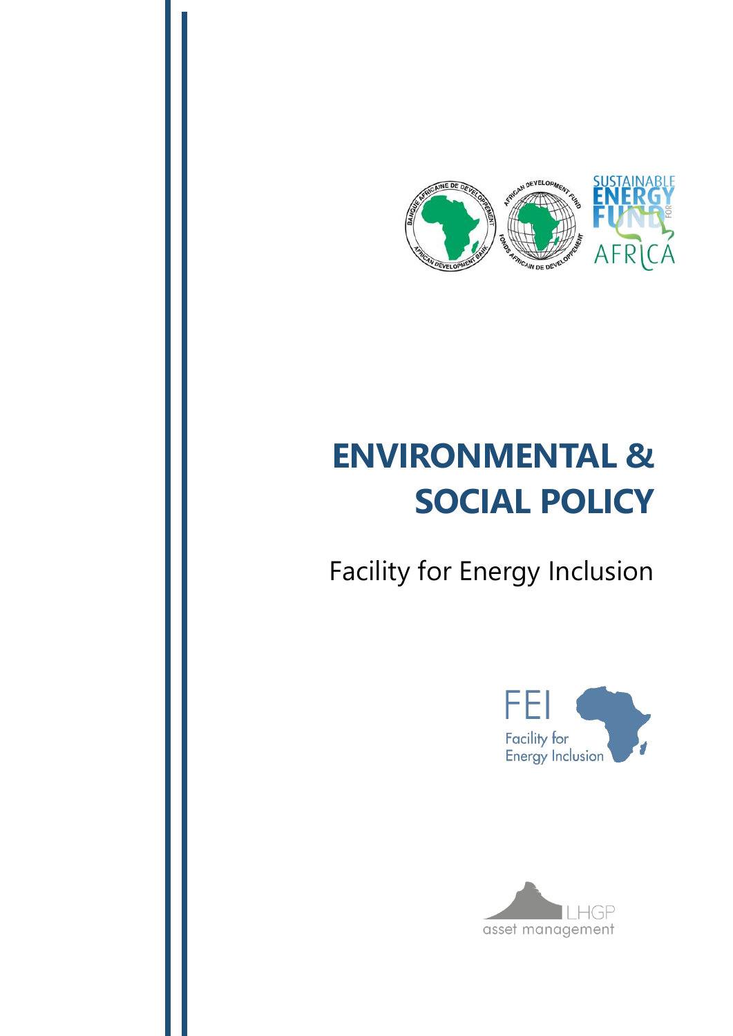# ENVIRONMENTAL & SOCIAL POLICY

Facility for Energy Inclusion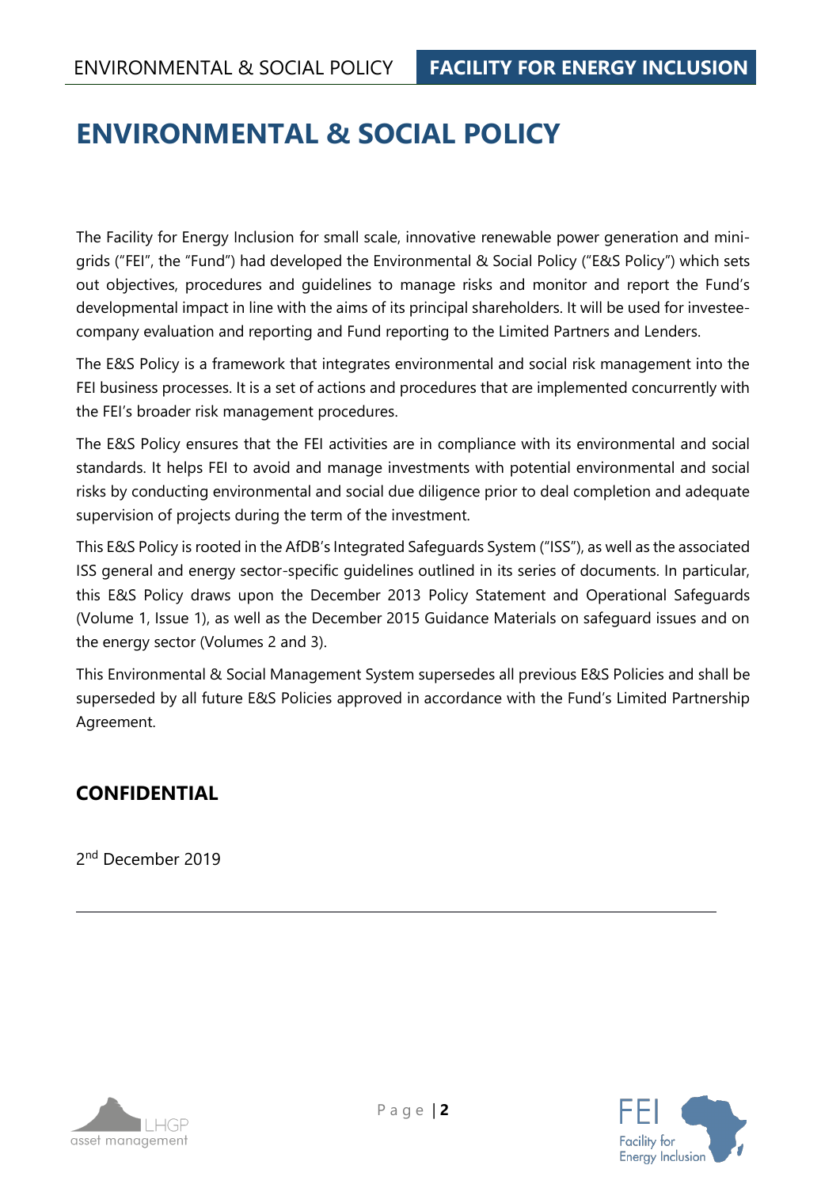# ENVIRONMENTAL & SOCIAL POLICY

The Facility for Energy Inclusion for small scale, innovative renewable power generation and mini-grids ("FEI", the "Fund") had developed the Environmental & Social Policy ("E&S Policy") which sets out objectives, procedures and guidelines to manage risks and monitor and report the Fund's developmental impact in line with the aims of its principal shareholders. It will be used for investee-company evaluation and reporting and Fund reporting to the Limited Partners and Lenders.

The E&S Policy is a framework that integrates environmental and social risk management into the FEI business processes. It is a set of actions and procedures that are implemented concurrently with the FEI's broader risk management procedures.

The E&S Policy ensures that the FEI activities are in compliance with its environmental and social standards. It helps FEI to avoid and manage investments with potential environmental and social risks by conducting environmental and social due diligence prior to deal completion and adequate supervision of projects during the term of the investment.

This E&S Policy is rooted in the AfDB's Integrated Safeguards System ("ISS"), as well as the associated ISS general and energy sector-specific guidelines outlined in its series of documents. In particular, this E&S Policy draws upon the December 2013 Policy Statement and Operational Safeguards (Volume 1, Issue 1), as well as the December 2015 Guidance Materials on safeguard issues and on the energy sector (Volumes 2 and 3).

This Environmental & Social Management System supersedes all previous E&S Policies and shall be superseded by all future E&S Policies approved in accordance with the Fund's Limited Partnership Agreement.

## CONFIDENTIAL

2nd December 2019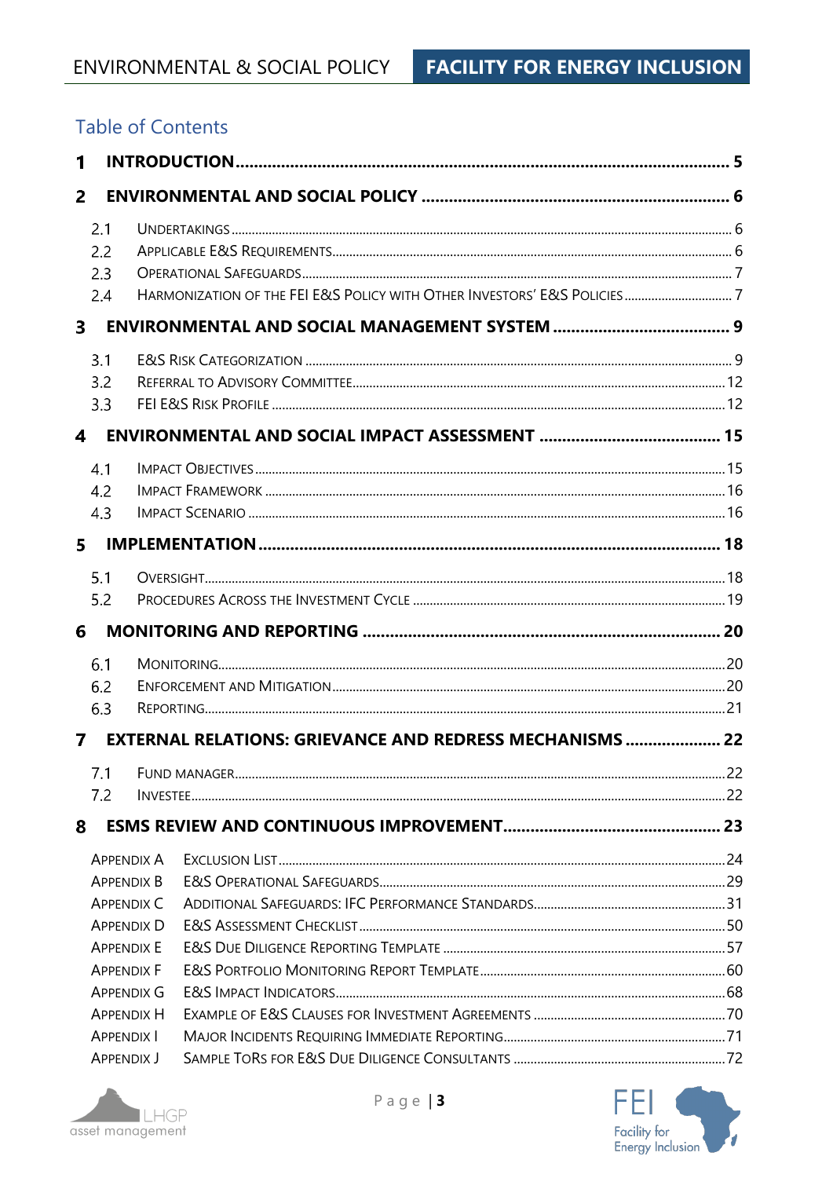## Table of Contents

**1 INTRODUCTION** ..... 5

**2 ENVIRONMENTAL AND SOCIAL POLICY** ..... 6

- 2.1 UNDERTAKINGS ..... 6
- 2.2 APPLICABLE E&S REQUIREMENTS ..... 6
- 2.3 OPERATIONAL SAFEGUARDS ..... 7
- 2.4 HARMONIZATION OF THE FEI E&S POLICY WITH OTHER INVESTORS' E&S POLICIES ..... 7

**3 ENVIRONMENTAL AND SOCIAL MANAGEMENT SYSTEM** ..... 9

- 3.1 E&S RISK CATEGORIZATION ..... 9
- 3.2 REFERRAL TO ADVISORY COMMITTEE ..... 12
- 3.3 FEI E&S RISK PROFILE ..... 12

**4 ENVIRONMENTAL AND SOCIAL IMPACT ASSESSMENT** ..... 15

- 4.1 IMPACT OBJECTIVES ..... 15
- 4.2 IMPACT FRAMEWORK ..... 16
- 4.3 IMPACT SCENARIO ..... 16

**5 IMPLEMENTATION** ..... 18

- 5.1 OVERSIGHT ..... 18
- 5.2 PROCEDURES ACROSS THE INVESTMENT CYCLE ..... 19

**6 MONITORING AND REPORTING** ..... 20

- 6.1 MONITORING ..... 20
- 6.2 ENFORCEMENT AND MITIGATION ..... 20
- 6.3 REPORTING ..... 21

**7 EXTERNAL RELATIONS: GRIEVANCE AND REDRESS MECHANISMS** ..... 22

- 7.1 FUND MANAGER ..... 22
- 7.2 INVESTEE ..... 22

**8 ESMS REVIEW AND CONTINUOUS IMPROVEMENT** ..... 23

- APPENDIX A EXCLUSION LIST ..... 24
- APPENDIX B E&S OPERATIONAL SAFEGUARDS ..... 29
- APPENDIX C ADDITIONAL SAFEGUARDS: IFC PERFORMANCE STANDARDS ..... 31
- APPENDIX D E&S ASSESSMENT CHECKLIST ..... 50
- APPENDIX E E&S DUE DILIGENCE REPORTING TEMPLATE ..... 57
- APPENDIX F E&S PORTFOLIO MONITORING REPORT TEMPLATE ..... 60
- APPENDIX G E&S IMPACT INDICATORS ..... 68
- APPENDIX H EXAMPLE OF E&S CLAUSES FOR INVESTMENT AGREEMENTS ..... 70
- APPENDIX I MAJOR INCIDENTS REQUIRING IMMEDIATE REPORTING ..... 71
- APPENDIX J SAMPLE TORS FOR E&S DUE DILIGENCE CONSULTANTS ..... 72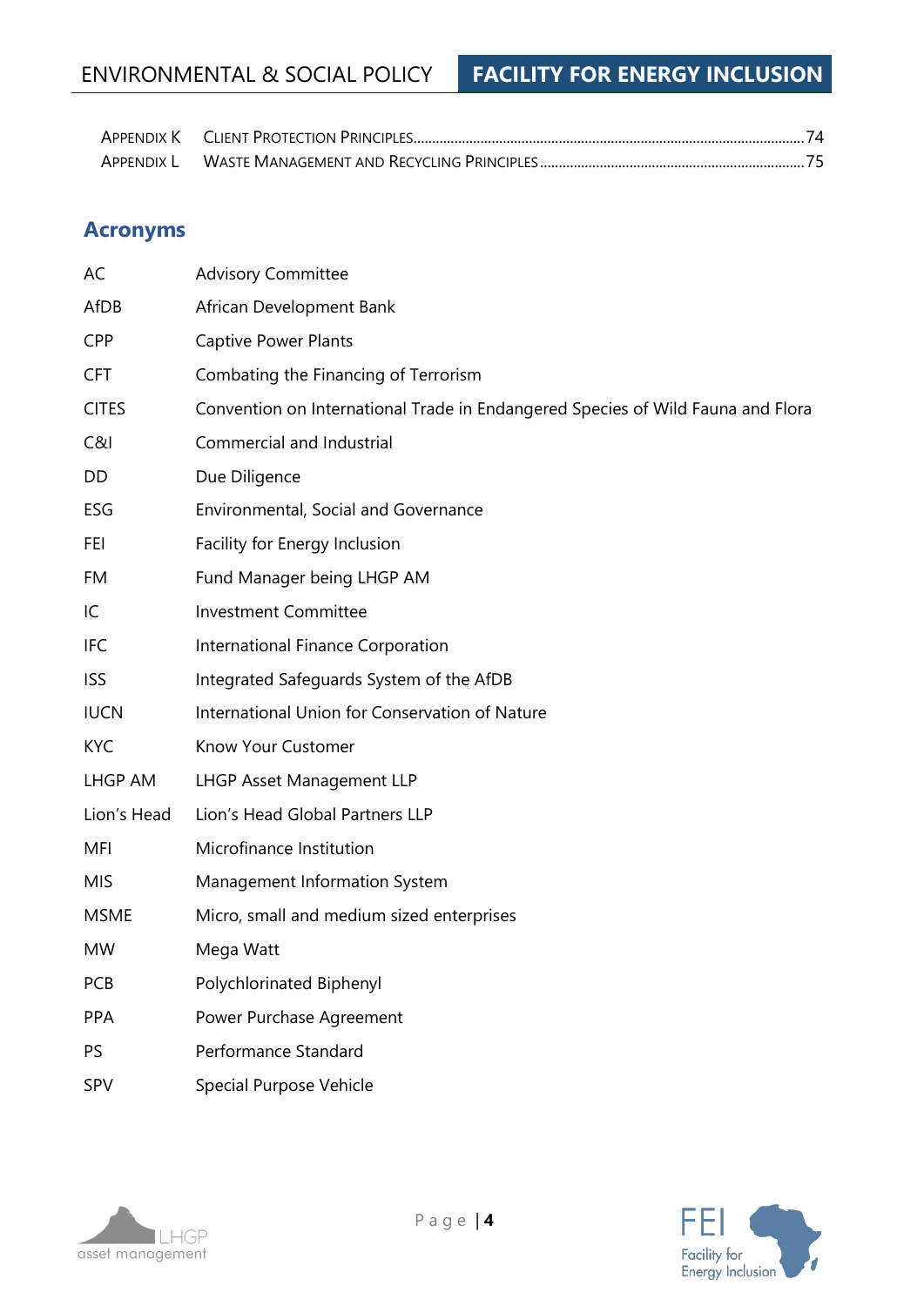| | | |
|---|---|---|
| Appendix K | Client Protection Principles | 74 |
| Appendix L | Waste Management and Recycling Principles | 75 |

## Acronyms

| | |
|---|---|
| AC | Advisory Committee |
| AfDB | African Development Bank |
| CPP | Captive Power Plants |
| CFT | Combating the Financing of Terrorism |
| CITES | Convention on International Trade in Endangered Species of Wild Fauna and Flora |
| C&I | Commercial and Industrial |
| DD | Due Diligence |
| ESG | Environmental, Social and Governance |
| FEI | Facility for Energy Inclusion |
| FM | Fund Manager being LHGP AM |
| IC | Investment Committee |
| IFC | International Finance Corporation |
| ISS | Integrated Safeguards System of the AfDB |
| IUCN | International Union for Conservation of Nature |
| KYC | Know Your Customer |
| LHGP AM | LHGP Asset Management LLP |
| Lion's Head | Lion's Head Global Partners LLP |
| MFI | Microfinance Institution |
| MIS | Management Information System |
| MSME | Micro, small and medium sized enterprises |
| MW | Mega Watt |
| PCB | Polychlorinated Biphenyl |
| PPA | Power Purchase Agreement |
| PS | Performance Standard |
| SPV | Special Purpose Vehicle |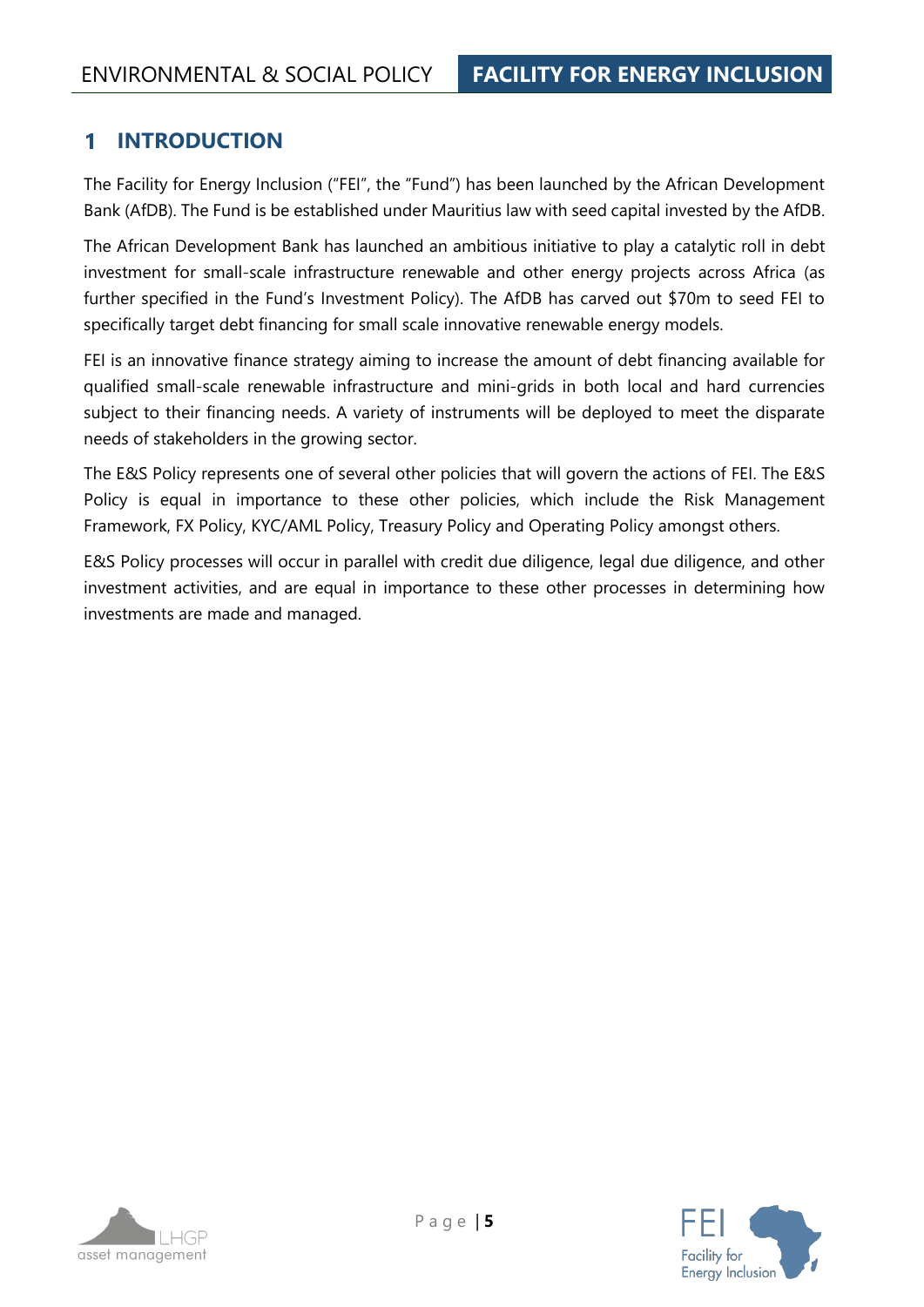# 1 INTRODUCTION

The Facility for Energy Inclusion ("FEI", the "Fund") has been launched by the African Development Bank (AfDB). The Fund is be established under Mauritius law with seed capital invested by the AfDB.

The African Development Bank has launched an ambitious initiative to play a catalytic roll in debt investment for small-scale infrastructure renewable and other energy projects across Africa (as further specified in the Fund's Investment Policy). The AfDB has carved out $70m to seed FEI to specifically target debt financing for small scale innovative renewable energy models.

FEI is an innovative finance strategy aiming to increase the amount of debt financing available for qualified small-scale renewable infrastructure and mini-grids in both local and hard currencies subject to their financing needs. A variety of instruments will be deployed to meet the disparate needs of stakeholders in the growing sector.

The E&S Policy represents one of several other policies that will govern the actions of FEI. The E&S Policy is equal in importance to these other policies, which include the Risk Management Framework, FX Policy, KYC/AML Policy, Treasury Policy and Operating Policy amongst others.

E&S Policy processes will occur in parallel with credit due diligence, legal due diligence, and other investment activities, and are equal in importance to these other processes in determining how investments are made and managed.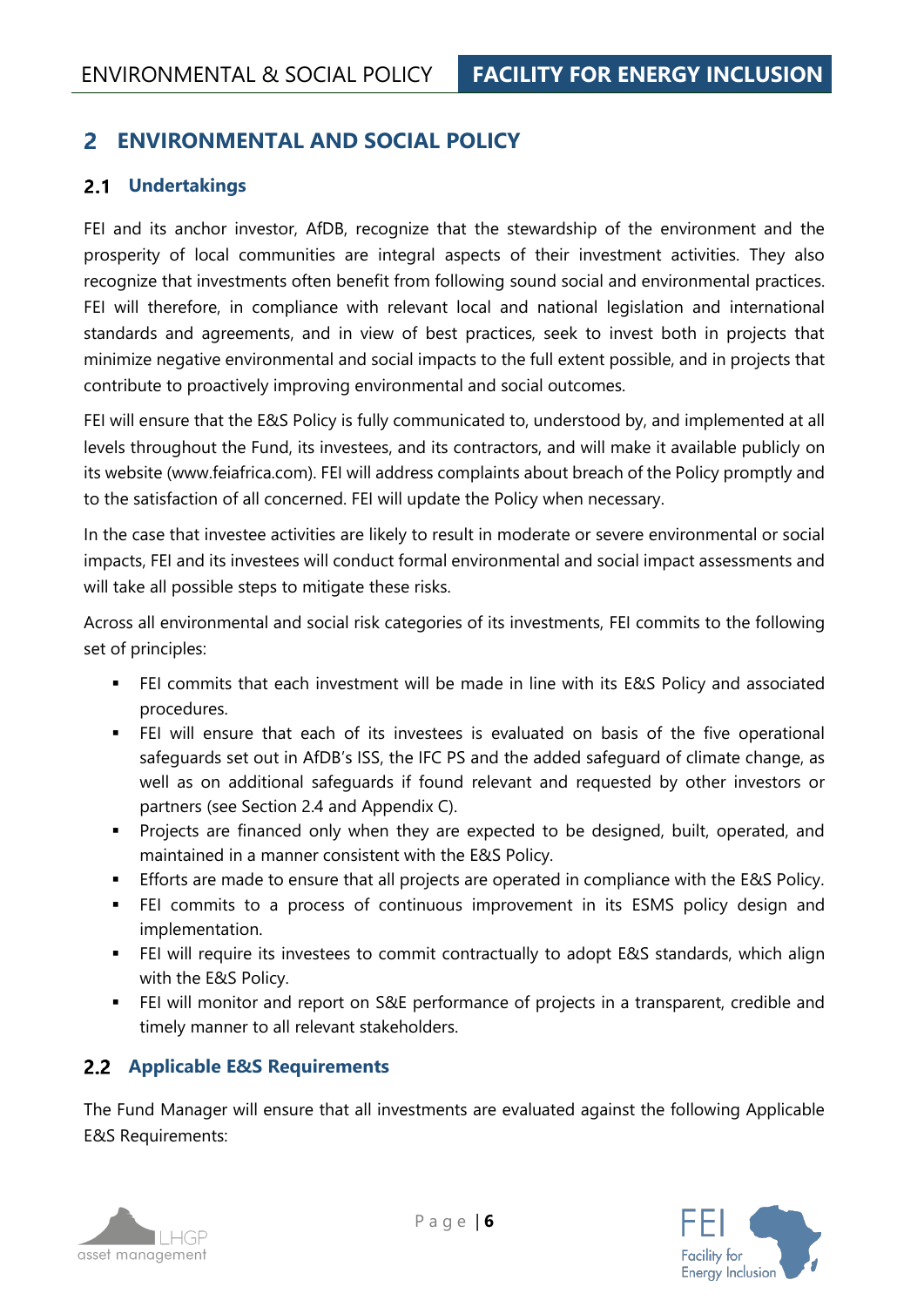# 2 ENVIRONMENTAL AND SOCIAL POLICY

## 2.1 Undertakings

FEI and its anchor investor, AfDB, recognize that the stewardship of the environment and the prosperity of local communities are integral aspects of their investment activities. They also recognize that investments often benefit from following sound social and environmental practices. FEI will therefore, in compliance with relevant local and national legislation and international standards and agreements, and in view of best practices, seek to invest both in projects that minimize negative environmental and social impacts to the full extent possible, and in projects that contribute to proactively improving environmental and social outcomes.

FEI will ensure that the E&S Policy is fully communicated to, understood by, and implemented at all levels throughout the Fund, its investees, and its contractors, and will make it available publicly on its website (www.feiafrica.com). FEI will address complaints about breach of the Policy promptly and to the satisfaction of all concerned. FEI will update the Policy when necessary.

In the case that investee activities are likely to result in moderate or severe environmental or social impacts, FEI and its investees will conduct formal environmental and social impact assessments and will take all possible steps to mitigate these risks.

Across all environmental and social risk categories of its investments, FEI commits to the following set of principles:

- FEI commits that each investment will be made in line with its E&S Policy and associated procedures.
- FEI will ensure that each of its investees is evaluated on basis of the five operational safeguards set out in AfDB's ISS, the IFC PS and the added safeguard of climate change, as well as on additional safeguards if found relevant and requested by other investors or partners (see Section 2.4 and Appendix C).
- Projects are financed only when they are expected to be designed, built, operated, and maintained in a manner consistent with the E&S Policy.
- Efforts are made to ensure that all projects are operated in compliance with the E&S Policy.
- FEI commits to a process of continuous improvement in its ESMS policy design and implementation.
- FEI will require its investees to commit contractually to adopt E&S standards, which align with the E&S Policy.
- FEI will monitor and report on S&E performance of projects in a transparent, credible and timely manner to all relevant stakeholders.

## 2.2 Applicable E&S Requirements

The Fund Manager will ensure that all investments are evaluated against the following Applicable E&S Requirements: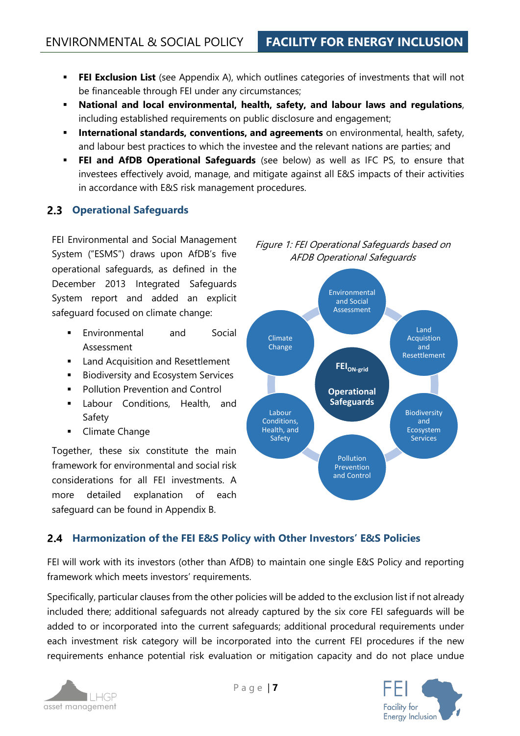- **FEI Exclusion List** (see Appendix A), which outlines categories of investments that will not be financeable through FEI under any circumstances;
- **National and local environmental, health, safety, and labour laws and regulations**, including established requirements on public disclosure and engagement;
- **International standards, conventions, and agreements** on environmental, health, safety, and labour best practices to which the investee and the relevant nations are parties; and
- **FEI and AfDB Operational Safeguards** (see below) as well as IFC PS, to ensure that investees effectively avoid, manage, and mitigate against all E&S impacts of their activities in accordance with E&S risk management procedures.

## 2.3 Operational Safeguards

FEI Environmental and Social Management System ("ESMS") draws upon AfDB's five operational safeguards, as defined in the December 2013 Integrated Safeguards System report and added an explicit safeguard focused on climate change:

- Environmental and Social Assessment
- Land Acquisition and Resettlement
- Biodiversity and Ecosystem Services
- Pollution Prevention and Control
- Labour Conditions, Health, and Safety
- Climate Change

Together, these six constitute the main framework for environmental and social risk considerations for all FEI investments. A more detailed explanation of each safeguard can be found in Appendix B.

*Figure 1: FEI Operational Safeguards based on AFDB Operational Safeguards*

$FEI_{ON\text{-}grid}$ Operational Safeguards: Environmental and Social Assessment; Land Acquistion and Resettlement; Biodiversity and Ecosystem Services; Pollution Prevention and Control; Labour Conditions, Health, and Safety; Climate Change

## 2.4 Harmonization of the FEI E&S Policy with Other Investors' E&S Policies

FEI will work with its investors (other than AfDB) to maintain one single E&S Policy and reporting framework which meets investors' requirements.

Specifically, particular clauses from the other policies will be added to the exclusion list if not already included there; additional safeguards not already captured by the six core FEI safeguards will be added to or incorporated into the current safeguards; additional procedural requirements under each investment risk category will be incorporated into the current FEI procedures if the new requirements enhance potential risk evaluation or mitigation capacity and do not place undue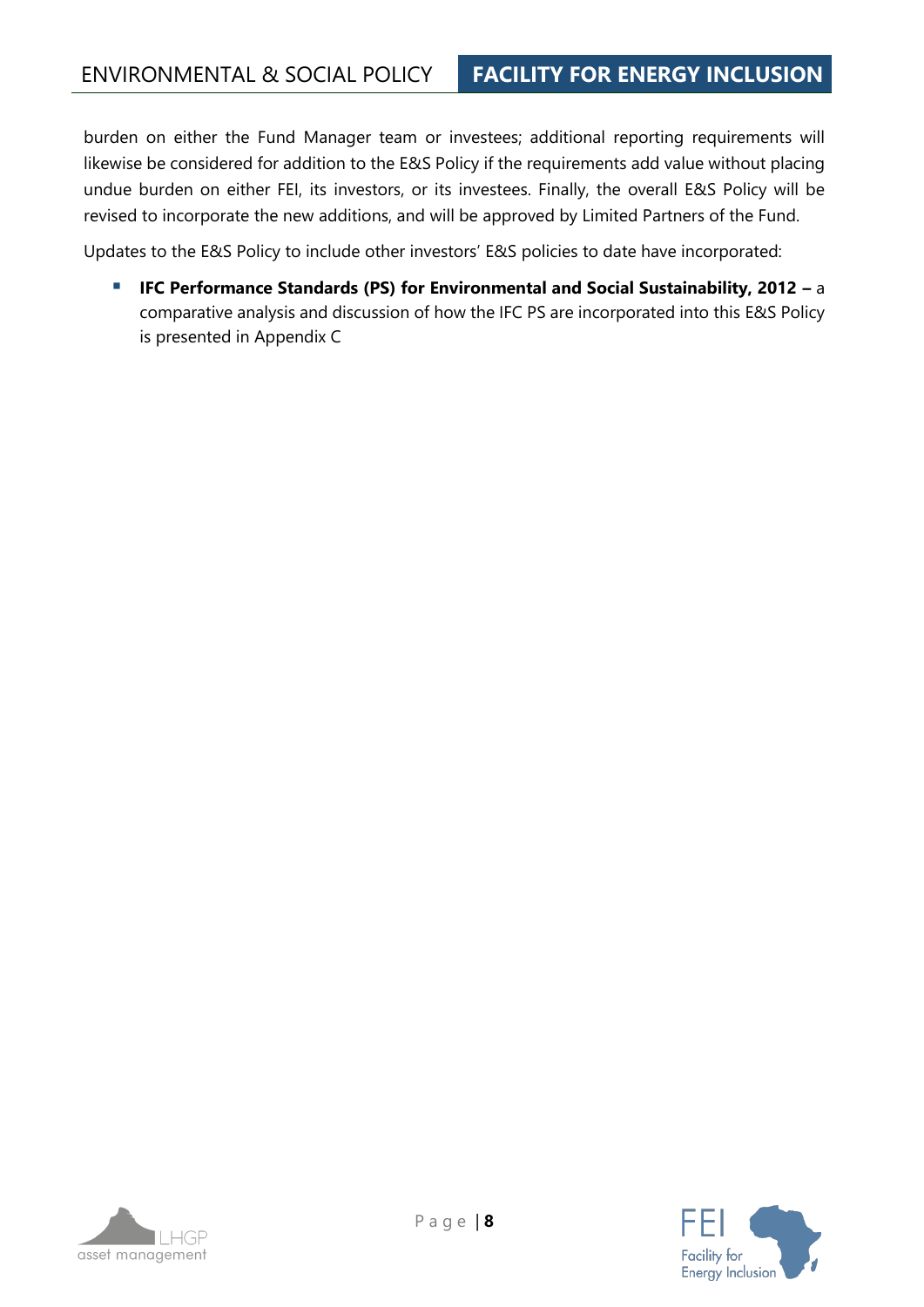burden on either the Fund Manager team or investees; additional reporting requirements will likewise be considered for addition to the E&S Policy if the requirements add value without placing undue burden on either FEI, its investors, or its investees. Finally, the overall E&S Policy will be revised to incorporate the new additions, and will be approved by Limited Partners of the Fund.

Updates to the E&S Policy to include other investors' E&S policies to date have incorporated:

- **IFC Performance Standards (PS) for Environmental and Social Sustainability, 2012 –** a comparative analysis and discussion of how the IFC PS are incorporated into this E&S Policy is presented in Appendix C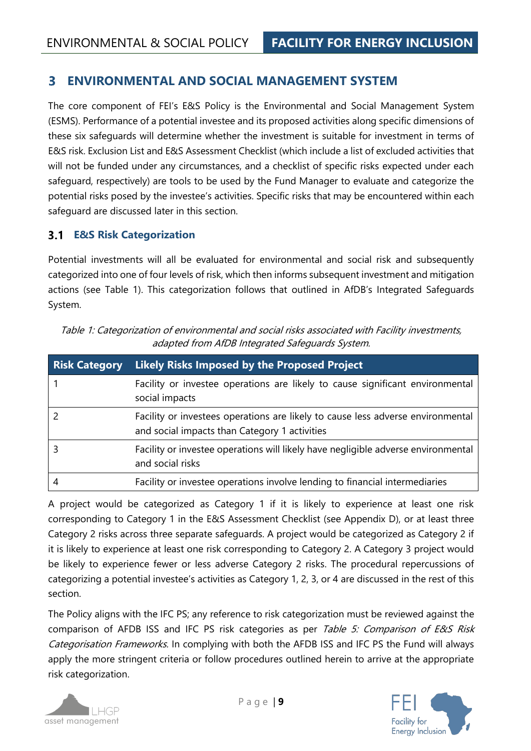# 3 ENVIRONMENTAL AND SOCIAL MANAGEMENT SYSTEM

The core component of FEI's E&S Policy is the Environmental and Social Management System (ESMS). Performance of a potential investee and its proposed activities along specific dimensions of these six safeguards will determine whether the investment is suitable for investment in terms of E&S risk. Exclusion List and E&S Assessment Checklist (which include a list of excluded activities that will not be funded under any circumstances, and a checklist of specific risks expected under each safeguard, respectively) are tools to be used by the Fund Manager to evaluate and categorize the potential risks posed by the investee's activities. Specific risks that may be encountered within each safeguard are discussed later in this section.

## 3.1 E&S Risk Categorization

Potential investments will all be evaluated for environmental and social risk and subsequently categorized into one of four levels of risk, which then informs subsequent investment and mitigation actions (see Table 1). This categorization follows that outlined in AfDB's Integrated Safeguards System.

*Table 1: Categorization of environmental and social risks associated with Facility investments, adapted from AfDB Integrated Safeguards System.*

| Risk Category | Likely Risks Imposed by the Proposed Project |
|---|---|
| 1 | Facility or investee operations are likely to cause significant environmental social impacts |
| 2 | Facility or investees operations are likely to cause less adverse environmental and social impacts than Category 1 activities |
| 3 | Facility or investee operations will likely have negligible adverse environmental and social risks |
| 4 | Facility or investee operations involve lending to financial intermediaries |

A project would be categorized as Category 1 if it is likely to experience at least one risk corresponding to Category 1 in the E&S Assessment Checklist (see Appendix D), or at least three Category 2 risks across three separate safeguards. A project would be categorized as Category 2 if it is likely to experience at least one risk corresponding to Category 2. A Category 3 project would be likely to experience fewer or less adverse Category 2 risks. The procedural repercussions of categorizing a potential investee's activities as Category 1, 2, 3, or 4 are discussed in the rest of this section.

The Policy aligns with the IFC PS; any reference to risk categorization must be reviewed against the comparison of AFDB ISS and IFC PS risk categories as per *Table 5: Comparison of E&S Risk Categorisation Frameworks.* In complying with both the AFDB ISS and IFC PS the Fund will always apply the more stringent criteria or follow procedures outlined herein to arrive at the appropriate risk categorization.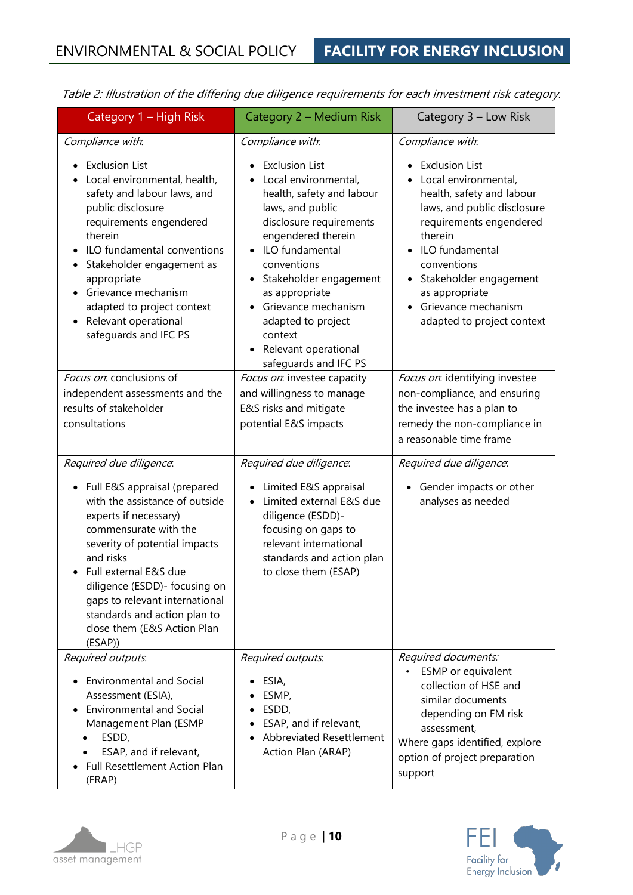*Table 2: Illustration of the differing due diligence requirements for each investment risk category.*

| Category 1 – High Risk | Category 2 – Medium Risk | Category 3 – Low Risk |
|---|---|---|
| *Compliance with*:<br><br>• Exclusion List<br>• Local environmental, health, safety and labour laws, and public disclosure requirements engendered therein<br>• ILO fundamental conventions<br>• Stakeholder engagement as appropriate<br>• Grievance mechanism adapted to project context<br>• Relevant operational safeguards and IFC PS | *Compliance with*:<br><br>• Exclusion List<br>• Local environmental, health, safety and labour laws, and public disclosure requirements engendered therein<br>• ILO fundamental conventions<br>• Stakeholder engagement as appropriate<br>• Grievance mechanism adapted to project context<br>• Relevant operational safeguards and IFC PS | *Compliance with*:<br><br>• Exclusion List<br>• Local environmental, health, safety and labour laws, and public disclosure requirements engendered therein<br>• ILO fundamental conventions<br>• Stakeholder engagement as appropriate<br>• Grievance mechanism adapted to project context |
| *Focus on*: conclusions of independent assessments and the results of stakeholder consultations | *Focus on*: investee capacity and willingness to manage E&S risks and mitigate potential E&S impacts | *Focus on*: identifying investee non-compliance, and ensuring the investee has a plan to remedy the non-compliance in a reasonable time frame |
| *Required due diligence*:<br><br>• Full E&S appraisal (prepared with the assistance of outside experts if necessary) commensurate with the severity of potential impacts and risks<br>• Full external E&S due diligence (ESDD)- focusing on gaps to relevant international standards and action plan to close them (E&S Action Plan (ESAP)) | *Required due diligence*:<br><br>• Limited E&S appraisal<br>• Limited external E&S due diligence (ESDD)- focusing on gaps to relevant international standards and action plan to close them (ESAP) | *Required due diligence*:<br><br>• Gender impacts or other analyses as needed |
| *Required outputs*:<br><br>• Environmental and Social Assessment (ESIA),<br>• Environmental and Social Management Plan (ESMP<br>• ESDD,<br>• ESAP, and if relevant,<br>• Full Resettlement Action Plan (FRAP) | *Required outputs*:<br><br>• ESIA,<br>• ESMP,<br>• ESDD,<br>• ESAP, and if relevant,<br>• Abbreviated Resettlement Action Plan (ARAP) | *Required documents:*<br>• ESMP or equivalent collection of HSE and similar documents depending on FM risk assessment,<br>Where gaps identified, explore option of project preparation support |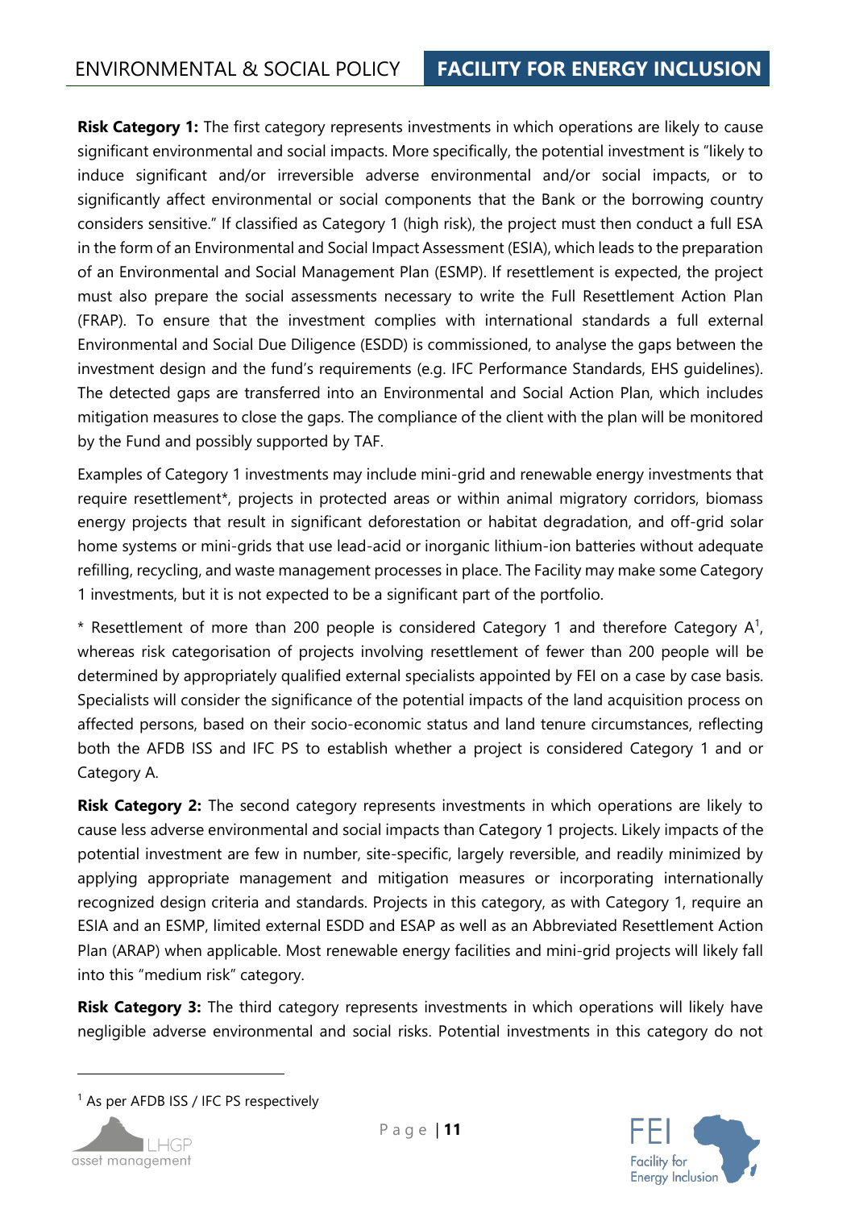**Risk Category 1:** The first category represents investments in which operations are likely to cause significant environmental and social impacts. More specifically, the potential investment is "likely to induce significant and/or irreversible adverse environmental and/or social impacts, or to significantly affect environmental or social components that the Bank or the borrowing country considers sensitive." If classified as Category 1 (high risk), the project must then conduct a full ESA in the form of an Environmental and Social Impact Assessment (ESIA), which leads to the preparation of an Environmental and Social Management Plan (ESMP). If resettlement is expected, the project must also prepare the social assessments necessary to write the Full Resettlement Action Plan (FRAP). To ensure that the investment complies with international standards a full external Environmental and Social Due Diligence (ESDD) is commissioned, to analyse the gaps between the investment design and the fund's requirements (e.g. IFC Performance Standards, EHS guidelines). The detected gaps are transferred into an Environmental and Social Action Plan, which includes mitigation measures to close the gaps. The compliance of the client with the plan will be monitored by the Fund and possibly supported by TAF.

Examples of Category 1 investments may include mini-grid and renewable energy investments that require resettlement*, projects in protected areas or within animal migratory corridors, biomass energy projects that result in significant deforestation or habitat degradation, and off-grid solar home systems or mini-grids that use lead-acid or inorganic lithium-ion batteries without adequate refilling, recycling, and waste management processes in place. The Facility may make some Category 1 investments, but it is not expected to be a significant part of the portfolio.

* Resettlement of more than 200 people is considered Category 1 and therefore Category A[1], whereas risk categorisation of projects involving resettlement of fewer than 200 people will be determined by appropriately qualified external specialists appointed by FEI on a case by case basis. Specialists will consider the significance of the potential impacts of the land acquisition process on affected persons, based on their socio-economic status and land tenure circumstances, reflecting both the AFDB ISS and IFC PS to establish whether a project is considered Category 1 and or Category A.

**Risk Category 2:** The second category represents investments in which operations are likely to cause less adverse environmental and social impacts than Category 1 projects. Likely impacts of the potential investment are few in number, site-specific, largely reversible, and readily minimized by applying appropriate management and mitigation measures or incorporating internationally recognized design criteria and standards. Projects in this category, as with Category 1, require an ESIA and an ESMP, limited external ESDD and ESAP as well as an Abbreviated Resettlement Action Plan (ARAP) when applicable. Most renewable energy facilities and mini-grid projects will likely fall into this "medium risk" category.

**Risk Category 3:** The third category represents investments in which operations will likely have negligible adverse environmental and social risks. Potential investments in this category do not

[1] As per AFDB ISS / IFC PS respectively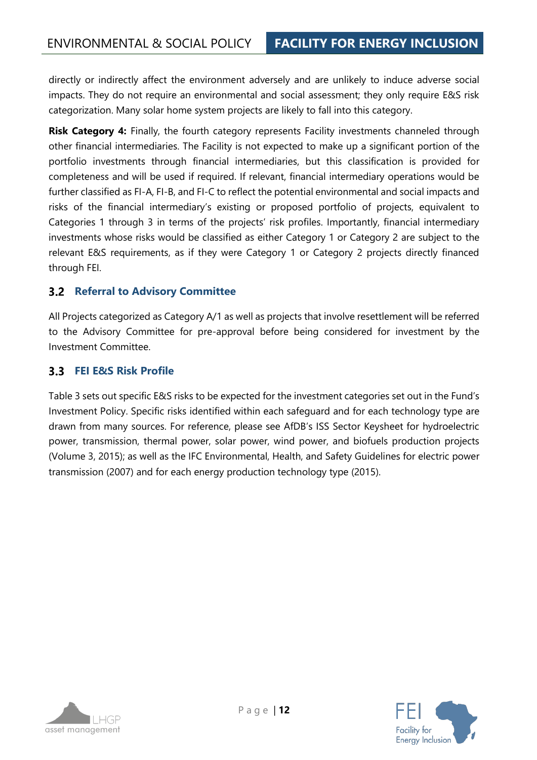directly or indirectly affect the environment adversely and are unlikely to induce adverse social impacts. They do not require an environmental and social assessment; they only require E&S risk categorization. Many solar home system projects are likely to fall into this category.

**Risk Category 4:** Finally, the fourth category represents Facility investments channeled through other financial intermediaries. The Facility is not expected to make up a significant portion of the portfolio investments through financial intermediaries, but this classification is provided for completeness and will be used if required. If relevant, financial intermediary operations would be further classified as FI-A, FI-B, and FI-C to reflect the potential environmental and social impacts and risks of the financial intermediary's existing or proposed portfolio of projects, equivalent to Categories 1 through 3 in terms of the projects' risk profiles. Importantly, financial intermediary investments whose risks would be classified as either Category 1 or Category 2 are subject to the relevant E&S requirements, as if they were Category 1 or Category 2 projects directly financed through FEI.

## 3.2 Referral to Advisory Committee

All Projects categorized as Category A/1 as well as projects that involve resettlement will be referred to the Advisory Committee for pre-approval before being considered for investment by the Investment Committee.

## 3.3 FEI E&S Risk Profile

Table 3 sets out specific E&S risks to be expected for the investment categories set out in the Fund's Investment Policy. Specific risks identified within each safeguard and for each technology type are drawn from many sources. For reference, please see AfDB's ISS Sector Keysheet for hydroelectric power, transmission, thermal power, solar power, wind power, and biofuels production projects (Volume 3, 2015); as well as the IFC Environmental, Health, and Safety Guidelines for electric power transmission (2007) and for each energy production technology type (2015).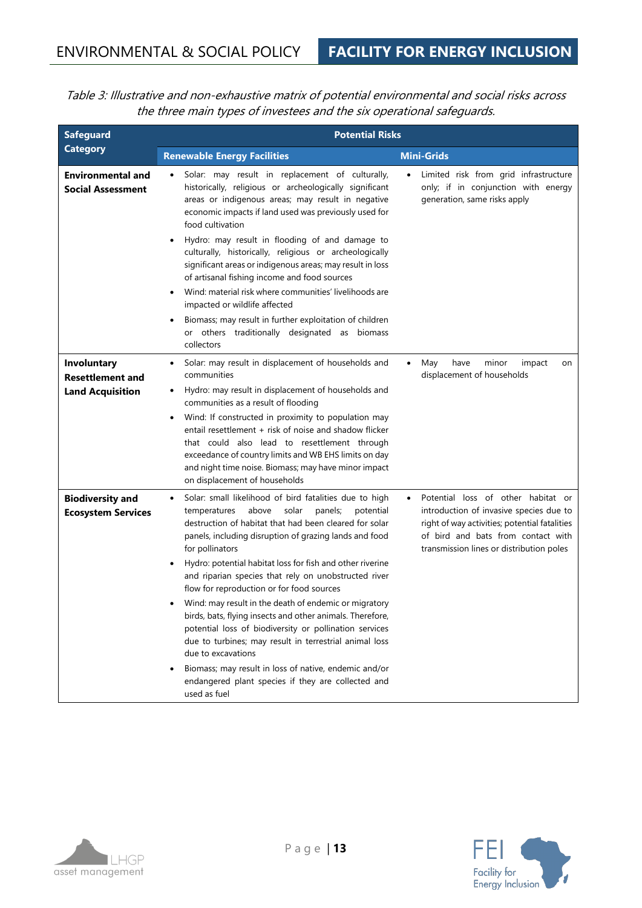*Table 3: Illustrative and non-exhaustive matrix of potential environmental and social risks across the three main types of investees and the six operational safeguards.*

| Safeguard Category | Potential Risks | |
|---|---|---|
| | **Renewable Energy Facilities** | **Mini-Grids** |
| **Environmental and Social Assessment** | • Solar: may result in replacement of culturally, historically, religious or archeologically significant areas or indigenous areas; may result in negative economic impacts if land used was previously used for food cultivation<br>• Hydro: may result in flooding of and damage to culturally, historically, religious or archeologically significant areas or indigenous areas; may result in loss of artisanal fishing income and food sources<br>• Wind: material risk where communities' livelihoods are impacted or wildlife affected<br>• Biomass; may result in further exploitation of children or others traditionally designated as biomass collectors | • Limited risk from grid infrastructure only; if in conjunction with energy generation, same risks apply |
| **Involuntary Resettlement and Land Acquisition** | • Solar: may result in displacement of households and communities<br>• Hydro: may result in displacement of households and communities as a result of flooding<br>• Wind: If constructed in proximity to population may entail resettlement + risk of noise and shadow flicker that could also lead to resettlement through exceedance of country limits and WB EHS limits on day and night time noise. Biomass; may have minor impact on displacement of households | • May have minor impact on displacement of households |
| **Biodiversity and Ecosystem Services** | • Solar: small likelihood of bird fatalities due to high temperatures above solar panels; potential destruction of habitat that had been cleared for solar panels, including disruption of grazing lands and food for pollinators<br>• Hydro: potential habitat loss for fish and other riverine and riparian species that rely on unobstructed river flow for reproduction or for food sources<br>• Wind: may result in the death of endemic or migratory birds, bats, flying insects and other animals. Therefore, potential loss of biodiversity or pollination services due to turbines; may result in terrestrial animal loss due to excavations<br>• Biomass; may result in loss of native, endemic and/or endangered plant species if they are collected and used as fuel | • Potential loss of other habitat or introduction of invasive species due to right of way activities; potential fatalities of bird and bats from contact with transmission lines or distribution poles |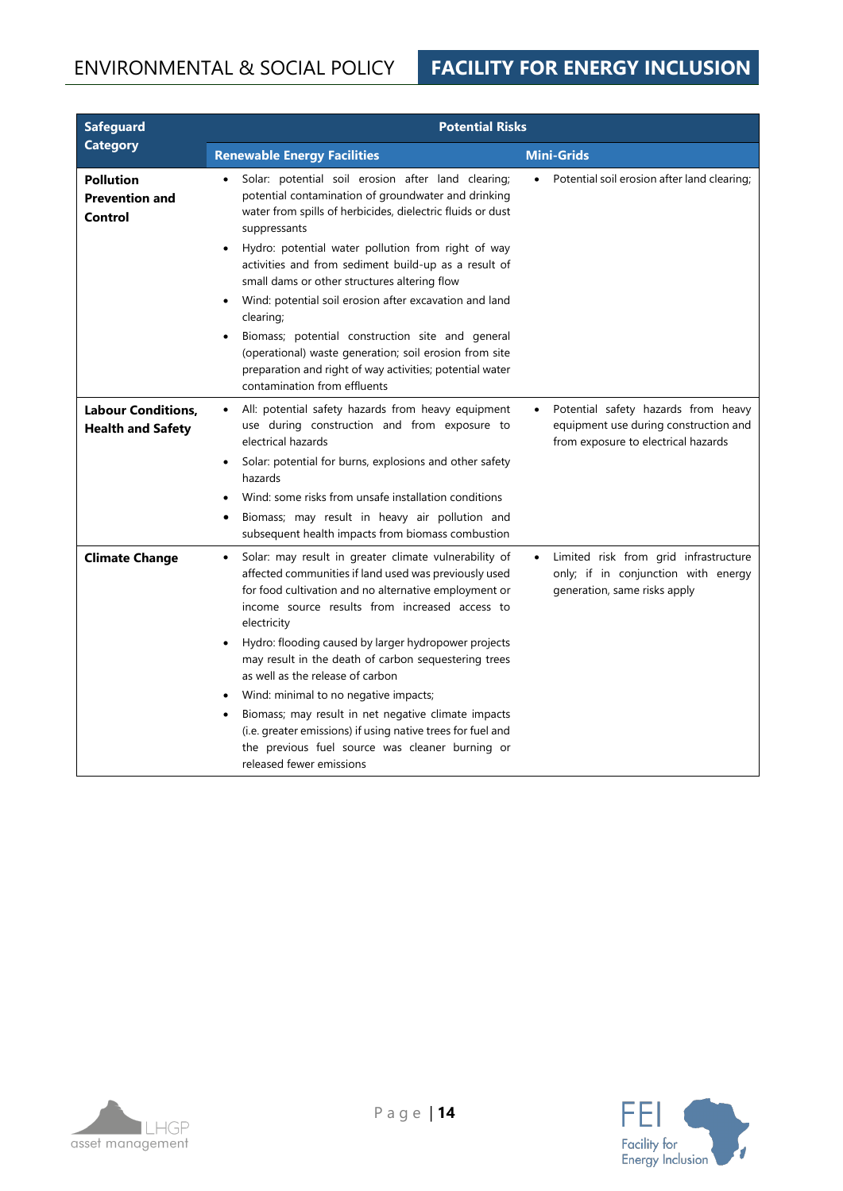| Safeguard Category | Potential Risks | |
|---|---|---|
| | **Renewable Energy Facilities** | **Mini-Grids** |
| **Pollution Prevention and Control** | • Solar: potential soil erosion after land clearing; potential contamination of groundwater and drinking water from spills of herbicides, dielectric fluids or dust suppressants<br>• Hydro: potential water pollution from right of way activities and from sediment build-up as a result of small dams or other structures altering flow<br>• Wind: potential soil erosion after excavation and land clearing;<br>• Biomass; potential construction site and general (operational) waste generation; soil erosion from site preparation and right of way activities; potential water contamination from effluents | • Potential soil erosion after land clearing; |
| **Labour Conditions, Health and Safety** | • All: potential safety hazards from heavy equipment use during construction and from exposure to electrical hazards<br>• Solar: potential for burns, explosions and other safety hazards<br>• Wind: some risks from unsafe installation conditions<br>• Biomass; may result in heavy air pollution and subsequent health impacts from biomass combustion | • Potential safety hazards from heavy equipment use during construction and from exposure to electrical hazards |
| **Climate Change** | • Solar: may result in greater climate vulnerability of affected communities if land used was previously used for food cultivation and no alternative employment or income source results from increased access to electricity<br>• Hydro: flooding caused by larger hydropower projects may result in the death of carbon sequestering trees as well as the release of carbon<br>• Wind: minimal to no negative impacts;<br>• Biomass; may result in net negative climate impacts (i.e. greater emissions) if using native trees for fuel and the previous fuel source was cleaner burning or released fewer emissions | • Limited risk from grid infrastructure only; if in conjunction with energy generation, same risks apply |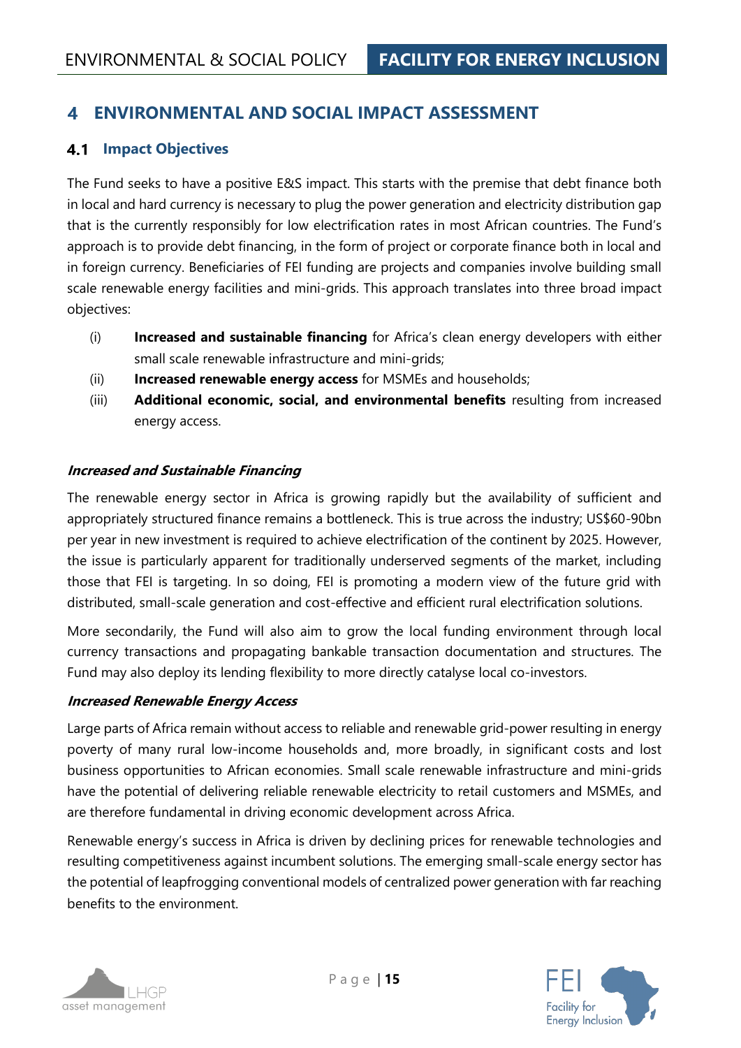# 4 ENVIRONMENTAL AND SOCIAL IMPACT ASSESSMENT

## 4.1 Impact Objectives

The Fund seeks to have a positive E&S impact. This starts with the premise that debt finance both in local and hard currency is necessary to plug the power generation and electricity distribution gap that is the currently responsibly for low electrification rates in most African countries. The Fund's approach is to provide debt financing, in the form of project or corporate finance both in local and in foreign currency. Beneficiaries of FEI funding are projects and companies involve building small scale renewable energy facilities and mini-grids. This approach translates into three broad impact objectives:

(i) **Increased and sustainable financing** for Africa's clean energy developers with either small scale renewable infrastructure and mini-grids;

(ii) **Increased renewable energy access** for MSMEs and households;

(iii) **Additional economic, social, and environmental benefits** resulting from increased energy access.

***Increased and Sustainable Financing***

The renewable energy sector in Africa is growing rapidly but the availability of sufficient and appropriately structured finance remains a bottleneck. This is true across the industry; US$60-90bn per year in new investment is required to achieve electrification of the continent by 2025. However, the issue is particularly apparent for traditionally underserved segments of the market, including those that FEI is targeting. In so doing, FEI is promoting a modern view of the future grid with distributed, small-scale generation and cost-effective and efficient rural electrification solutions.

More secondarily, the Fund will also aim to grow the local funding environment through local currency transactions and propagating bankable transaction documentation and structures. The Fund may also deploy its lending flexibility to more directly catalyse local co-investors.

***Increased Renewable Energy Access***

Large parts of Africa remain without access to reliable and renewable grid-power resulting in energy poverty of many rural low-income households and, more broadly, in significant costs and lost business opportunities to African economies. Small scale renewable infrastructure and mini-grids have the potential of delivering reliable renewable electricity to retail customers and MSMEs, and are therefore fundamental in driving economic development across Africa.

Renewable energy's success in Africa is driven by declining prices for renewable technologies and resulting competitiveness against incumbent solutions. The emerging small-scale energy sector has the potential of leapfrogging conventional models of centralized power generation with far reaching benefits to the environment.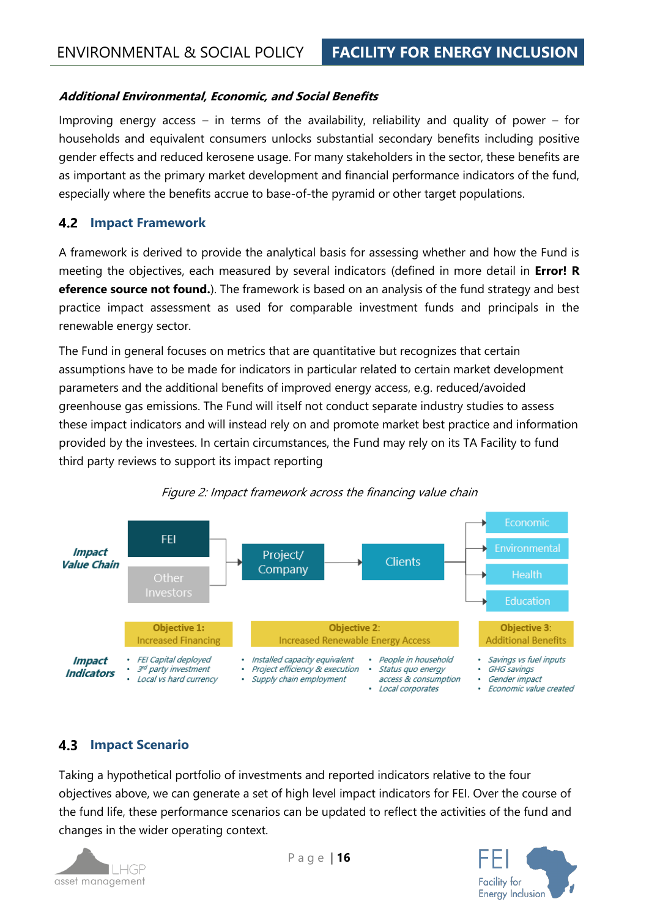***Additional Environmental, Economic, and Social Benefits***

Improving energy access – in terms of the availability, reliability and quality of power – for households and equivalent consumers unlocks substantial secondary benefits including positive gender effects and reduced kerosene usage. For many stakeholders in the sector, these benefits are as important as the primary market development and financial performance indicators of the fund, especially where the benefits accrue to base-of-the pyramid or other target populations.

## 4.2 Impact Framework

A framework is derived to provide the analytical basis for assessing whether and how the Fund is meeting the objectives, each measured by several indicators (defined in more detail in **Error! Reference source not found.**). The framework is based on an analysis of the fund strategy and best practice impact assessment as used for comparable investment funds and principals in the renewable energy sector.

The Fund in general focuses on metrics that are quantitative but recognizes that certain assumptions have to be made for indicators in particular related to certain market development parameters and the additional benefits of improved energy access, e.g. reduced/avoided greenhouse gas emissions. The Fund will itself not conduct separate industry studies to assess these impact indicators and will instead rely on and promote market best practice and information provided by the investees. In certain circumstances, the Fund may rely on its TA Facility to fund third party reviews to support its impact reporting

*Figure 2: Impact framework across the financing value chain*

| | | | | |
|---|---|---|---|---|
| ***Impact Value Chain*** | FEI / Other Investors | Project/ Company | Clients | Economic / Environmental / Health / Education |
| | **Objective 1:** Increased Financing | **Objective 2:** Increased Renewable Energy Access | | **Objective 3:** Additional Benefits |
| ***Impact Indicators*** | • *FEI Capital deployed*<br>• *3rd party investment*<br>• *Local vs hard currency* | • *Installed capacity equivalent*<br>• *Project efficiency & execution*<br>• *Supply chain employment* | • *People in household*<br>• *Status quo energy access & consumption*<br>• *Local corporates* | • *Savings vs fuel inputs*<br>• *GHG savings*<br>• *Gender impact*<br>• *Economic value created* |

## 4.3 Impact Scenario

Taking a hypothetical portfolio of investments and reported indicators relative to the four objectives above, we can generate a set of high level impact indicators for FEI. Over the course of the fund life, these performance scenarios can be updated to reflect the activities of the fund and changes in the wider operating context.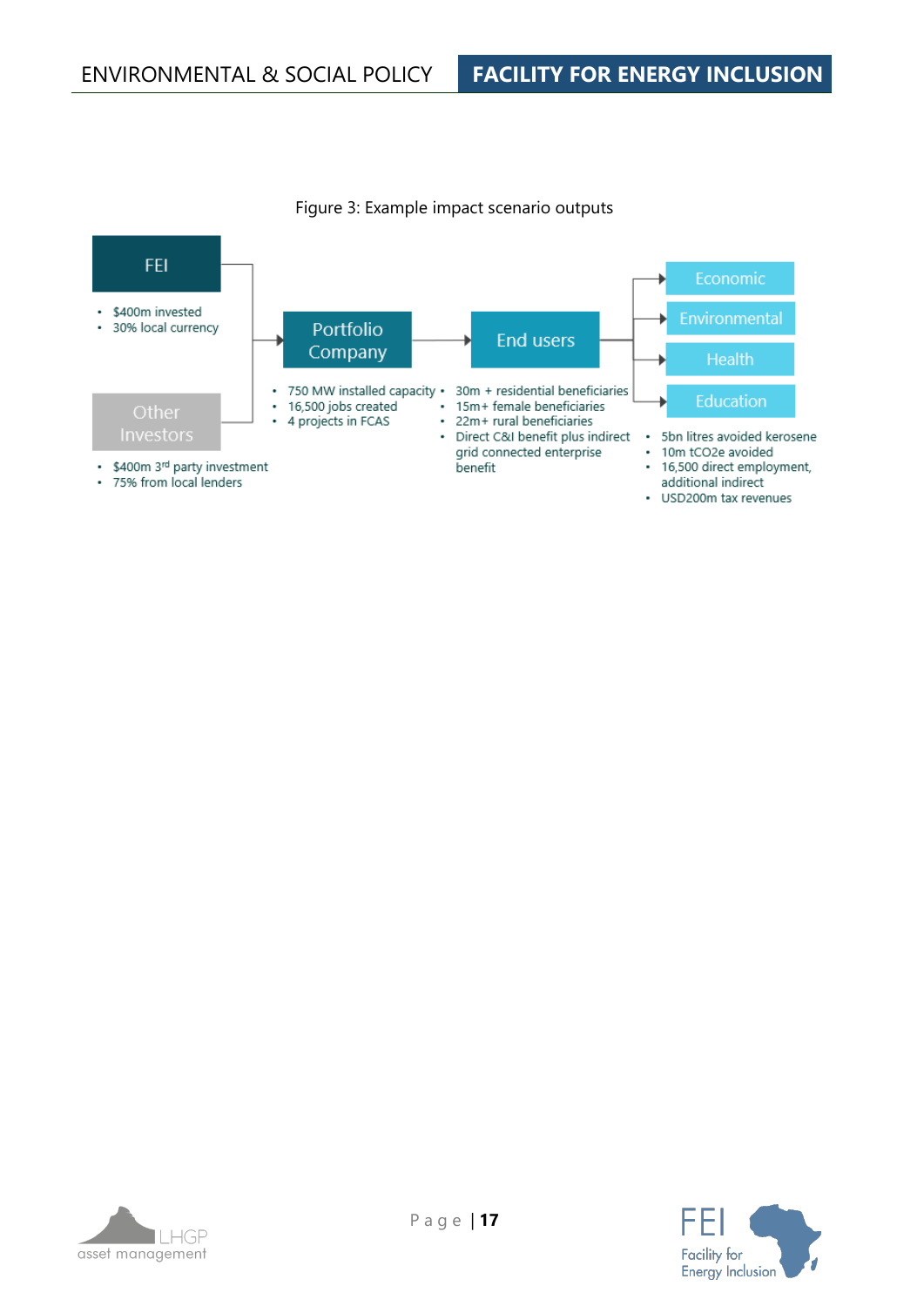Figure 3: Example impact scenario outputs

**FEI**

- $400m invested
- 30% local currency

**Other Investors**

- $400m 3rd party investment
- 75% from local lenders

**Portfolio Company**

- 750 MW installed capacity
- 16,500 jobs created
- 4 projects in FCAS

**End users**

- 30m + residential beneficiaries
- 15m+ female beneficiaries
- 22m+ rural beneficiaries
- Direct C&I benefit plus indirect grid connected enterprise benefit

**Economic**

**Environmental**

**Health**

**Education**

- 5bn litres avoided kerosene
- 10m tCO2e avoided
- 16,500 direct employment, additional indirect
- USD200m tax revenues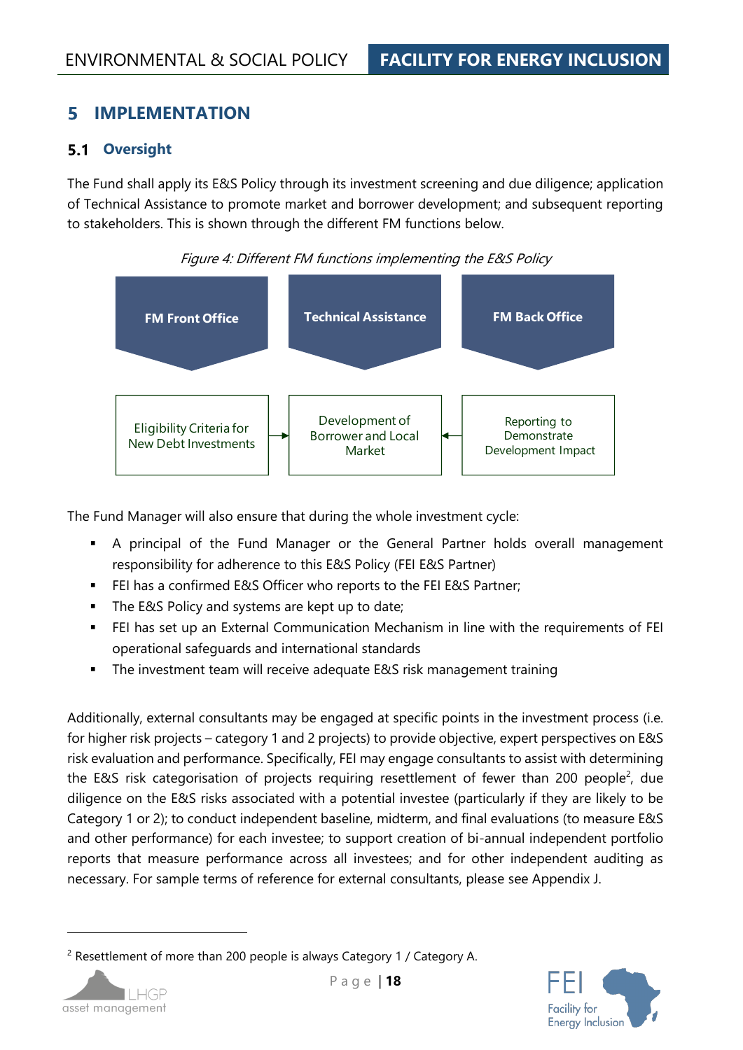# 5 IMPLEMENTATION

## 5.1 Oversight

The Fund shall apply its E&S Policy through its investment screening and due diligence; application of Technical Assistance to promote market and borrower development; and subsequent reporting to stakeholders. This is shown through the different FM functions below.

*Figure 4: Different FM functions implementing the E&S Policy*

| FM Front Office | Technical Assistance | FM Back Office |
|---|---|---|
| Eligibility Criteria for New Debt Investments → | Development of Borrower and Local Market | ← Reporting to Demonstrate Development Impact |

The Fund Manager will also ensure that during the whole investment cycle:

- A principal of the Fund Manager or the General Partner holds overall management responsibility for adherence to this E&S Policy (FEI E&S Partner)
- FEI has a confirmed E&S Officer who reports to the FEI E&S Partner;
- The E&S Policy and systems are kept up to date;
- FEI has set up an External Communication Mechanism in line with the requirements of FEI operational safeguards and international standards
- The investment team will receive adequate E&S risk management training

Additionally, external consultants may be engaged at specific points in the investment process (i.e. for higher risk projects – category 1 and 2 projects) to provide objective, expert perspectives on E&S risk evaluation and performance. Specifically, FEI may engage consultants to assist with determining the E&S risk categorisation of projects requiring resettlement of fewer than 200 people[2], due diligence on the E&S risks associated with a potential investee (particularly if they are likely to be Category 1 or 2); to conduct independent baseline, midterm, and final evaluations (to measure E&S and other performance) for each investee; to support creation of bi-annual independent portfolio reports that measure performance across all investees; and for other independent auditing as necessary. For sample terms of reference for external consultants, please see Appendix J.

[2] Resettlement of more than 200 people is always Category 1 / Category A.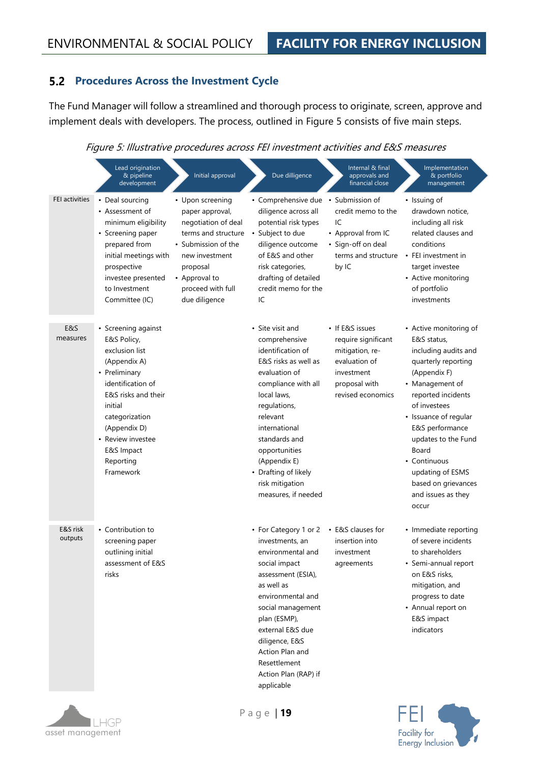## 5.2 Procedures Across the Investment Cycle

The Fund Manager will follow a streamlined and thorough process to originate, screen, approve and implement deals with developers. The process, outlined in Figure 5 consists of five main steps.

*Figure 5: Illustrative procedures across FEI investment activities and E&S measures*

| | Lead origination & pipeline development | Initial approval | Due dilligence | Internal & final approvals and financial close | Implementation & portfolio management |
|---|---|---|---|---|---|
| FEI activities | • Deal sourcing<br>• Assessment of minimum eligibility<br>• Screening paper prepared from initial meetings with prospective investee presented to Investment Committee (IC) | • Upon screening paper approval, negotiation of deal terms and structure<br>• Submission of the new investment proposal<br>• Approval to proceed with full due diligence | • Comprehensive due diligence across all potential risk types<br>• Subject to due diligence outcome of E&S and other risk categories, drafting of detailed credit memo for the IC | • Submission of credit memo to the IC<br>• Approval from IC<br>• Sign-off on deal terms and structure by IC | • Issuing of drawdown notice, including all risk related clauses and conditions<br>• FEI investment in target investee<br>• Active monitoring of portfolio investments |
| E&S measures | • Screening against E&S Policy, exclusion list (Appendix A)<br>• Preliminary identification of E&S risks and their initial categorization (Appendix D)<br>• Review investee E&S Impact Reporting Framework | | • Site visit and comprehensive identification of E&S risks as well as evaluation of compliance with all local laws, regulations, relevant international standards and opportunities (Appendix E)<br>• Drafting of likely risk mitigation measures, if needed | • If E&S issues require significant mitigation, re-evaluation of investment proposal with revised economics | • Active monitoring of E&S status, including audits and quarterly reporting (Appendix F)<br>• Management of reported incidents of investees<br>• Issuance of regular E&S performance updates to the Fund Board<br>• Continuous updating of ESMS based on grievances and issues as they occur |
| E&S risk outputs | • Contribution to screening paper outlining initial assessment of E&S risks | | • For Category 1 or 2 investments, an environmental and social impact assessment (ESIA), as well as environmental and social management plan (ESMP), external E&S due diligence, E&S Action Plan and Resettlement Action Plan (RAP) if applicable | • E&S clauses for insertion into investment agreements | • Immediate reporting of severe incidents to shareholders<br>• Semi-annual report on E&S risks, mitigation, and progress to date<br>• Annual report on E&S impact indicators |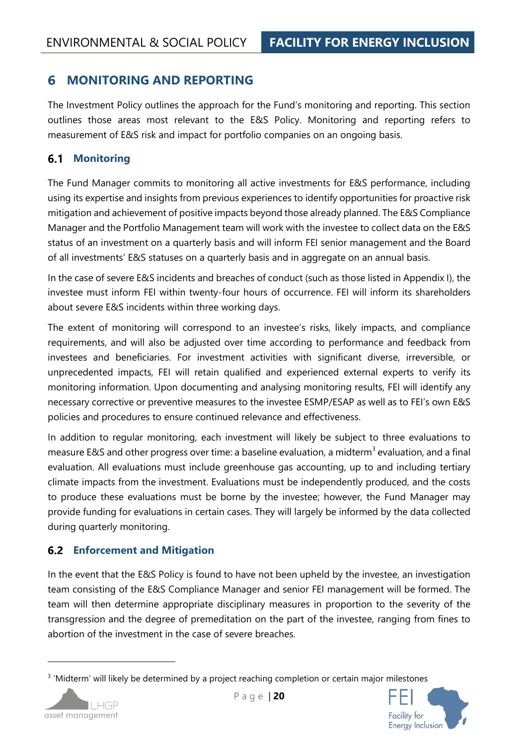# 6 MONITORING AND REPORTING

The Investment Policy outlines the approach for the Fund's monitoring and reporting. This section outlines those areas most relevant to the E&S Policy. Monitoring and reporting refers to measurement of E&S risk and impact for portfolio companies on an ongoing basis.

## 6.1 Monitoring

The Fund Manager commits to monitoring all active investments for E&S performance, including using its expertise and insights from previous experiences to identify opportunities for proactive risk mitigation and achievement of positive impacts beyond those already planned. The E&S Compliance Manager and the Portfolio Management team will work with the investee to collect data on the E&S status of an investment on a quarterly basis and will inform FEI senior management and the Board of all investments' E&S statuses on a quarterly basis and in aggregate on an annual basis.

In the case of severe E&S incidents and breaches of conduct (such as those listed in Appendix I), the investee must inform FEI within twenty-four hours of occurrence. FEI will inform its shareholders about severe E&S incidents within three working days.

The extent of monitoring will correspond to an investee's risks, likely impacts, and compliance requirements, and will also be adjusted over time according to performance and feedback from investees and beneficiaries. For investment activities with significant diverse, irreversible, or unprecedented impacts, FEI will retain qualified and experienced external experts to verify its monitoring information. Upon documenting and analysing monitoring results, FEI will identify any necessary corrective or preventive measures to the investee ESMP/ESAP as well as to FEI's own E&S policies and procedures to ensure continued relevance and effectiveness.

In addition to regular monitoring, each investment will likely be subject to three evaluations to measure E&S and other progress over time: a baseline evaluation, a midterm[3] evaluation, and a final evaluation. All evaluations must include greenhouse gas accounting, up to and including tertiary climate impacts from the investment. Evaluations must be independently produced, and the costs to produce these evaluations must be borne by the investee; however, the Fund Manager may provide funding for evaluations in certain cases. They will largely be informed by the data collected during quarterly monitoring.

## 6.2 Enforcement and Mitigation

In the event that the E&S Policy is found to have not been upheld by the investee, an investigation team consisting of the E&S Compliance Manager and senior FEI management will be formed. The team will then determine appropriate disciplinary measures in proportion to the severity of the transgression and the degree of premeditation on the part of the investee, ranging from fines to abortion of the investment in the case of severe breaches.

[3] 'Midterm' will likely be determined by a project reaching completion or certain major milestones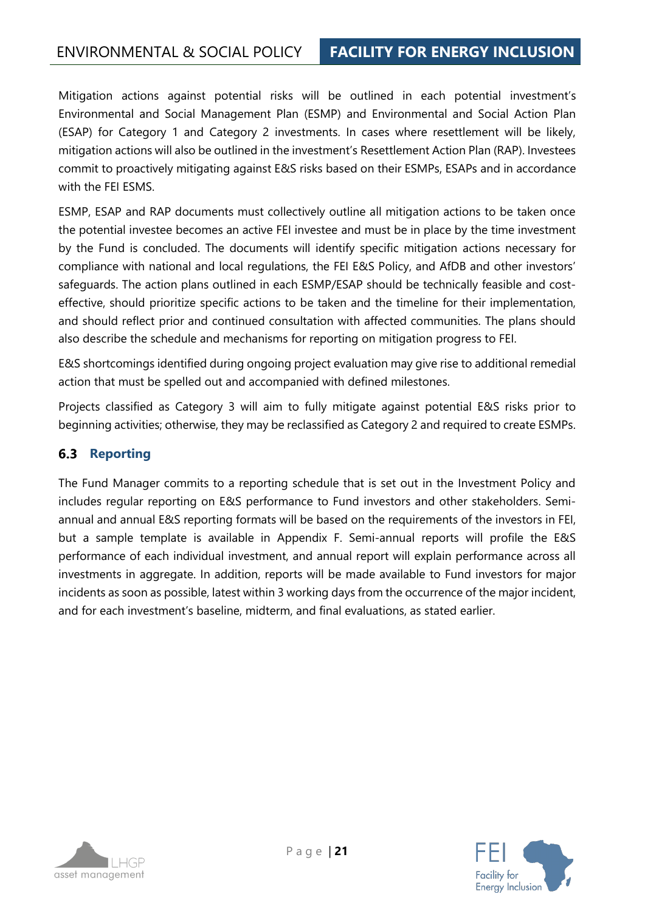Mitigation actions against potential risks will be outlined in each potential investment's Environmental and Social Management Plan (ESMP) and Environmental and Social Action Plan (ESAP) for Category 1 and Category 2 investments. In cases where resettlement will be likely, mitigation actions will also be outlined in the investment's Resettlement Action Plan (RAP). Investees commit to proactively mitigating against E&S risks based on their ESMPs, ESAPs and in accordance with the FEI ESMS.

ESMP, ESAP and RAP documents must collectively outline all mitigation actions to be taken once the potential investee becomes an active FEI investee and must be in place by the time investment by the Fund is concluded. The documents will identify specific mitigation actions necessary for compliance with national and local regulations, the FEI E&S Policy, and AfDB and other investors' safeguards. The action plans outlined in each ESMP/ESAP should be technically feasible and cost-effective, should prioritize specific actions to be taken and the timeline for their implementation, and should reflect prior and continued consultation with affected communities. The plans should also describe the schedule and mechanisms for reporting on mitigation progress to FEI.

E&S shortcomings identified during ongoing project evaluation may give rise to additional remedial action that must be spelled out and accompanied with defined milestones.

Projects classified as Category 3 will aim to fully mitigate against potential E&S risks prior to beginning activities; otherwise, they may be reclassified as Category 2 and required to create ESMPs.

## 6.3 Reporting

The Fund Manager commits to a reporting schedule that is set out in the Investment Policy and includes regular reporting on E&S performance to Fund investors and other stakeholders. Semi-annual and annual E&S reporting formats will be based on the requirements of the investors in FEI, but a sample template is available in Appendix F. Semi-annual reports will profile the E&S performance of each individual investment, and annual report will explain performance across all investments in aggregate. In addition, reports will be made available to Fund investors for major incidents as soon as possible, latest within 3 working days from the occurrence of the major incident, and for each investment's baseline, midterm, and final evaluations, as stated earlier.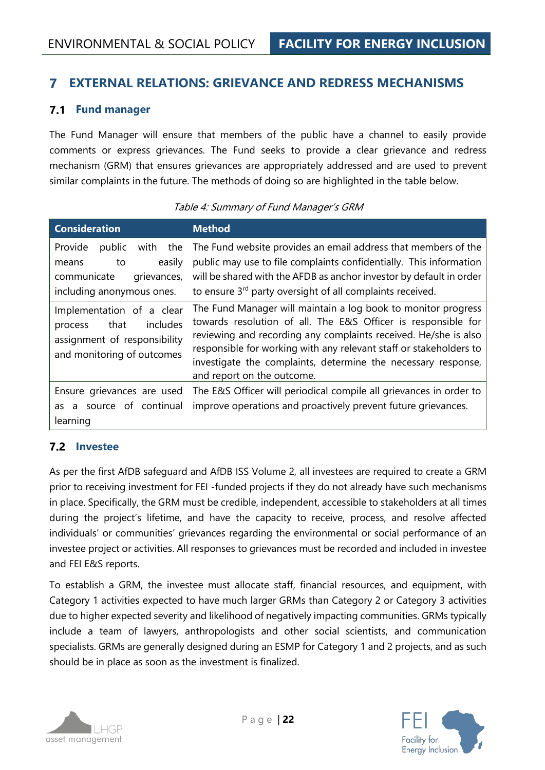# 7 EXTERNAL RELATIONS: GRIEVANCE AND REDRESS MECHANISMS

## 7.1 Fund manager

The Fund Manager will ensure that members of the public have a channel to easily provide comments or express grievances. The Fund seeks to provide a clear grievance and redress mechanism (GRM) that ensures grievances are appropriately addressed and are used to prevent similar complaints in the future. The methods of doing so are highlighted in the table below.

*Table 4: Summary of Fund Manager's GRM*

| Consideration | Method |
|---|---|
| Provide public with the means to easily communicate grievances, including anonymous ones. | The Fund website provides an email address that members of the public may use to file complaints confidentially. This information will be shared with the AFDB as anchor investor by default in order to ensure 3rd party oversight of all complaints received. |
| Implementation of a clear process that includes assignment of responsibility and monitoring of outcomes | The Fund Manager will maintain a log book to monitor progress towards resolution of all. The E&S Officer is responsible for reviewing and recording any complaints received. He/she is also responsible for working with any relevant staff or stakeholders to investigate the complaints, determine the necessary response, and report on the outcome. |
| Ensure grievances are used as a source of continual learning | The E&S Officer will periodical compile all grievances in order to improve operations and proactively prevent future grievances. |

## 7.2 Investee

As per the first AfDB safeguard and AfDB ISS Volume 2, all investees are required to create a GRM prior to receiving investment for FEI -funded projects if they do not already have such mechanisms in place. Specifically, the GRM must be credible, independent, accessible to stakeholders at all times during the project's lifetime, and have the capacity to receive, process, and resolve affected individuals' or communities' grievances regarding the environmental or social performance of an investee project or activities. All responses to grievances must be recorded and included in investee and FEI E&S reports.

To establish a GRM, the investee must allocate staff, financial resources, and equipment, with Category 1 activities expected to have much larger GRMs than Category 2 or Category 3 activities due to higher expected severity and likelihood of negatively impacting communities. GRMs typically include a team of lawyers, anthropologists and other social scientists, and communication specialists. GRMs are generally designed during an ESMP for Category 1 and 2 projects, and as such should be in place as soon as the investment is finalized.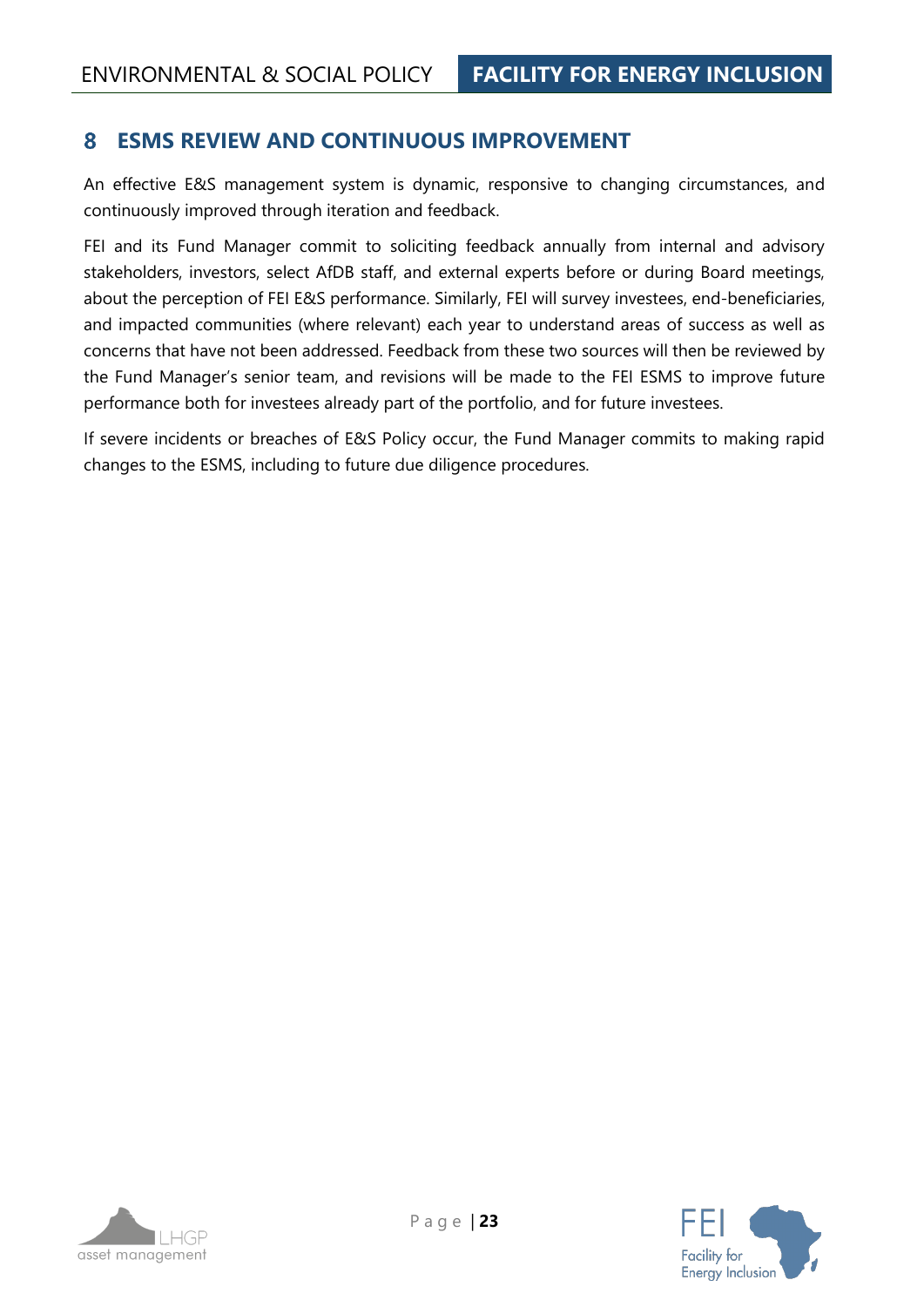# 8 ESMS REVIEW AND CONTINUOUS IMPROVEMENT

An effective E&S management system is dynamic, responsive to changing circumstances, and continuously improved through iteration and feedback.

FEI and its Fund Manager commit to soliciting feedback annually from internal and advisory stakeholders, investors, select AfDB staff, and external experts before or during Board meetings, about the perception of FEI E&S performance. Similarly, FEI will survey investees, end-beneficiaries, and impacted communities (where relevant) each year to understand areas of success as well as concerns that have not been addressed. Feedback from these two sources will then be reviewed by the Fund Manager's senior team, and revisions will be made to the FEI ESMS to improve future performance both for investees already part of the portfolio, and for future investees.

If severe incidents or breaches of E&S Policy occur, the Fund Manager commits to making rapid changes to the ESMS, including to future due diligence procedures.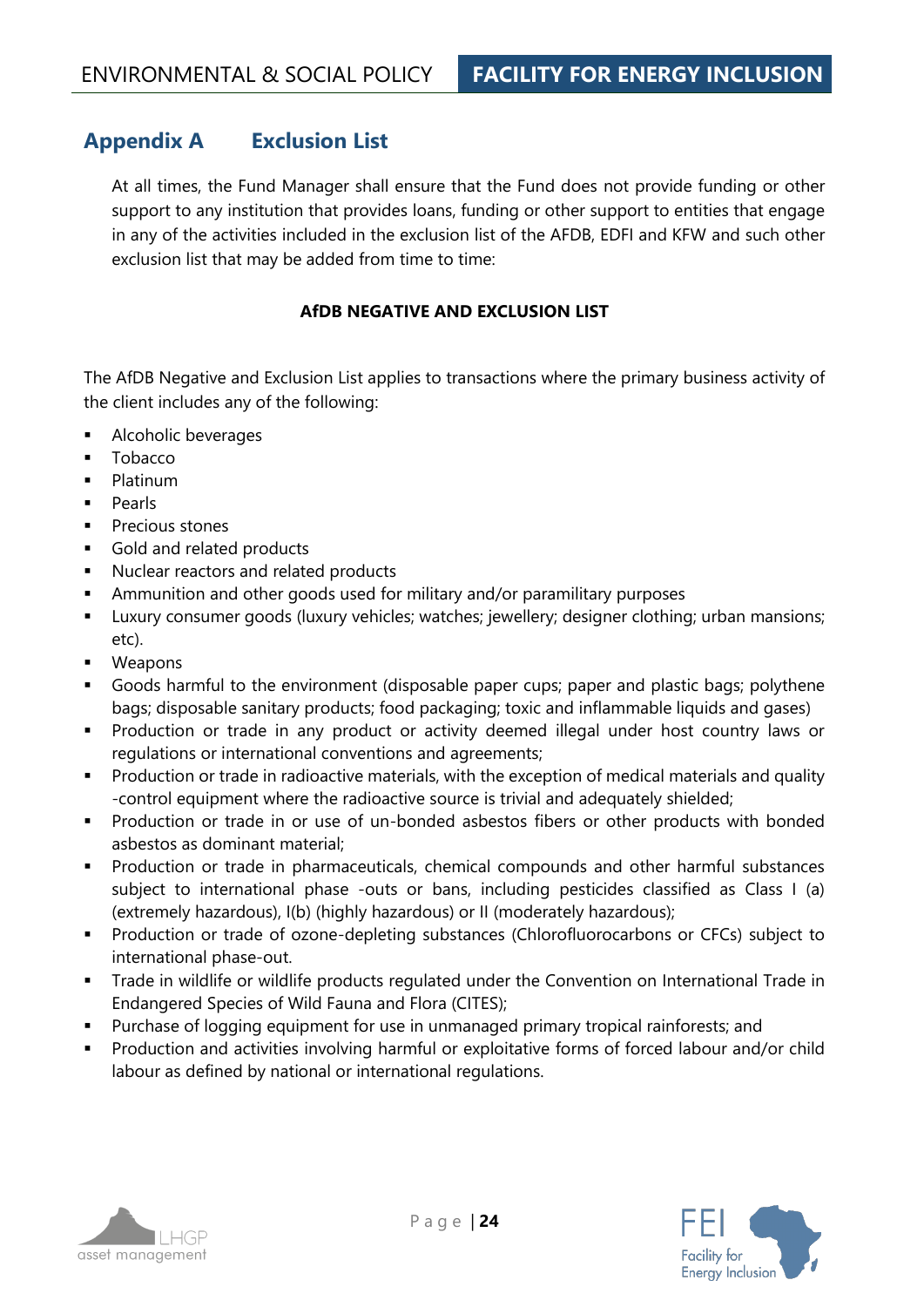## Appendix A Exclusion List

At all times, the Fund Manager shall ensure that the Fund does not provide funding or other support to any institution that provides loans, funding or other support to entities that engage in any of the activities included in the exclusion list of the AFDB, EDFI and KFW and such other exclusion list that may be added from time to time:

**AfDB NEGATIVE AND EXCLUSION LIST**

The AfDB Negative and Exclusion List applies to transactions where the primary business activity of the client includes any of the following:

- Alcoholic beverages
- Tobacco
- Platinum
- Pearls
- Precious stones
- Gold and related products
- Nuclear reactors and related products
- Ammunition and other goods used for military and/or paramilitary purposes
- Luxury consumer goods (luxury vehicles; watches; jewellery; designer clothing; urban mansions; etc).
- Weapons
- Goods harmful to the environment (disposable paper cups; paper and plastic bags; polythene bags; disposable sanitary products; food packaging; toxic and inflammable liquids and gases)
- Production or trade in any product or activity deemed illegal under host country laws or regulations or international conventions and agreements;
- Production or trade in radioactive materials, with the exception of medical materials and quality -control equipment where the radioactive source is trivial and adequately shielded;
- Production or trade in or use of un-bonded asbestos fibers or other products with bonded asbestos as dominant material;
- Production or trade in pharmaceuticals, chemical compounds and other harmful substances subject to international phase -outs or bans, including pesticides classified as Class I (a) (extremely hazardous), I(b) (highly hazardous) or II (moderately hazardous);
- Production or trade of ozone-depleting substances (Chlorofluorocarbons or CFCs) subject to international phase-out.
- Trade in wildlife or wildlife products regulated under the Convention on International Trade in Endangered Species of Wild Fauna and Flora (CITES);
- Purchase of logging equipment for use in unmanaged primary tropical rainforests; and
- Production and activities involving harmful or exploitative forms of forced labour and/or child labour as defined by national or international regulations.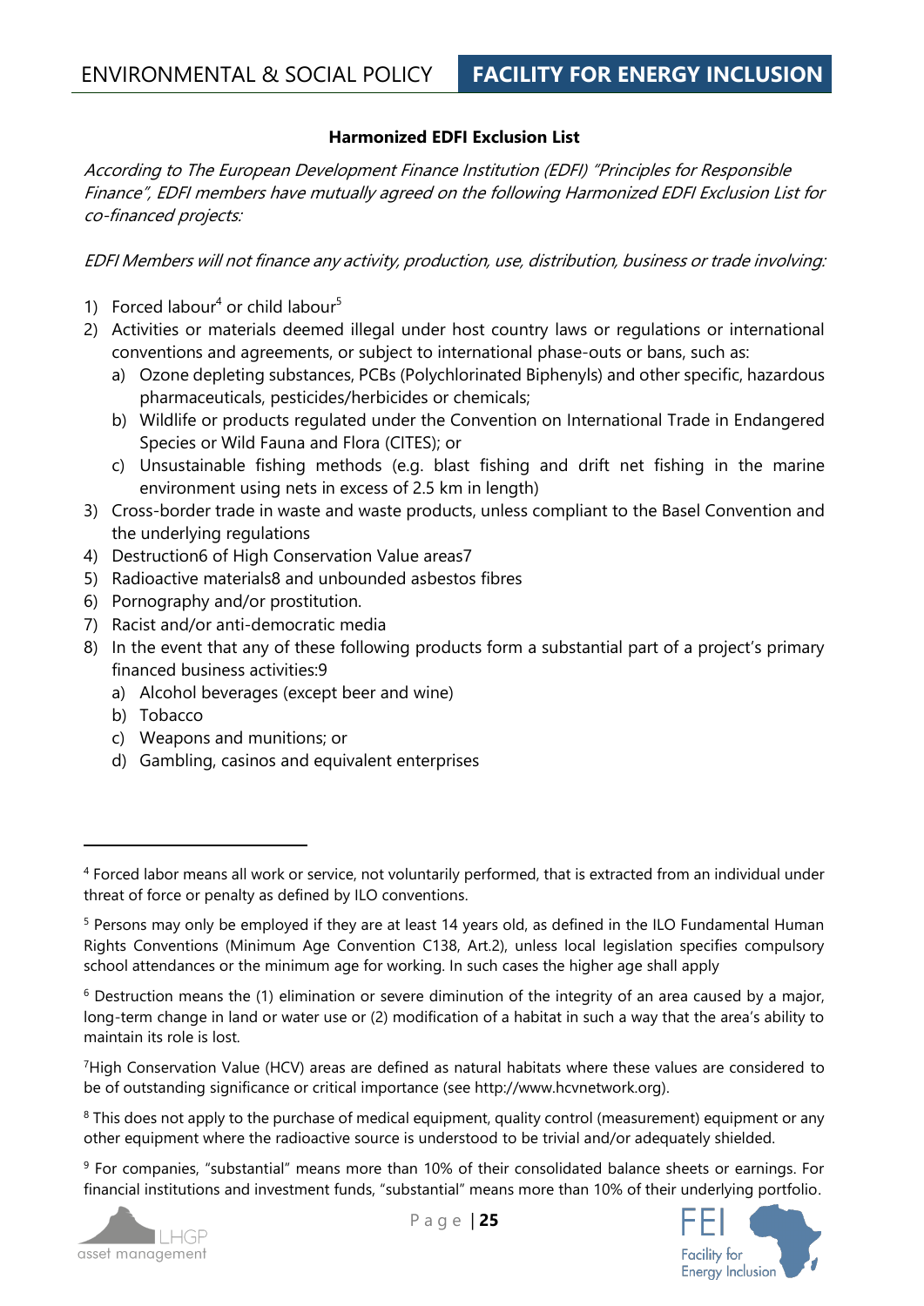### Harmonized EDFI Exclusion List

*According to The European Development Finance Institution (EDFI) "Principles for Responsible Finance", EDFI members have mutually agreed on the following Harmonized EDFI Exclusion List for co-financed projects:*

*EDFI Members will not finance any activity, production, use, distribution, business or trade involving:*

1) Forced labour[4] or child labour[5]
2) Activities or materials deemed illegal under host country laws or regulations or international conventions and agreements, or subject to international phase-outs or bans, such as:
   a) Ozone depleting substances, PCBs (Polychlorinated Biphenyls) and other specific, hazardous pharmaceuticals, pesticides/herbicides or chemicals;
   b) Wildlife or products regulated under the Convention on International Trade in Endangered Species or Wild Fauna and Flora (CITES); or
   c) Unsustainable fishing methods (e.g. blast fishing and drift net fishing in the marine environment using nets in excess of 2.5 km in length)
3) Cross-border trade in waste and waste products, unless compliant to the Basel Convention and the underlying regulations
4) Destruction[6] of High Conservation Value areas[7]
5) Radioactive materials[8] and unbounded asbestos fibres
6) Pornography and/or prostitution.
7) Racist and/or anti-democratic media
8) In the event that any of these following products form a substantial part of a project's primary financed business activities:[9]
   a) Alcohol beverages (except beer and wine)
   b) Tobacco
   c) Weapons and munitions; or
   d) Gambling, casinos and equivalent enterprises

---

[4] Forced labor means all work or service, not voluntarily performed, that is extracted from an individual under threat of force or penalty as defined by ILO conventions.

[5] Persons may only be employed if they are at least 14 years old, as defined in the ILO Fundamental Human Rights Conventions (Minimum Age Convention C138, Art.2), unless local legislation specifies compulsory school attendances or the minimum age for working. In such cases the higher age shall apply

[6] Destruction means the (1) elimination or severe diminution of the integrity of an area caused by a major, long-term change in land or water use or (2) modification of a habitat in such a way that the area's ability to maintain its role is lost.

[7] High Conservation Value (HCV) areas are defined as natural habitats where these values are considered to be of outstanding significance or critical importance (see http://www.hcvnetwork.org).

[8] This does not apply to the purchase of medical equipment, quality control (measurement) equipment or any other equipment where the radioactive source is understood to be trivial and/or adequately shielded.

[9] For companies, "substantial" means more than 10% of their consolidated balance sheets or earnings. For financial institutions and investment funds, "substantial" means more than 10% of their underlying portfolio.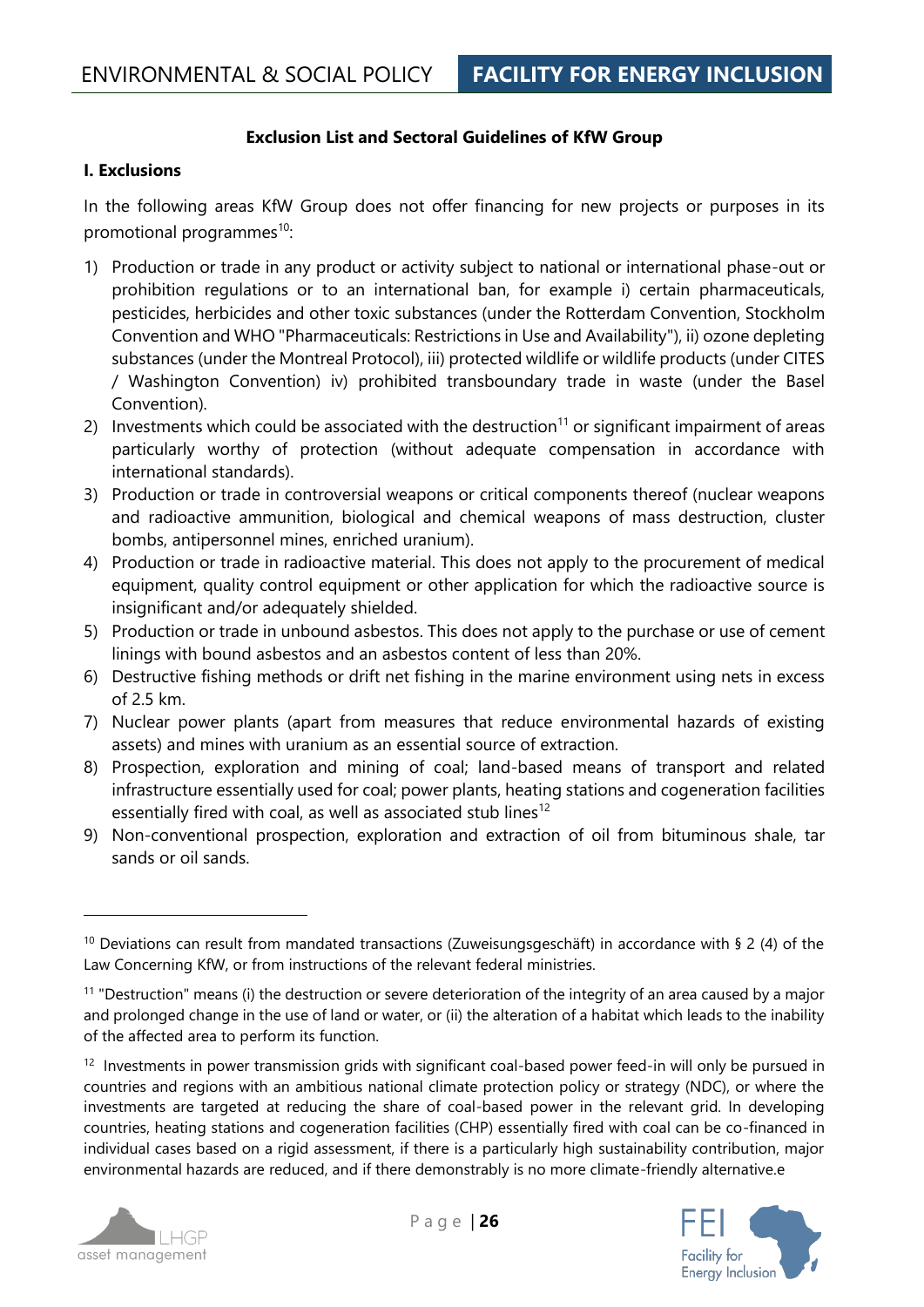**Exclusion List and Sectoral Guidelines of KfW Group**

**I. Exclusions**

In the following areas KfW Group does not offer financing for new projects or purposes in its promotional programmes[10]:

1) Production or trade in any product or activity subject to national or international phase-out or prohibition regulations or to an international ban, for example i) certain pharmaceuticals, pesticides, herbicides and other toxic substances (under the Rotterdam Convention, Stockholm Convention and WHO "Pharmaceuticals: Restrictions in Use and Availability"), ii) ozone depleting substances (under the Montreal Protocol), iii) protected wildlife or wildlife products (under CITES / Washington Convention) iv) prohibited transboundary trade in waste (under the Basel Convention).
2) Investments which could be associated with the destruction[11] or significant impairment of areas particularly worthy of protection (without adequate compensation in accordance with international standards).
3) Production or trade in controversial weapons or critical components thereof (nuclear weapons and radioactive ammunition, biological and chemical weapons of mass destruction, cluster bombs, antipersonnel mines, enriched uranium).
4) Production or trade in radioactive material. This does not apply to the procurement of medical equipment, quality control equipment or other application for which the radioactive source is insignificant and/or adequately shielded.
5) Production or trade in unbound asbestos. This does not apply to the purchase or use of cement linings with bound asbestos and an asbestos content of less than 20%.
6) Destructive fishing methods or drift net fishing in the marine environment using nets in excess of 2.5 km.
7) Nuclear power plants (apart from measures that reduce environmental hazards of existing assets) and mines with uranium as an essential source of extraction.
8) Prospection, exploration and mining of coal; land-based means of transport and related infrastructure essentially used for coal; power plants, heating stations and cogeneration facilities essentially fired with coal, as well as associated stub lines[12]
9) Non-conventional prospection, exploration and extraction of oil from bituminous shale, tar sands or oil sands.

---

[10] Deviations can result from mandated transactions (Zuweisungsgeschäft) in accordance with § 2 (4) of the Law Concerning KfW, or from instructions of the relevant federal ministries.

[11] "Destruction" means (i) the destruction or severe deterioration of the integrity of an area caused by a major and prolonged change in the use of land or water, or (ii) the alteration of a habitat which leads to the inability of the affected area to perform its function.

[12] Investments in power transmission grids with significant coal-based power feed-in will only be pursued in countries and regions with an ambitious national climate protection policy or strategy (NDC), or where the investments are targeted at reducing the share of coal-based power in the relevant grid. In developing countries, heating stations and cogeneration facilities (CHP) essentially fired with coal can be co-financed in individual cases based on a rigid assessment, if there is a particularly high sustainability contribution, major environmental hazards are reduced, and if there demonstrably is no more climate-friendly alternative.e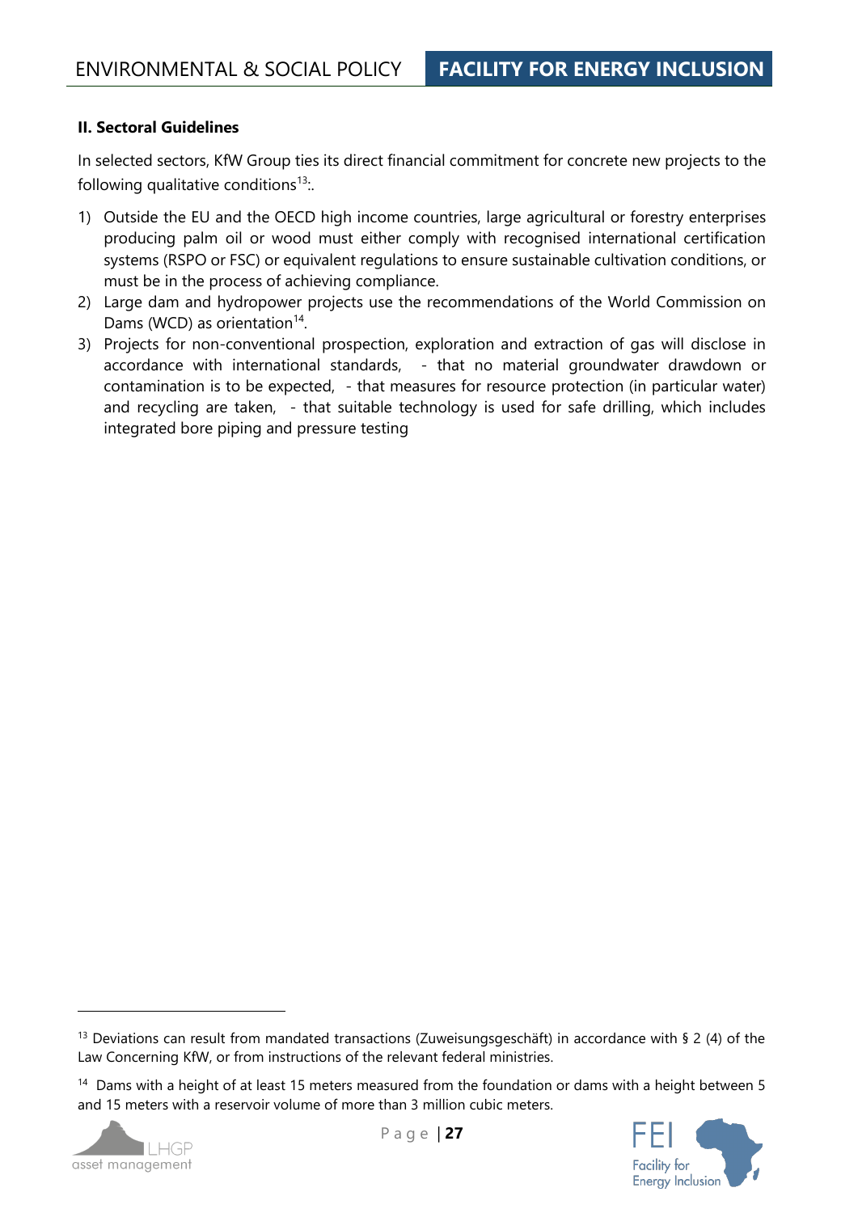**II. Sectoral Guidelines**

In selected sectors, KfW Group ties its direct financial commitment for concrete new projects to the following qualitative conditions[13]:.

1) Outside the EU and the OECD high income countries, large agricultural or forestry enterprises producing palm oil or wood must either comply with recognised international certification systems (RSPO or FSC) or equivalent regulations to ensure sustainable cultivation conditions, or must be in the process of achieving compliance.
2) Large dam and hydropower projects use the recommendations of the World Commission on Dams (WCD) as orientation[14].
3) Projects for non-conventional prospection, exploration and extraction of gas will disclose in accordance with international standards, - that no material groundwater drawdown or contamination is to be expected, - that measures for resource protection (in particular water) and recycling are taken, - that suitable technology is used for safe drilling, which includes integrated bore piping and pressure testing

---

[13] Deviations can result from mandated transactions (Zuweisungsgeschäft) in accordance with § 2 (4) of the Law Concerning KfW, or from instructions of the relevant federal ministries.

[14] Dams with a height of at least 15 meters measured from the foundation or dams with a height between 5 and 15 meters with a reservoir volume of more than 3 million cubic meters.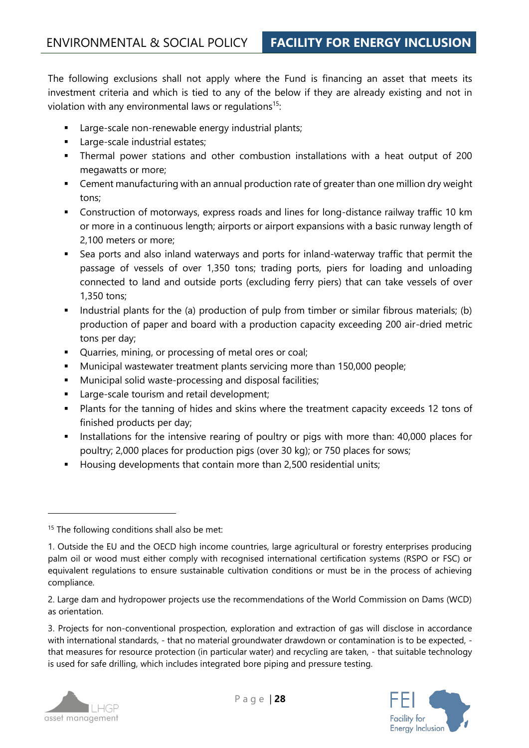The following exclusions shall not apply where the Fund is financing an asset that meets its investment criteria and which is tied to any of the below if they are already existing and not in violation with any environmental laws or regulations[15]:

- Large-scale non-renewable energy industrial plants;
- Large-scale industrial estates;
- Thermal power stations and other combustion installations with a heat output of 200 megawatts or more;
- Cement manufacturing with an annual production rate of greater than one million dry weight tons;
- Construction of motorways, express roads and lines for long-distance railway traffic 10 km or more in a continuous length; airports or airport expansions with a basic runway length of 2,100 meters or more;
- Sea ports and also inland waterways and ports for inland-waterway traffic that permit the passage of vessels of over 1,350 tons; trading ports, piers for loading and unloading connected to land and outside ports (excluding ferry piers) that can take vessels of over 1,350 tons;
- Industrial plants for the (a) production of pulp from timber or similar fibrous materials; (b) production of paper and board with a production capacity exceeding 200 air-dried metric tons per day;
- Quarries, mining, or processing of metal ores or coal;
- Municipal wastewater treatment plants servicing more than 150,000 people;
- Municipal solid waste-processing and disposal facilities;
- Large-scale tourism and retail development;
- Plants for the tanning of hides and skins where the treatment capacity exceeds 12 tons of finished products per day;
- Installations for the intensive rearing of poultry or pigs with more than: 40,000 places for poultry; 2,000 places for production pigs (over 30 kg); or 750 places for sows;
- Housing developments that contain more than 2,500 residential units;

---

[15] The following conditions shall also be met:

1. Outside the EU and the OECD high income countries, large agricultural or forestry enterprises producing palm oil or wood must either comply with recognised international certification systems (RSPO or FSC) or equivalent regulations to ensure sustainable cultivation conditions or must be in the process of achieving compliance.

2. Large dam and hydropower projects use the recommendations of the World Commission on Dams (WCD) as orientation.

3. Projects for non-conventional prospection, exploration and extraction of gas will disclose in accordance with international standards, - that no material groundwater drawdown or contamination is to be expected, - that measures for resource protection (in particular water) and recycling are taken, - that suitable technology is used for safe drilling, which includes integrated bore piping and pressure testing.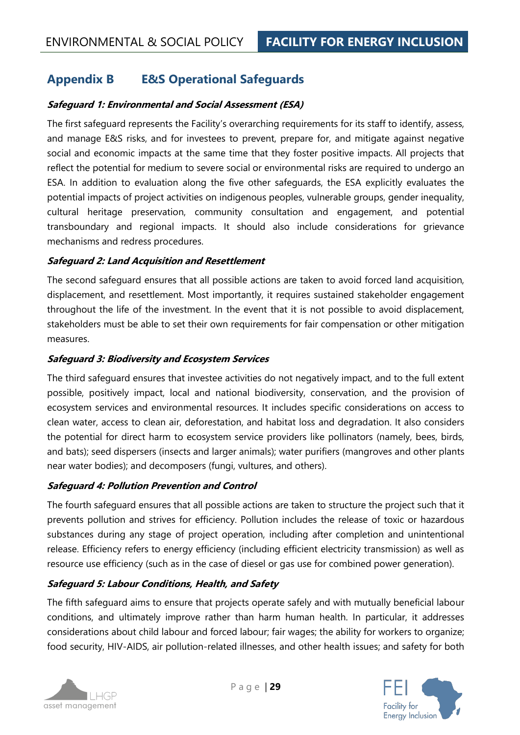## Appendix B E&S Operational Safeguards

***Safeguard 1: Environmental and Social Assessment (ESA)***

The first safeguard represents the Facility's overarching requirements for its staff to identify, assess, and manage E&S risks, and for investees to prevent, prepare for, and mitigate against negative social and economic impacts at the same time that they foster positive impacts. All projects that reflect the potential for medium to severe social or environmental risks are required to undergo an ESA. In addition to evaluation along the five other safeguards, the ESA explicitly evaluates the potential impacts of project activities on indigenous peoples, vulnerable groups, gender inequality, cultural heritage preservation, community consultation and engagement, and potential transboundary and regional impacts. It should also include considerations for grievance mechanisms and redress procedures.

***Safeguard 2: Land Acquisition and Resettlement***

The second safeguard ensures that all possible actions are taken to avoid forced land acquisition, displacement, and resettlement. Most importantly, it requires sustained stakeholder engagement throughout the life of the investment. In the event that it is not possible to avoid displacement, stakeholders must be able to set their own requirements for fair compensation or other mitigation measures.

***Safeguard 3: Biodiversity and Ecosystem Services***

The third safeguard ensures that investee activities do not negatively impact, and to the full extent possible, positively impact, local and national biodiversity, conservation, and the provision of ecosystem services and environmental resources. It includes specific considerations on access to clean water, access to clean air, deforestation, and habitat loss and degradation. It also considers the potential for direct harm to ecosystem service providers like pollinators (namely, bees, birds, and bats); seed dispersers (insects and larger animals); water purifiers (mangroves and other plants near water bodies); and decomposers (fungi, vultures, and others).

***Safeguard 4: Pollution Prevention and Control***

The fourth safeguard ensures that all possible actions are taken to structure the project such that it prevents pollution and strives for efficiency. Pollution includes the release of toxic or hazardous substances during any stage of project operation, including after completion and unintentional release. Efficiency refers to energy efficiency (including efficient electricity transmission) as well as resource use efficiency (such as in the case of diesel or gas use for combined power generation).

***Safeguard 5: Labour Conditions, Health, and Safety***

The fifth safeguard aims to ensure that projects operate safely and with mutually beneficial labour conditions, and ultimately improve rather than harm human health. In particular, it addresses considerations about child labour and forced labour; fair wages; the ability for workers to organize; food security, HIV-AIDS, air pollution-related illnesses, and other health issues; and safety for both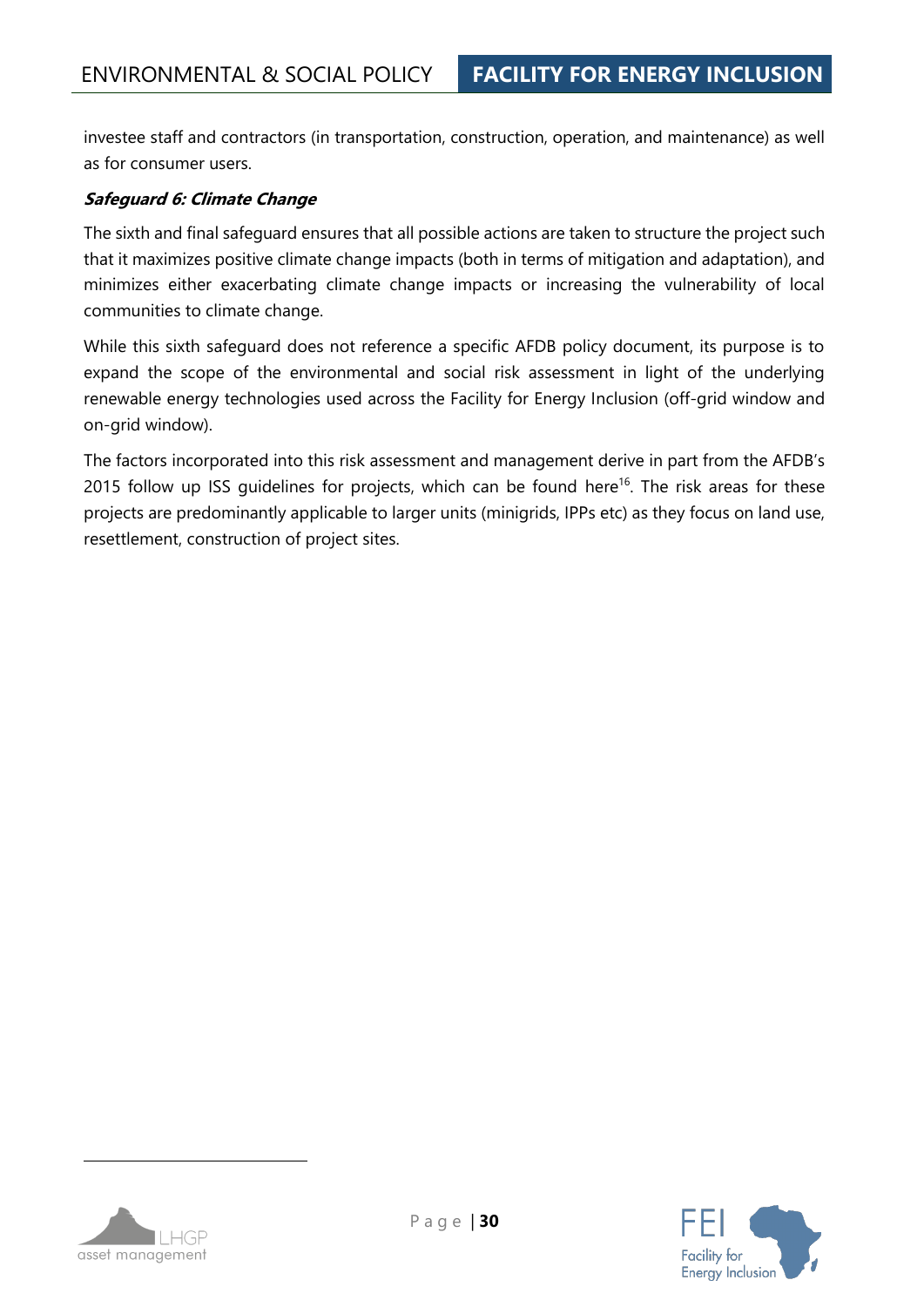investee staff and contractors (in transportation, construction, operation, and maintenance) as well as for consumer users.

***Safeguard 6: Climate Change***

The sixth and final safeguard ensures that all possible actions are taken to structure the project such that it maximizes positive climate change impacts (both in terms of mitigation and adaptation), and minimizes either exacerbating climate change impacts or increasing the vulnerability of local communities to climate change.

While this sixth safeguard does not reference a specific AFDB policy document, its purpose is to expand the scope of the environmental and social risk assessment in light of the underlying renewable energy technologies used across the Facility for Energy Inclusion (off-grid window and on-grid window).

The factors incorporated into this risk assessment and management derive in part from the AFDB's 2015 follow up ISS guidelines for projects, which can be found here[16]. The risk areas for these projects are predominantly applicable to larger units (minigrids, IPPs etc) as they focus on land use, resettlement, construction of project sites.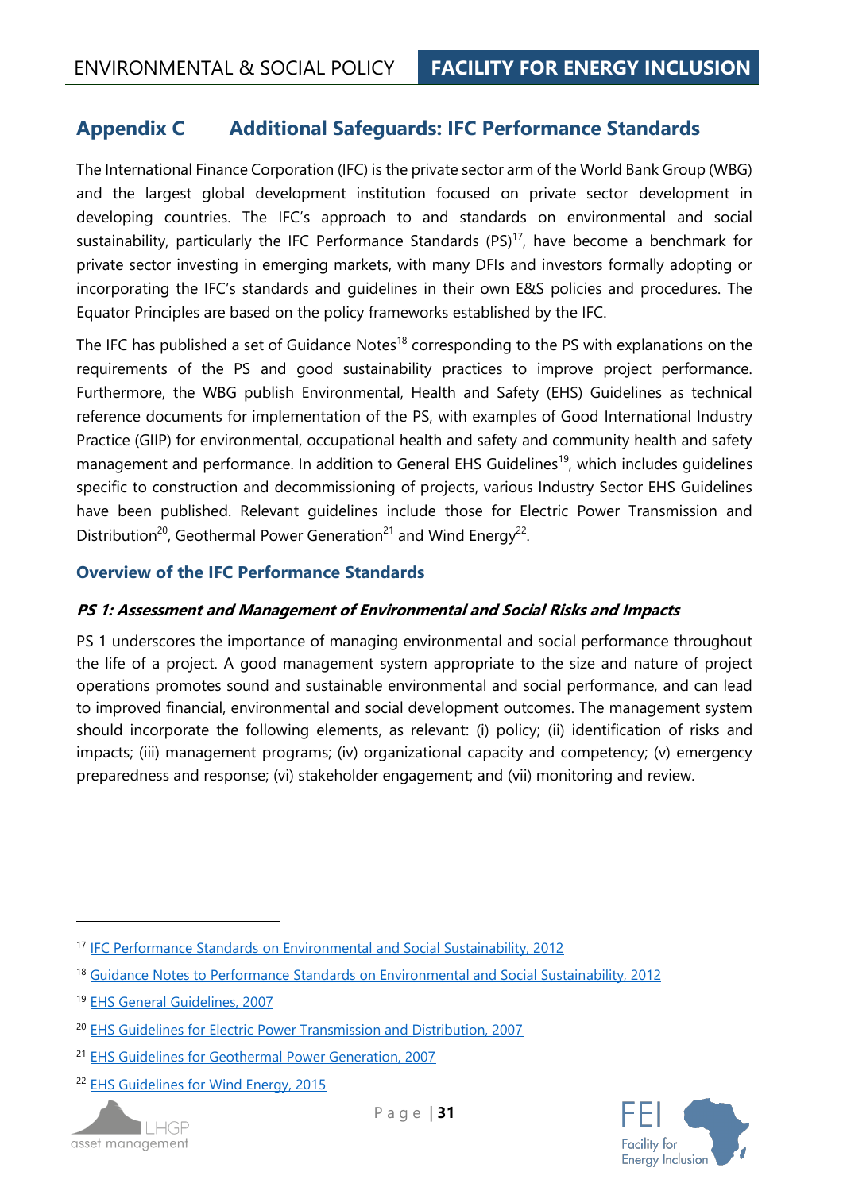## Appendix C Additional Safeguards: IFC Performance Standards

The International Finance Corporation (IFC) is the private sector arm of the World Bank Group (WBG) and the largest global development institution focused on private sector development in developing countries. The IFC's approach to and standards on environmental and social sustainability, particularly the IFC Performance Standards (PS)[17], have become a benchmark for private sector investing in emerging markets, with many DFIs and investors formally adopting or incorporating the IFC's standards and guidelines in their own E&S policies and procedures. The Equator Principles are based on the policy frameworks established by the IFC.

The IFC has published a set of Guidance Notes[18] corresponding to the PS with explanations on the requirements of the PS and good sustainability practices to improve project performance. Furthermore, the WBG publish Environmental, Health and Safety (EHS) Guidelines as technical reference documents for implementation of the PS, with examples of Good International Industry Practice (GIIP) for environmental, occupational health and safety and community health and safety management and performance. In addition to General EHS Guidelines[19], which includes guidelines specific to construction and decommissioning of projects, various Industry Sector EHS Guidelines have been published. Relevant guidelines include those for Electric Power Transmission and Distribution[20], Geothermal Power Generation[21] and Wind Energy[22].

### Overview of the IFC Performance Standards

#### *PS 1: Assessment and Management of Environmental and Social Risks and Impacts*

PS 1 underscores the importance of managing environmental and social performance throughout the life of a project. A good management system appropriate to the size and nature of project operations promotes sound and sustainable environmental and social performance, and can lead to improved financial, environmental and social development outcomes. The management system should incorporate the following elements, as relevant: (i) policy; (ii) identification of risks and impacts; (iii) management programs; (iv) organizational capacity and competency; (v) emergency preparedness and response; (vi) stakeholder engagement; and (vii) monitoring and review.

---

[17] IFC Performance Standards on Environmental and Social Sustainability, 2012

[18] Guidance Notes to Performance Standards on Environmental and Social Sustainability, 2012

[19] EHS General Guidelines, 2007

[20] EHS Guidelines for Electric Power Transmission and Distribution, 2007

[21] EHS Guidelines for Geothermal Power Generation, 2007

[22] EHS Guidelines for Wind Energy, 2015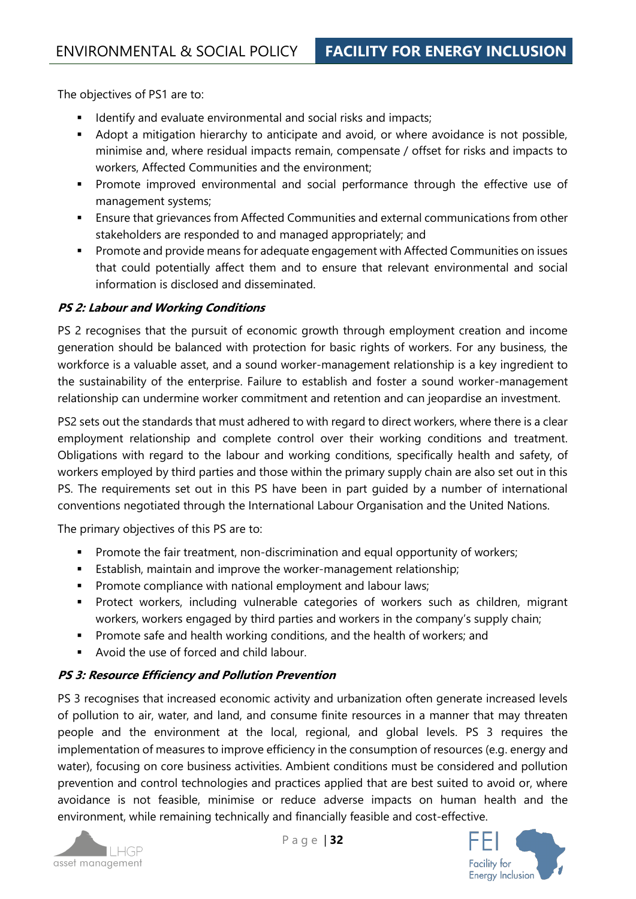The objectives of PS1 are to:

- Identify and evaluate environmental and social risks and impacts;
- Adopt a mitigation hierarchy to anticipate and avoid, or where avoidance is not possible, minimise and, where residual impacts remain, compensate / offset for risks and impacts to workers, Affected Communities and the environment;
- Promote improved environmental and social performance through the effective use of management systems;
- Ensure that grievances from Affected Communities and external communications from other stakeholders are responded to and managed appropriately; and
- Promote and provide means for adequate engagement with Affected Communities on issues that could potentially affect them and to ensure that relevant environmental and social information is disclosed and disseminated.

***PS 2: Labour and Working Conditions***

PS 2 recognises that the pursuit of economic growth through employment creation and income generation should be balanced with protection for basic rights of workers. For any business, the workforce is a valuable asset, and a sound worker-management relationship is a key ingredient to the sustainability of the enterprise. Failure to establish and foster a sound worker-management relationship can undermine worker commitment and retention and can jeopardise an investment.

PS2 sets out the standards that must adhered to with regard to direct workers, where there is a clear employment relationship and complete control over their working conditions and treatment. Obligations with regard to the labour and working conditions, specifically health and safety, of workers employed by third parties and those within the primary supply chain are also set out in this PS. The requirements set out in this PS have been in part guided by a number of international conventions negotiated through the International Labour Organisation and the United Nations.

The primary objectives of this PS are to:

- Promote the fair treatment, non-discrimination and equal opportunity of workers;
- Establish, maintain and improve the worker-management relationship;
- Promote compliance with national employment and labour laws;
- Protect workers, including vulnerable categories of workers such as children, migrant workers, workers engaged by third parties and workers in the company's supply chain;
- Promote safe and health working conditions, and the health of workers; and
- Avoid the use of forced and child labour.

***PS 3: Resource Efficiency and Pollution Prevention***

PS 3 recognises that increased economic activity and urbanization often generate increased levels of pollution to air, water, and land, and consume finite resources in a manner that may threaten people and the environment at the local, regional, and global levels. PS 3 requires the implementation of measures to improve efficiency in the consumption of resources (e.g. energy and water), focusing on core business activities. Ambient conditions must be considered and pollution prevention and control technologies and practices applied that are best suited to avoid or, where avoidance is not feasible, minimise or reduce adverse impacts on human health and the environment, while remaining technically and financially feasible and cost-effective.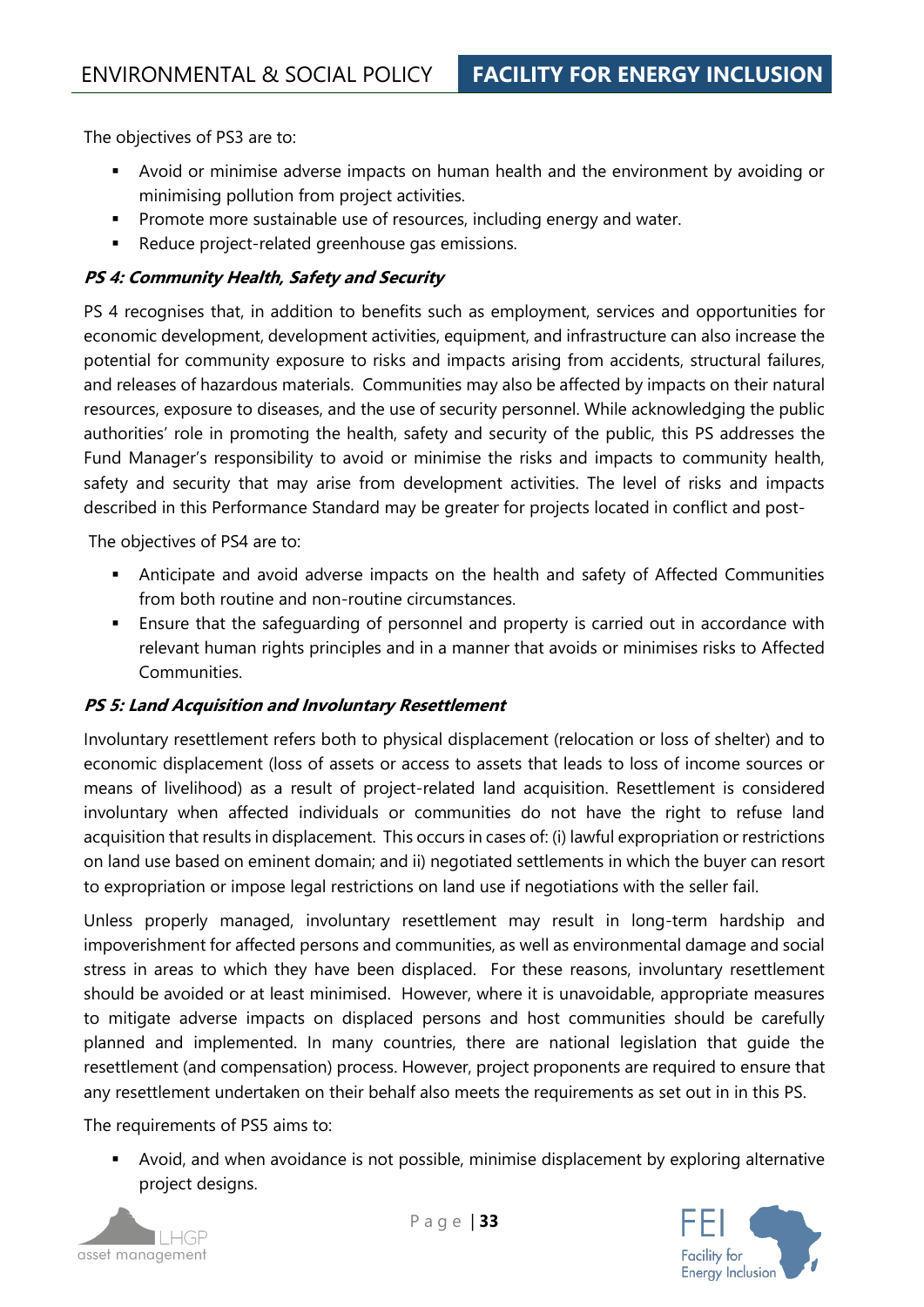The objectives of PS3 are to:

- Avoid or minimise adverse impacts on human health and the environment by avoiding or minimising pollution from project activities.
- Promote more sustainable use of resources, including energy and water.
- Reduce project-related greenhouse gas emissions.

***PS 4: Community Health, Safety and Security***

PS 4 recognises that, in addition to benefits such as employment, services and opportunities for economic development, development activities, equipment, and infrastructure can also increase the potential for community exposure to risks and impacts arising from accidents, structural failures, and releases of hazardous materials. Communities may also be affected by impacts on their natural resources, exposure to diseases, and the use of security personnel. While acknowledging the public authorities' role in promoting the health, safety and security of the public, this PS addresses the Fund Manager's responsibility to avoid or minimise the risks and impacts to community health, safety and security that may arise from development activities. The level of risks and impacts described in this Performance Standard may be greater for projects located in conflict and post-

The objectives of PS4 are to:

- Anticipate and avoid adverse impacts on the health and safety of Affected Communities from both routine and non-routine circumstances.
- Ensure that the safeguarding of personnel and property is carried out in accordance with relevant human rights principles and in a manner that avoids or minimises risks to Affected Communities.

***PS 5: Land Acquisition and Involuntary Resettlement***

Involuntary resettlement refers both to physical displacement (relocation or loss of shelter) and to economic displacement (loss of assets or access to assets that leads to loss of income sources or means of livelihood) as a result of project-related land acquisition. Resettlement is considered involuntary when affected individuals or communities do not have the right to refuse land acquisition that results in displacement. This occurs in cases of: (i) lawful expropriation or restrictions on land use based on eminent domain; and ii) negotiated settlements in which the buyer can resort to expropriation or impose legal restrictions on land use if negotiations with the seller fail.

Unless properly managed, involuntary resettlement may result in long-term hardship and impoverishment for affected persons and communities, as well as environmental damage and social stress in areas to which they have been displaced. For these reasons, involuntary resettlement should be avoided or at least minimised. However, where it is unavoidable, appropriate measures to mitigate adverse impacts on displaced persons and host communities should be carefully planned and implemented. In many countries, there are national legislation that guide the resettlement (and compensation) process. However, project proponents are required to ensure that any resettlement undertaken on their behalf also meets the requirements as set out in in this PS.

The requirements of PS5 aims to:

- Avoid, and when avoidance is not possible, minimise displacement by exploring alternative project designs.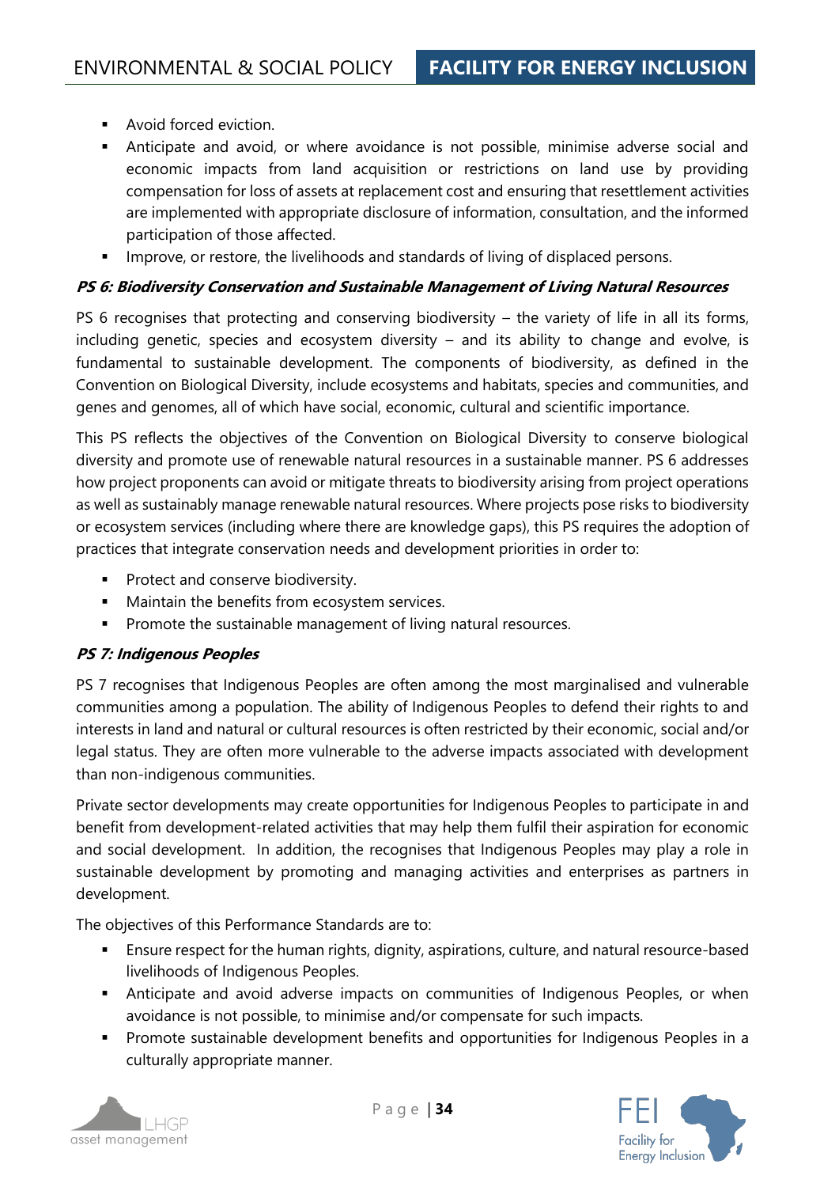- Avoid forced eviction.
- Anticipate and avoid, or where avoidance is not possible, minimise adverse social and economic impacts from land acquisition or restrictions on land use by providing compensation for loss of assets at replacement cost and ensuring that resettlement activities are implemented with appropriate disclosure of information, consultation, and the informed participation of those affected.
- Improve, or restore, the livelihoods and standards of living of displaced persons.

***PS 6: Biodiversity Conservation and Sustainable Management of Living Natural Resources***

PS 6 recognises that protecting and conserving biodiversity – the variety of life in all its forms, including genetic, species and ecosystem diversity – and its ability to change and evolve, is fundamental to sustainable development. The components of biodiversity, as defined in the Convention on Biological Diversity, include ecosystems and habitats, species and communities, and genes and genomes, all of which have social, economic, cultural and scientific importance.

This PS reflects the objectives of the Convention on Biological Diversity to conserve biological diversity and promote use of renewable natural resources in a sustainable manner. PS 6 addresses how project proponents can avoid or mitigate threats to biodiversity arising from project operations as well as sustainably manage renewable natural resources. Where projects pose risks to biodiversity or ecosystem services (including where there are knowledge gaps), this PS requires the adoption of practices that integrate conservation needs and development priorities in order to:

- Protect and conserve biodiversity.
- Maintain the benefits from ecosystem services.
- Promote the sustainable management of living natural resources.

***PS 7: Indigenous Peoples***

PS 7 recognises that Indigenous Peoples are often among the most marginalised and vulnerable communities among a population. The ability of Indigenous Peoples to defend their rights to and interests in land and natural or cultural resources is often restricted by their economic, social and/or legal status. They are often more vulnerable to the adverse impacts associated with development than non-indigenous communities.

Private sector developments may create opportunities for Indigenous Peoples to participate in and benefit from development-related activities that may help them fulfil their aspiration for economic and social development. In addition, the recognises that Indigenous Peoples may play a role in sustainable development by promoting and managing activities and enterprises as partners in development.

The objectives of this Performance Standards are to:

- Ensure respect for the human rights, dignity, aspirations, culture, and natural resource-based livelihoods of Indigenous Peoples.
- Anticipate and avoid adverse impacts on communities of Indigenous Peoples, or when avoidance is not possible, to minimise and/or compensate for such impacts.
- Promote sustainable development benefits and opportunities for Indigenous Peoples in a culturally appropriate manner.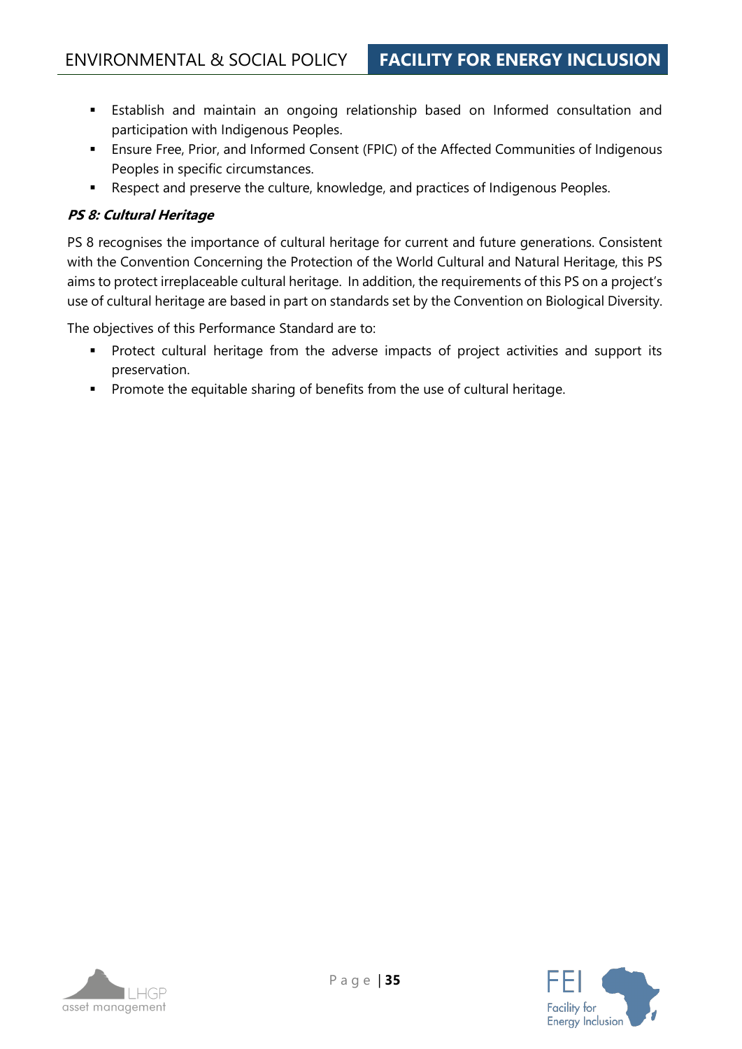- Establish and maintain an ongoing relationship based on Informed consultation and participation with Indigenous Peoples.
- Ensure Free, Prior, and Informed Consent (FPIC) of the Affected Communities of Indigenous Peoples in specific circumstances.
- Respect and preserve the culture, knowledge, and practices of Indigenous Peoples.

***PS 8: Cultural Heritage***

PS 8 recognises the importance of cultural heritage for current and future generations. Consistent with the Convention Concerning the Protection of the World Cultural and Natural Heritage, this PS aims to protect irreplaceable cultural heritage. In addition, the requirements of this PS on a project's use of cultural heritage are based in part on standards set by the Convention on Biological Diversity.

The objectives of this Performance Standard are to:

- Protect cultural heritage from the adverse impacts of project activities and support its preservation.
- Promote the equitable sharing of benefits from the use of cultural heritage.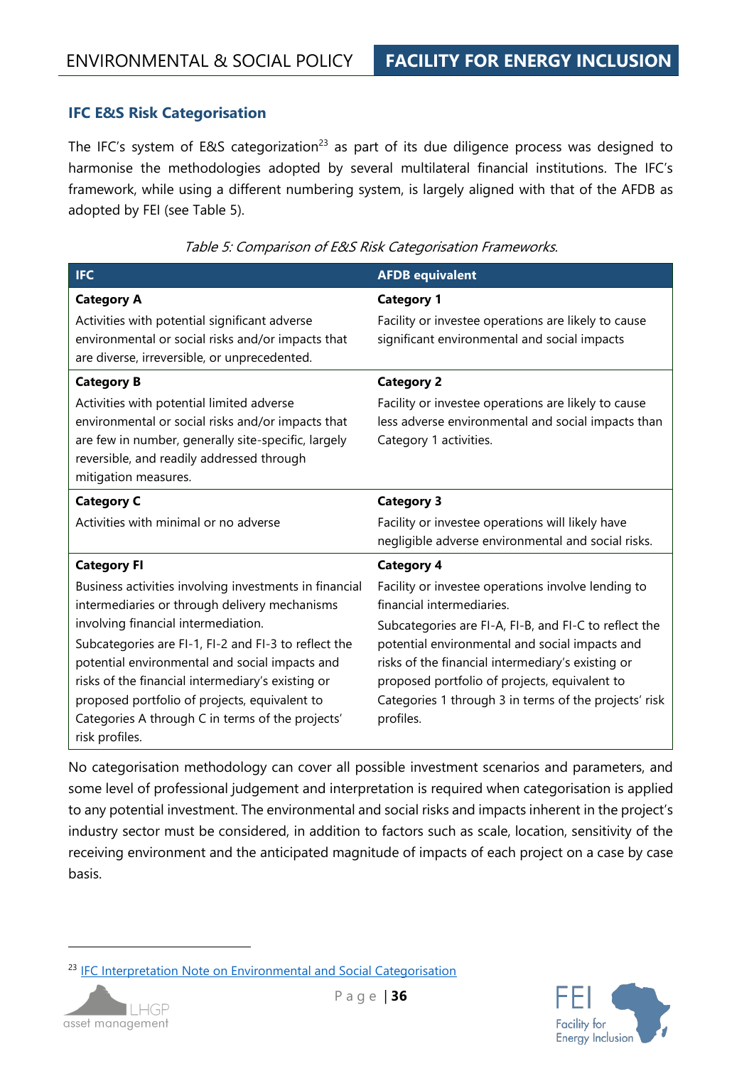### IFC E&S Risk Categorisation

The IFC's system of E&S categorization[23] as part of its due diligence process was designed to harmonise the methodologies adopted by several multilateral financial institutions. The IFC's framework, while using a different numbering system, is largely aligned with that of the AFDB as adopted by FEI (see Table 5).

*Table 5: Comparison of E&S Risk Categorisation Frameworks.*

| IFC | AFDB equivalent |
|---|---|
| **Category A**<br>Activities with potential significant adverse environmental or social risks and/or impacts that are diverse, irreversible, or unprecedented. | **Category 1**<br>Facility or investee operations are likely to cause significant environmental and social impacts |
| **Category B**<br>Activities with potential limited adverse environmental or social risks and/or impacts that are few in number, generally site-specific, largely reversible, and readily addressed through mitigation measures. | **Category 2**<br>Facility or investee operations are likely to cause less adverse environmental and social impacts than Category 1 activities. |
| **Category C**<br>Activities with minimal or no adverse | **Category 3**<br>Facility or investee operations will likely have negligible adverse environmental and social risks. |
| **Category FI**<br>Business activities involving investments in financial intermediaries or through delivery mechanisms involving financial intermediation.<br>Subcategories are FI-1, FI-2 and FI-3 to reflect the potential environmental and social impacts and risks of the financial intermediary's existing or proposed portfolio of projects, equivalent to Categories A through C in terms of the projects' risk profiles. | **Category 4**<br>Facility or investee operations involve lending to financial intermediaries.<br>Subcategories are FI-A, FI-B, and FI-C to reflect the potential environmental and social impacts and risks of the financial intermediary's existing or proposed portfolio of projects, equivalent to Categories 1 through 3 in terms of the projects' risk profiles. |

No categorisation methodology can cover all possible investment scenarios and parameters, and some level of professional judgement and interpretation is required when categorisation is applied to any potential investment. The environmental and social risks and impacts inherent in the project's industry sector must be considered, in addition to factors such as scale, location, sensitivity of the receiving environment and the anticipated magnitude of impacts of each project on a case by case basis.

[23] IFC Interpretation Note on Environmental and Social Categorisation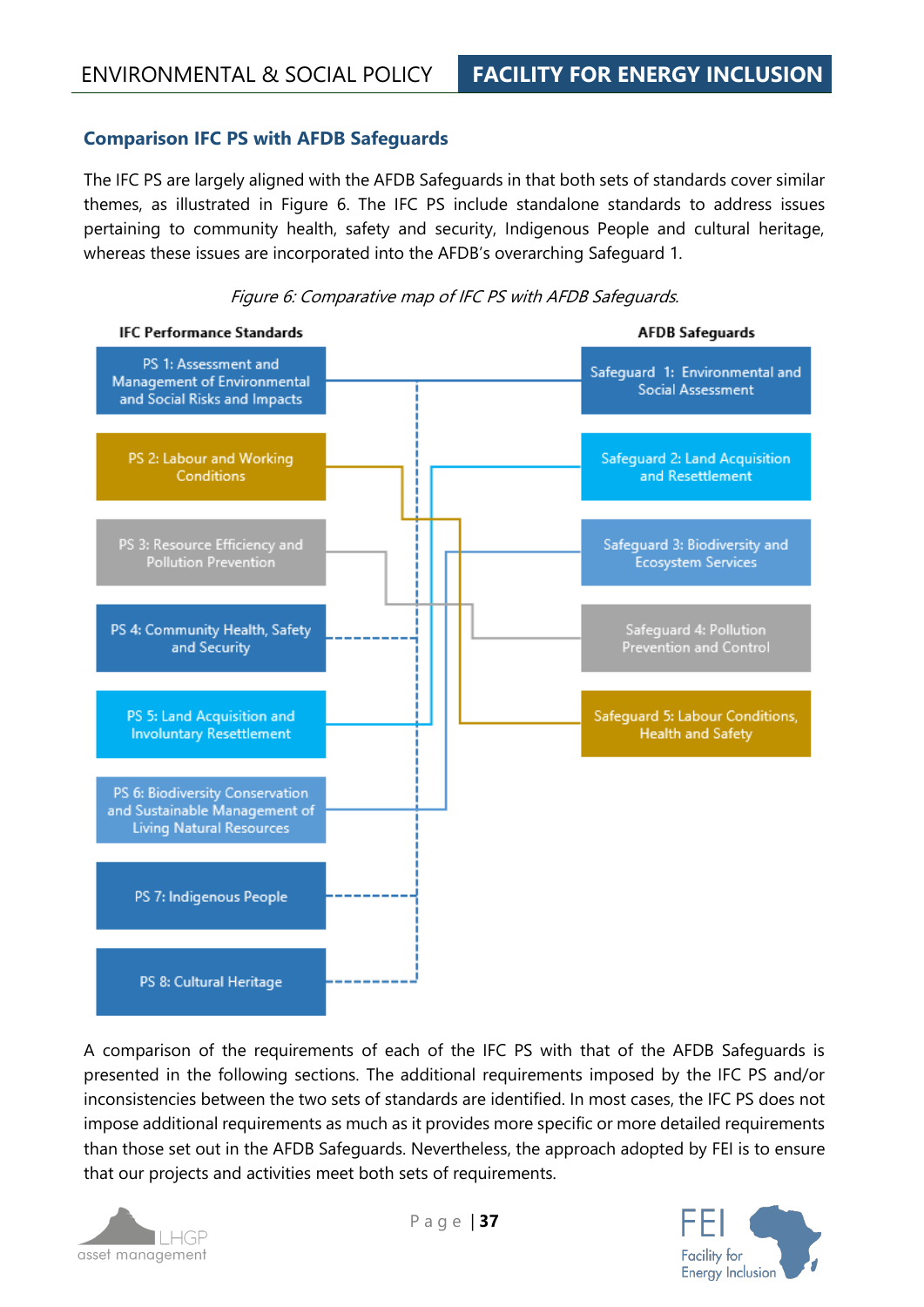## Comparison IFC PS with AFDB Safeguards

The IFC PS are largely aligned with the AFDB Safeguards in that both sets of standards cover similar themes, as illustrated in Figure 6. The IFC PS include standalone standards to address issues pertaining to community health, safety and security, Indigenous People and cultural heritage, whereas these issues are incorporated into the AFDB's overarching Safeguard 1.

*Figure 6: Comparative map of IFC PS with AFDB Safeguards.*

| IFC Performance Standards | AFDB Safeguards |
|---|---|
| PS 1: Assessment and Management of Environmental and Social Risks and Impacts | Safeguard 1: Environmental and Social Assessment |
| PS 2: Labour and Working Conditions | Safeguard 2: Land Acquisition and Resettlement |
| PS 3: Resource Efficiency and Pollution Prevention | Safeguard 3: Biodiversity and Ecosystem Services |
| PS 4: Community Health, Safety and Security | Safeguard 4: Pollution Prevention and Control |
| PS 5: Land Acquisition and Involuntary Resettlement | Safeguard 5: Labour Conditions, Health and Safety |
| PS 6: Biodiversity Conservation and Sustainable Management of Living Natural Resources | |
| PS 7: Indigenous People | |
| PS 8: Cultural Heritage | |

A comparison of the requirements of each of the IFC PS with that of the AFDB Safeguards is presented in the following sections. The additional requirements imposed by the IFC PS and/or inconsistencies between the two sets of standards are identified. In most cases, the IFC PS does not impose additional requirements as much as it provides more specific or more detailed requirements than those set out in the AFDB Safeguards. Nevertheless, the approach adopted by FEI is to ensure that our projects and activities meet both sets of requirements.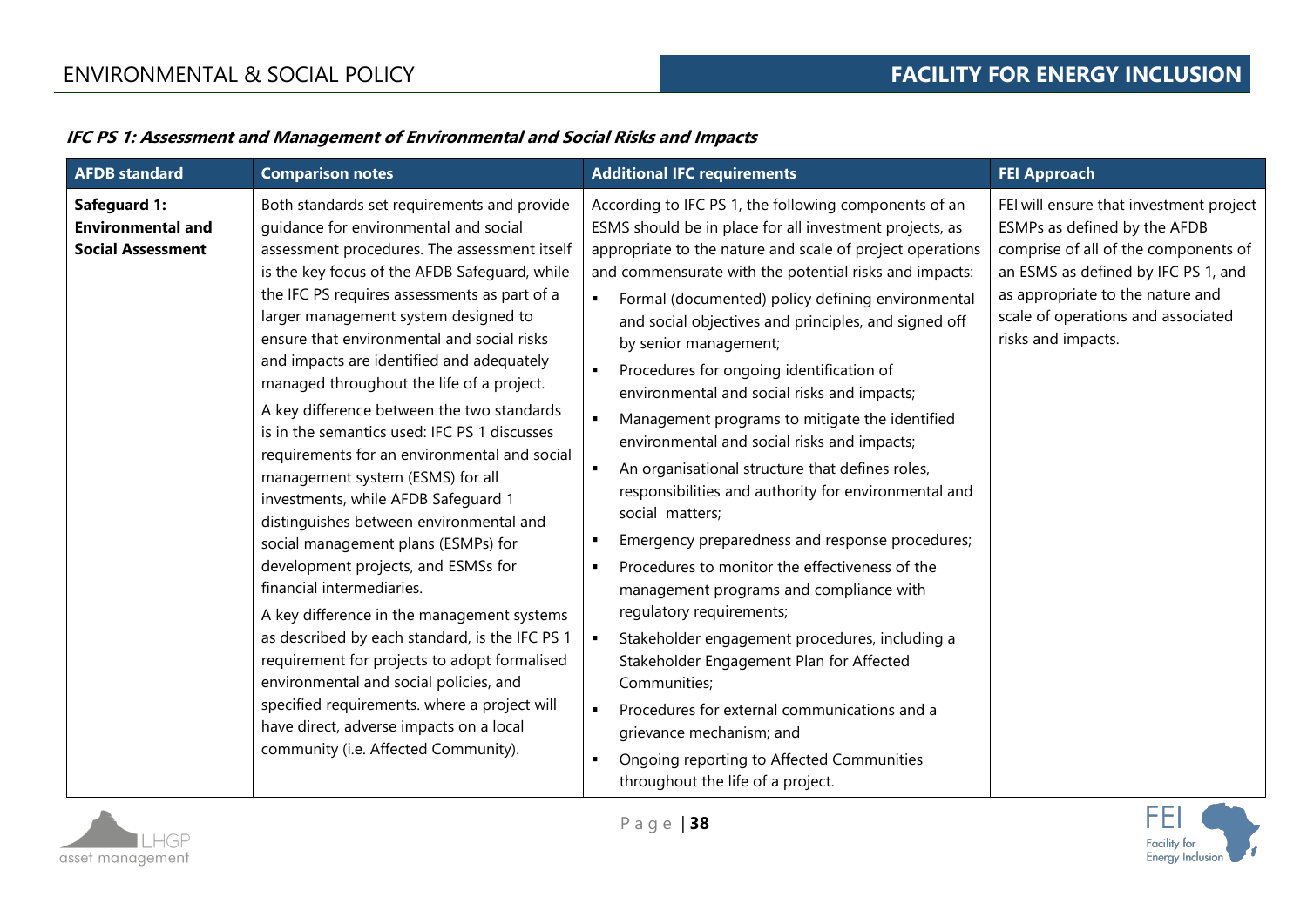***IFC PS 1: Assessment and Management of Environmental and Social Risks and Impacts***

| AFDB standard | Comparison notes | Additional IFC requirements | FEI Approach |
|---|---|---|---|
| **Safeguard 1: Environmental and Social Assessment** | Both standards set requirements and provide guidance for environmental and social assessment procedures. The assessment itself is the key focus of the AFDB Safeguard, while the IFC PS requires assessments as part of a larger management system designed to ensure that environmental and social risks and impacts are identified and adequately managed throughout the life of a project.<br><br>A key difference between the two standards is in the semantics used: IFC PS 1 discusses requirements for an environmental and social management system (ESMS) for all investments, while AFDB Safeguard 1 distinguishes between environmental and social management plans (ESMPs) for development projects, and ESMSs for financial intermediaries.<br><br>A key difference in the management systems as described by each standard, is the IFC PS 1 requirement for projects to adopt formalised environmental and social policies, and specified requirements. where a project will have direct, adverse impacts on a local community (i.e. Affected Community). | According to IFC PS 1, the following components of an ESMS should be in place for all investment projects, as appropriate to the nature and scale of project operations and commensurate with the potential risks and impacts:<br>▪ Formal (documented) policy defining environmental and social objectives and principles, and signed off by senior management;<br>▪ Procedures for ongoing identification of environmental and social risks and impacts;<br>▪ Management programs to mitigate the identified environmental and social risks and impacts;<br>▪ An organisational structure that defines roles, responsibilities and authority for environmental and social matters;<br>▪ Emergency preparedness and response procedures;<br>▪ Procedures to monitor the effectiveness of the management programs and compliance with regulatory requirements;<br>▪ Stakeholder engagement procedures, including a Stakeholder Engagement Plan for Affected Communities;<br>▪ Procedures for external communications and a grievance mechanism; and<br>▪ Ongoing reporting to Affected Communities throughout the life of a project. | FEI will ensure that investment project ESMPs as defined by the AFDB comprise of all of the components of an ESMS as defined by IFC PS 1, and as appropriate to the nature and scale of operations and associated risks and impacts. |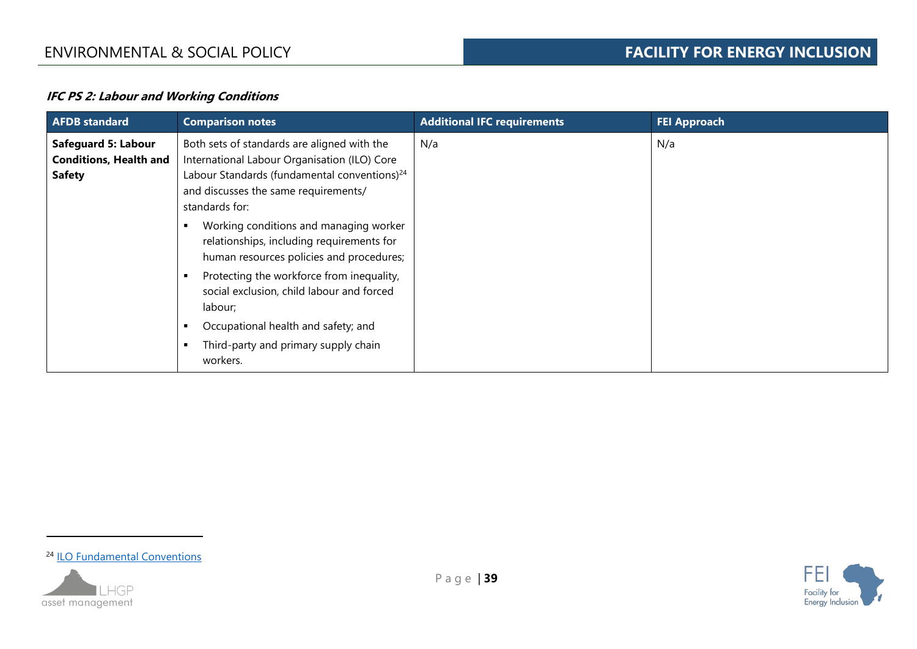### *IFC PS 2: Labour and Working Conditions*

| AFDB standard | Comparison notes | Additional IFC requirements | FEI Approach |
|---|---|---|---|
| **Safeguard 5: Labour Conditions, Health and Safety** | Both sets of standards are aligned with the International Labour Organisation (ILO) Core Labour Standards (fundamental conventions)[24] and discusses the same requirements/ standards for: <br>▪ Working conditions and managing worker relationships, including requirements for human resources policies and procedures; <br>▪ Protecting the workforce from inequality, social exclusion, child labour and forced labour; <br>▪ Occupational health and safety; and <br>▪ Third-party and primary supply chain workers. | N/a | N/a |

[24] ILO Fundamental Conventions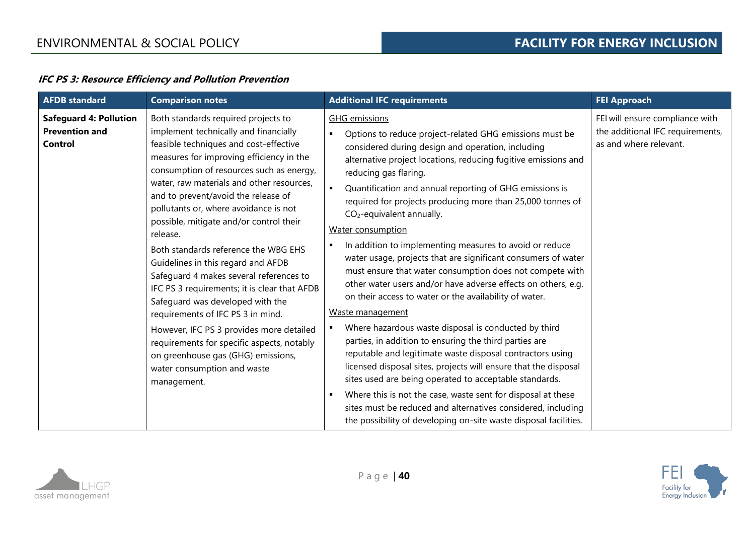### *IFC PS 3: Resource Efficiency and Pollution Prevention*

| AFDB standard | Comparison notes | Additional IFC requirements | FEI Approach |
|---|---|---|---|
| **Safeguard 4: Pollution Prevention and Control** | Both standards required projects to implement technically and financially feasible techniques and cost-effective measures for improving efficiency in the consumption of resources such as energy, water, raw materials and other resources, and to prevent/avoid the release of pollutants or, where avoidance is not possible, mitigate and/or control their release.<br><br>Both standards reference the WBG EHS Guidelines in this regard and AFDB Safeguard 4 makes several references to IFC PS 3 requirements; it is clear that AFDB Safeguard was developed with the requirements of IFC PS 3 in mind.<br><br>However, IFC PS 3 provides more detailed requirements for specific aspects, notably on greenhouse gas (GHG) emissions, water consumption and waste management. | <u>GHG emissions</u><br>▪ Options to reduce project-related GHG emissions must be considered during design and operation, including alternative project locations, reducing fugitive emissions and reducing gas flaring.<br>▪ Quantification and annual reporting of GHG emissions is required for projects producing more than 25,000 tonnes of $CO_2$-equivalent annually.<br><u>Water consumption</u><br>▪ In addition to implementing measures to avoid or reduce water usage, projects that are significant consumers of water must ensure that water consumption does not compete with other water users and/or have adverse effects on others, e.g. on their access to water or the availability of water.<br><u>Waste management</u><br>▪ Where hazardous waste disposal is conducted by third parties, in addition to ensuring the third parties are reputable and legitimate waste disposal contractors using licensed disposal sites, projects will ensure that the disposal sites used are being operated to acceptable standards.<br>▪ Where this is not the case, waste sent for disposal at these sites must be reduced and alternatives considered, including the possibility of developing on-site waste disposal facilities. | FEI will ensure compliance with the additional IFC requirements, as and where relevant. |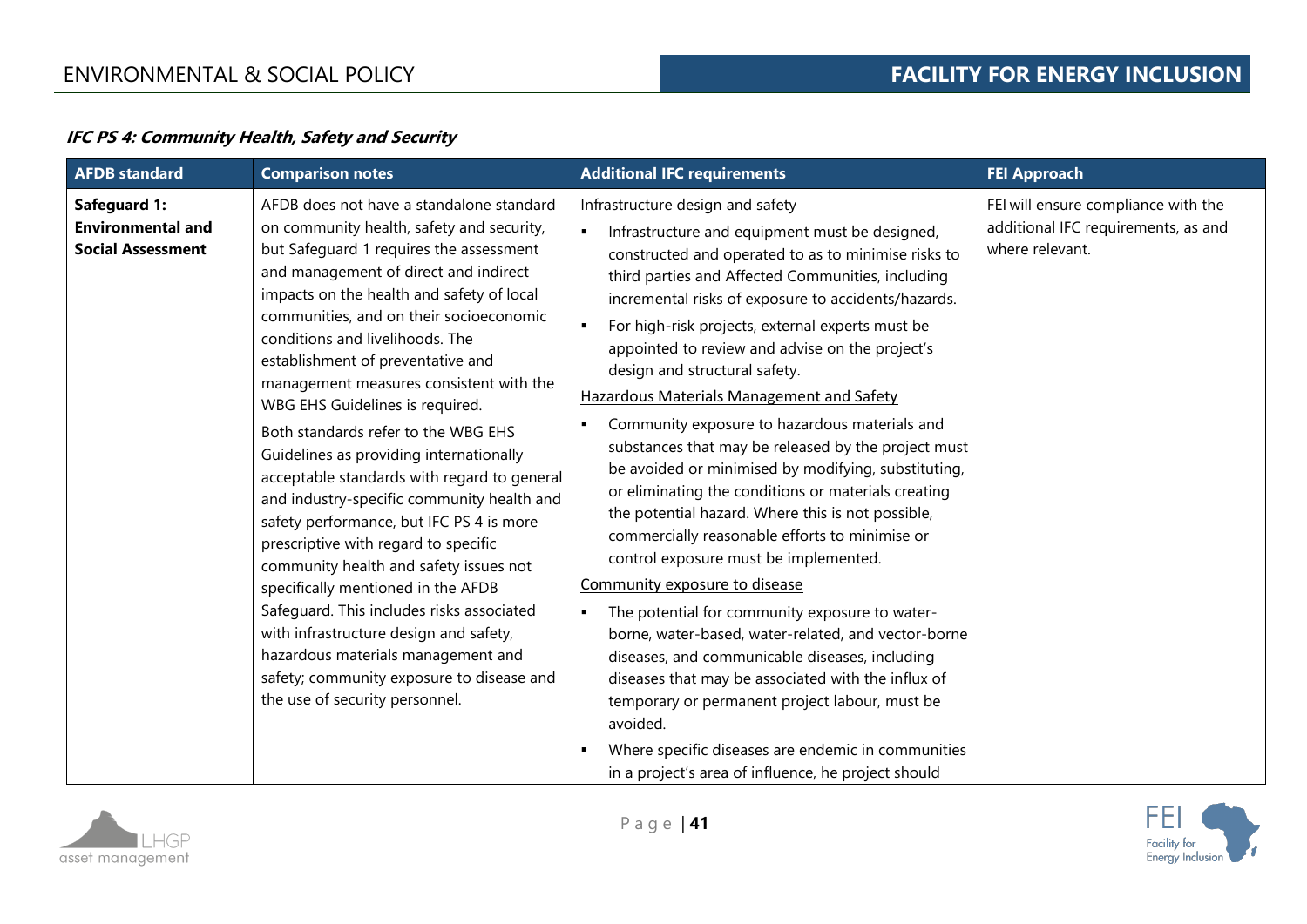### *IFC PS 4: Community Health, Safety and Security*

| AFDB standard | Comparison notes | Additional IFC requirements | FEI Approach |
| --- | --- | --- | --- |
| **Safeguard 1: Environmental and Social Assessment** | AFDB does not have a standalone standard on community health, safety and security, but Safeguard 1 requires the assessment and management of direct and indirect impacts on the health and safety of local communities, and on their socioeconomic conditions and livelihoods. The establishment of preventative and management measures consistent with the WBG EHS Guidelines is required.<br><br>Both standards refer to the WBG EHS Guidelines as providing internationally acceptable standards with regard to general and industry-specific community health and safety performance, but IFC PS 4 is more prescriptive with regard to specific community health and safety issues not specifically mentioned in the AFDB Safeguard. This includes risks associated with infrastructure design and safety, hazardous materials management and safety; community exposure to disease and the use of security personnel. | <u>Infrastructure design and safety</u><br>▪ Infrastructure and equipment must be designed, constructed and operated to as to minimise risks to third parties and Affected Communities, including incremental risks of exposure to accidents/hazards.<br>▪ For high-risk projects, external experts must be appointed to review and advise on the project's design and structural safety.<br><u>Hazardous Materials Management and Safety</u><br>▪ Community exposure to hazardous materials and substances that may be released by the project must be avoided or minimised by modifying, substituting, or eliminating the conditions or materials creating the potential hazard. Where this is not possible, commercially reasonable efforts to minimise or control exposure must be implemented.<br><u>Community exposure to disease</u><br>▪ The potential for community exposure to water-borne, water-based, water-related, and vector-borne diseases, and communicable diseases, including diseases that may be associated with the influx of temporary or permanent project labour, must be avoided.<br>▪ Where specific diseases are endemic in communities in a project's area of influence, he project should | FEI will ensure compliance with the additional IFC requirements, as and where relevant. |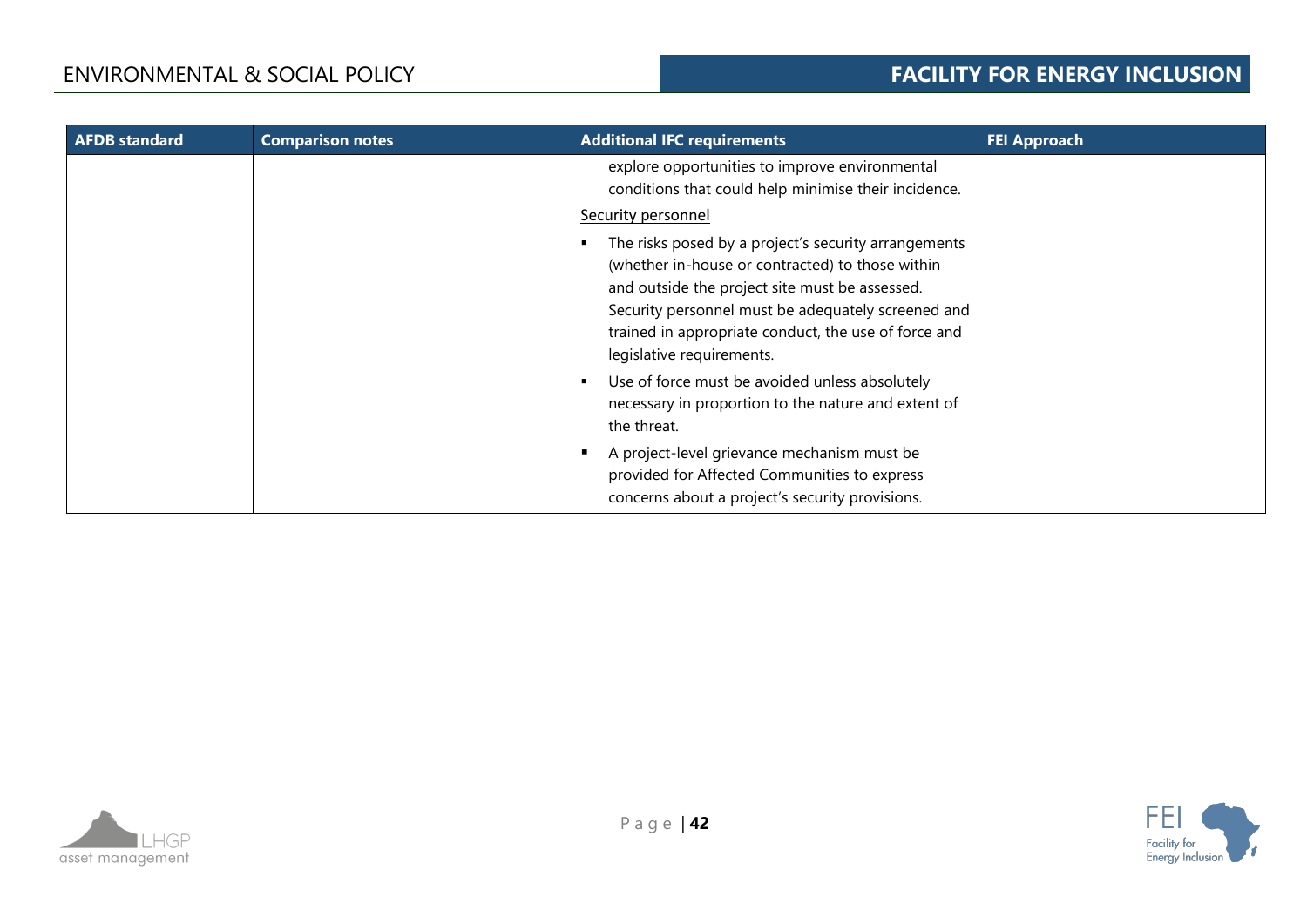| AFDB standard | Comparison notes | Additional IFC requirements | FEI Approach |
|---|---|---|---|
| | | explore opportunities to improve environmental conditions that could help minimise their incidence.<br><br>Security personnel<br><br>▪ The risks posed by a project's security arrangements (whether in-house or contracted) to those within and outside the project site must be assessed. Security personnel must be adequately screened and trained in appropriate conduct, the use of force and legislative requirements.<br><br>▪ Use of force must be avoided unless absolutely necessary in proportion to the nature and extent of the threat.<br><br>▪ A project-level grievance mechanism must be provided for Affected Communities to express concerns about a project's security provisions. | |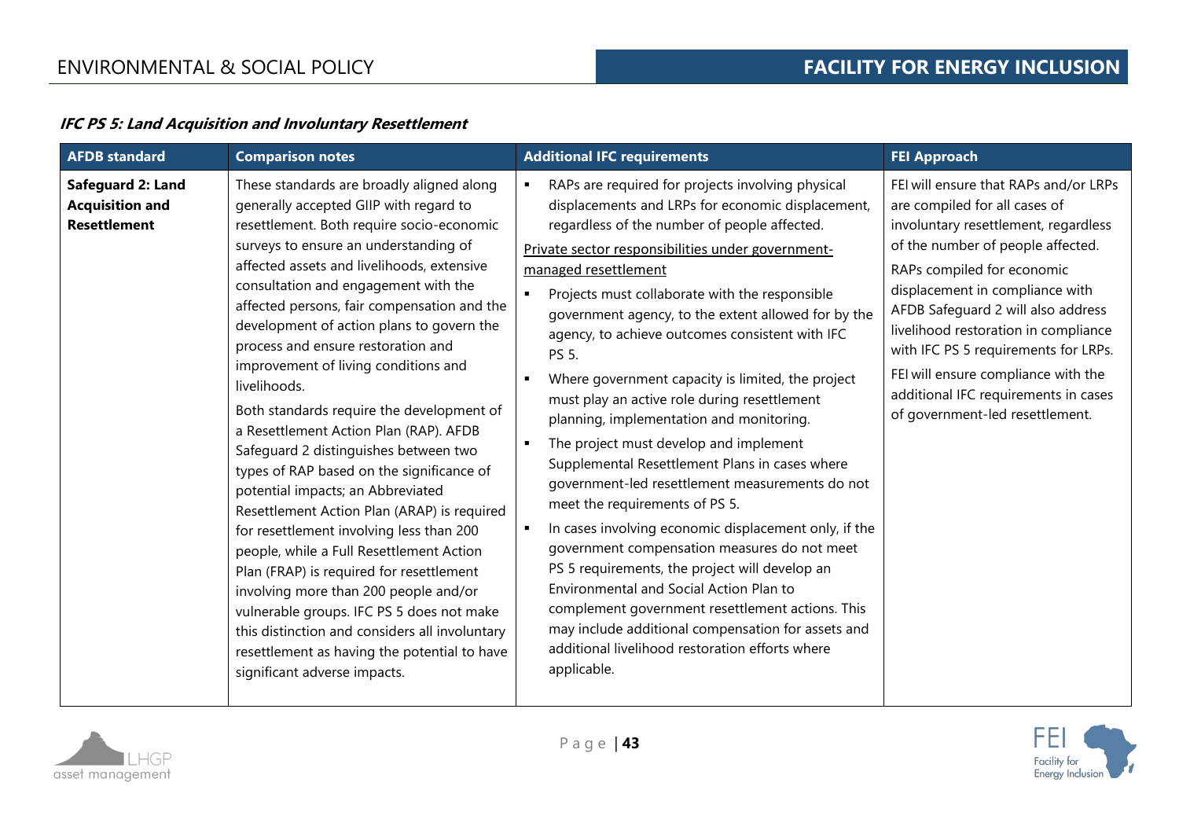***IFC PS 5: Land Acquisition and Involuntary Resettlement***

| AFDB standard | Comparison notes | Additional IFC requirements | FEI Approach |
|---|---|---|---|
| **Safeguard 2: Land Acquisition and Resettlement** | These standards are broadly aligned along generally accepted GIIP with regard to resettlement. Both require socio-economic surveys to ensure an understanding of affected assets and livelihoods, extensive consultation and engagement with the affected persons, fair compensation and the development of action plans to govern the process and ensure restoration and improvement of living conditions and livelihoods.<br><br>Both standards require the development of a Resettlement Action Plan (RAP). AFDB Safeguard 2 distinguishes between two types of RAP based on the significance of potential impacts; an Abbreviated Resettlement Action Plan (ARAP) is required for resettlement involving less than 200 people, while a Full Resettlement Action Plan (FRAP) is required for resettlement involving more than 200 people and/or vulnerable groups. IFC PS 5 does not make this distinction and considers all involuntary resettlement as having the potential to have significant adverse impacts. | ▪ RAPs are required for projects involving physical displacements and LRPs for economic displacement, regardless of the number of people affected.<br><br><u>Private sector responsibilities under government-managed resettlement</u><br><br>▪ Projects must collaborate with the responsible government agency, to the extent allowed for by the agency, to achieve outcomes consistent with IFC PS 5.<br>▪ Where government capacity is limited, the project must play an active role during resettlement planning, implementation and monitoring.<br>▪ The project must develop and implement Supplemental Resettlement Plans in cases where government-led resettlement measurements do not meet the requirements of PS 5.<br>▪ In cases involving economic displacement only, if the government compensation measures do not meet PS 5 requirements, the project will develop an Environmental and Social Action Plan to complement government resettlement actions. This may include additional compensation for assets and additional livelihood restoration efforts where applicable. | FEI will ensure that RAPs and/or LRPs are compiled for all cases of involuntary resettlement, regardless of the number of people affected.<br><br>RAPs compiled for economic displacement in compliance with AFDB Safeguard 2 will also address livelihood restoration in compliance with IFC PS 5 requirements for LRPs.<br><br>FEI will ensure compliance with the additional IFC requirements in cases of government-led resettlement. |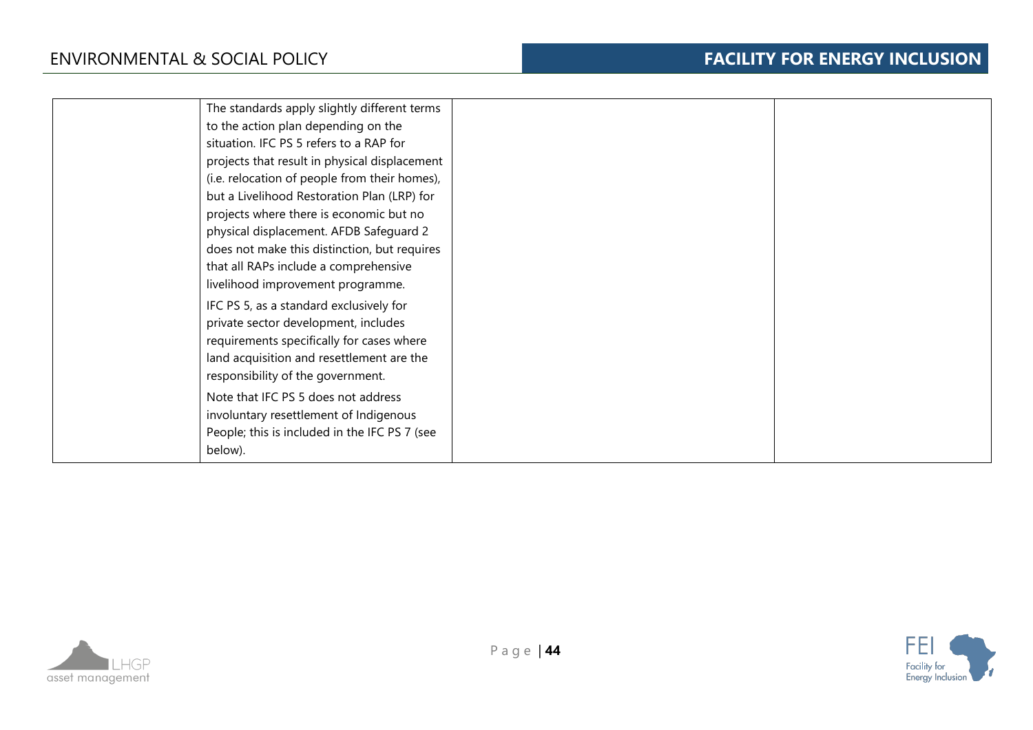| | | | |
|---|---|---|---|
| | The standards apply slightly different terms to the action plan depending on the situation. IFC PS 5 refers to a RAP for projects that result in physical displacement (i.e. relocation of people from their homes), but a Livelihood Restoration Plan (LRP) for projects where there is economic but no physical displacement. AFDB Safeguard 2 does not make this distinction, but requires that all RAPs include a comprehensive livelihood improvement programme.<br><br>IFC PS 5, as a standard exclusively for private sector development, includes requirements specifically for cases where land acquisition and resettlement are the responsibility of the government.<br><br>Note that IFC PS 5 does not address involuntary resettlement of Indigenous People; this is included in the IFC PS 7 (see below). | | |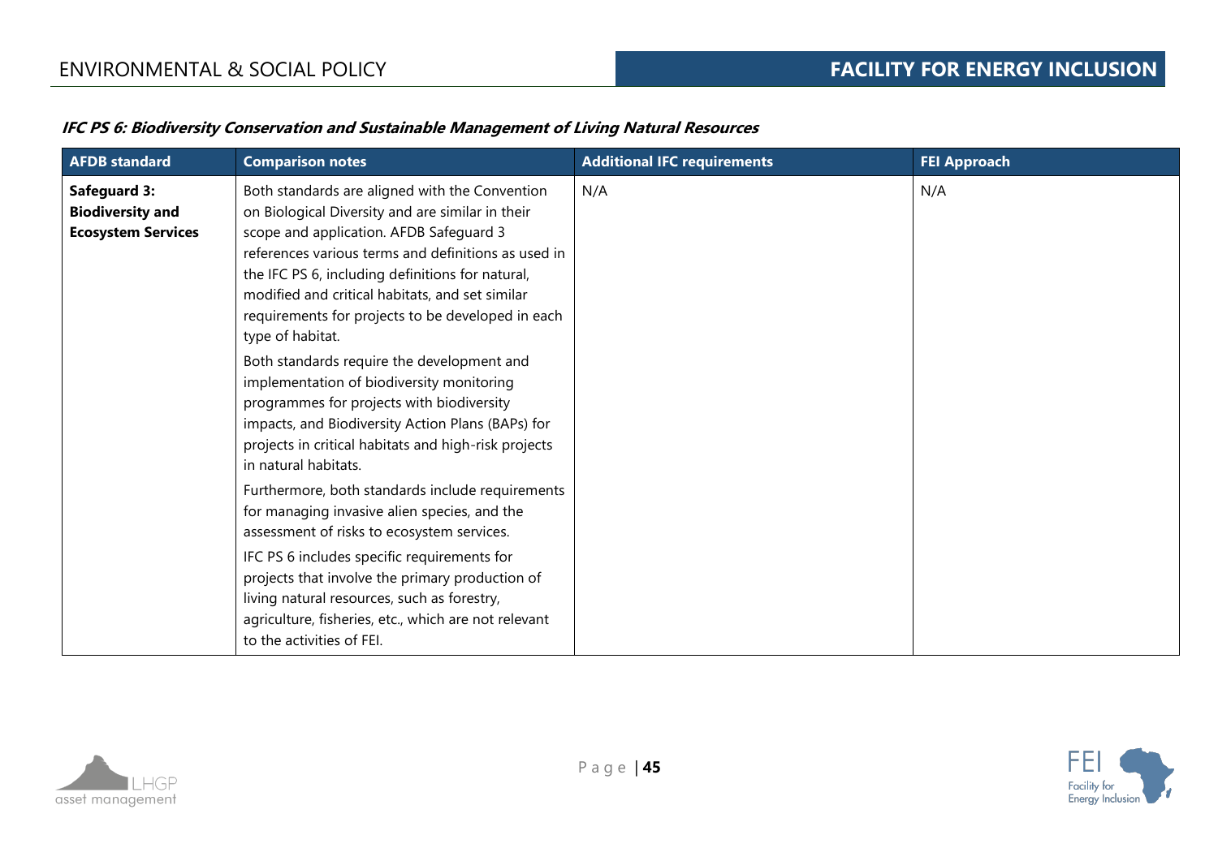***IFC PS 6: Biodiversity Conservation and Sustainable Management of Living Natural Resources***

| AFDB standard | Comparison notes | Additional IFC requirements | FEI Approach |
|---|---|---|---|
| **Safeguard 3: Biodiversity and Ecosystem Services** | Both standards are aligned with the Convention on Biological Diversity and are similar in their scope and application. AFDB Safeguard 3 references various terms and definitions as used in the IFC PS 6, including definitions for natural, modified and critical habitats, and set similar requirements for projects to be developed in each type of habitat.<br><br>Both standards require the development and implementation of biodiversity monitoring programmes for projects with biodiversity impacts, and Biodiversity Action Plans (BAPs) for projects in critical habitats and high-risk projects in natural habitats.<br><br>Furthermore, both standards include requirements for managing invasive alien species, and the assessment of risks to ecosystem services.<br><br>IFC PS 6 includes specific requirements for projects that involve the primary production of living natural resources, such as forestry, agriculture, fisheries, etc., which are not relevant to the activities of FEI. | N/A | N/A |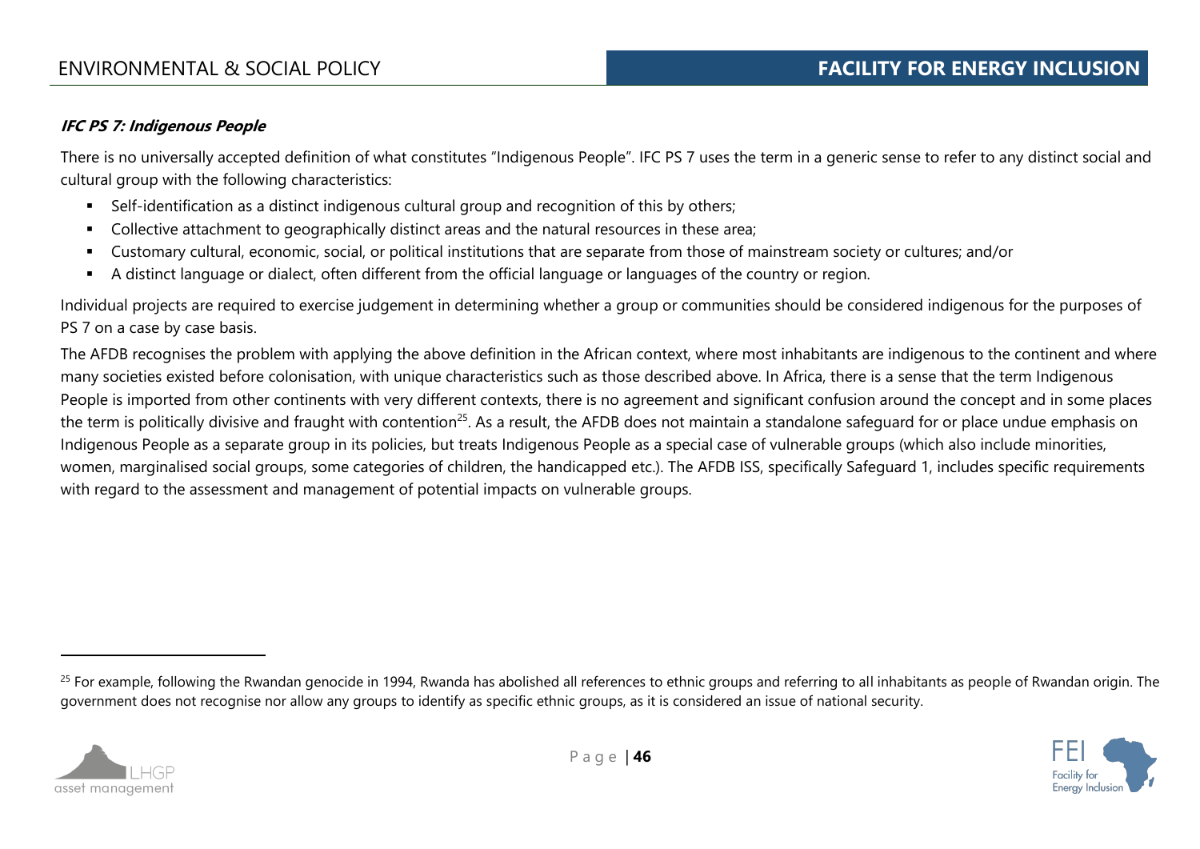***IFC PS 7: Indigenous People***

There is no universally accepted definition of what constitutes "Indigenous People". IFC PS 7 uses the term in a generic sense to refer to any distinct social and cultural group with the following characteristics:

- Self-identification as a distinct indigenous cultural group and recognition of this by others;
- Collective attachment to geographically distinct areas and the natural resources in these area;
- Customary cultural, economic, social, or political institutions that are separate from those of mainstream society or cultures; and/or
- A distinct language or dialect, often different from the official language or languages of the country or region.

Individual projects are required to exercise judgement in determining whether a group or communities should be considered indigenous for the purposes of PS 7 on a case by case basis.

The AFDB recognises the problem with applying the above definition in the African context, where most inhabitants are indigenous to the continent and where many societies existed before colonisation, with unique characteristics such as those described above. In Africa, there is a sense that the term Indigenous People is imported from other continents with very different contexts, there is no agreement and significant confusion around the concept and in some places the term is politically divisive and fraught with contention[25]. As a result, the AFDB does not maintain a standalone safeguard for or place undue emphasis on Indigenous People as a separate group in its policies, but treats Indigenous People as a special case of vulnerable groups (which also include minorities, women, marginalised social groups, some categories of children, the handicapped etc.). The AFDB ISS, specifically Safeguard 1, includes specific requirements with regard to the assessment and management of potential impacts on vulnerable groups.

---

[25] For example, following the Rwandan genocide in 1994, Rwanda has abolished all references to ethnic groups and referring to all inhabitants as people of Rwandan origin. The government does not recognise nor allow any groups to identify as specific ethnic groups, as it is considered an issue of national security.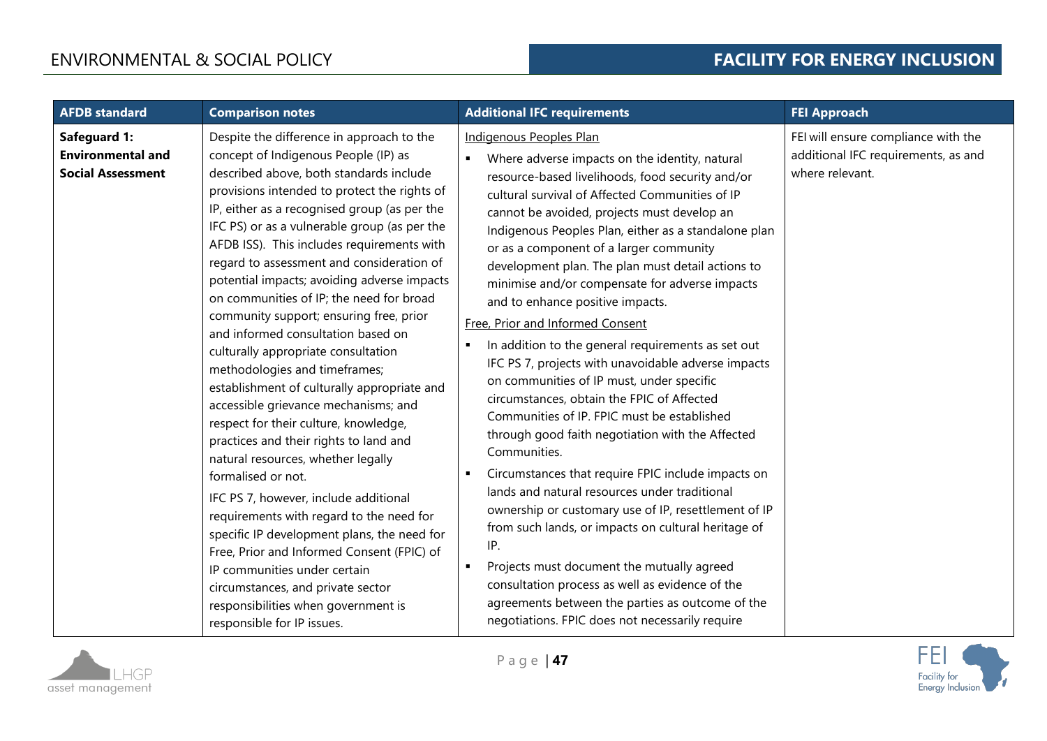| AFDB standard | Comparison notes | Additional IFC requirements | FEI Approach |
|---|---|---|---|
| **Safeguard 1: Environmental and Social Assessment** | Despite the difference in approach to the concept of Indigenous People (IP) as described above, both standards include provisions intended to protect the rights of IP, either as a recognised group (as per the IFC PS) or as a vulnerable group (as per the AFDB ISS). This includes requirements with regard to assessment and consideration of potential impacts; avoiding adverse impacts on communities of IP; the need for broad community support; ensuring free, prior and informed consultation based on culturally appropriate consultation methodologies and timeframes; establishment of culturally appropriate and accessible grievance mechanisms; and respect for their culture, knowledge, practices and their rights to land and natural resources, whether legally formalised or not.<br><br>IFC PS 7, however, include additional requirements with regard to the need for specific IP development plans, the need for Free, Prior and Informed Consent (FPIC) of IP communities under certain circumstances, and private sector responsibilities when government is responsible for IP issues. | Indigenous Peoples Plan<br><br>▪ Where adverse impacts on the identity, natural resource-based livelihoods, food security and/or cultural survival of Affected Communities of IP cannot be avoided, projects must develop an Indigenous Peoples Plan, either as a standalone plan or as a component of a larger community development plan. The plan must detail actions to minimise and/or compensate for adverse impacts and to enhance positive impacts.<br><br>Free, Prior and Informed Consent<br><br>▪ In addition to the general requirements as set out IFC PS 7, projects with unavoidable adverse impacts on communities of IP must, under specific circumstances, obtain the FPIC of Affected Communities of IP. FPIC must be established through good faith negotiation with the Affected Communities.<br><br>▪ Circumstances that require FPIC include impacts on lands and natural resources under traditional ownership or customary use of IP, resettlement of IP from such lands, or impacts on cultural heritage of IP.<br><br>▪ Projects must document the mutually agreed consultation process as well as evidence of the agreements between the parties as outcome of the negotiations. FPIC does not necessarily require | FEI will ensure compliance with the additional IFC requirements, as and where relevant. |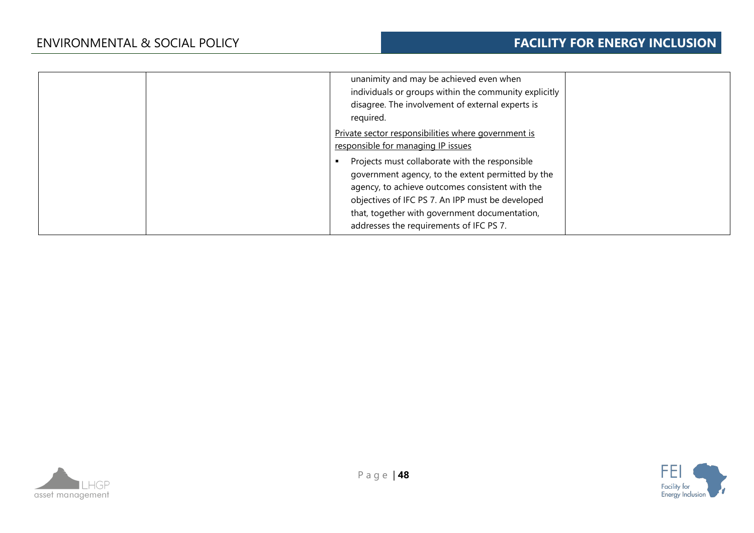| | | | |
|---|---|---|---|
| | | unanimity and may be achieved even when individuals or groups within the community explicitly disagree. The involvement of external experts is required.<br><br><u>Private sector responsibilities where government is responsible for managing IP issues</u><br><br>▪ Projects must collaborate with the responsible government agency, to the extent permitted by the agency, to achieve outcomes consistent with the objectives of IFC PS 7. An IPP must be developed that, together with government documentation, addresses the requirements of IFC PS 7. | |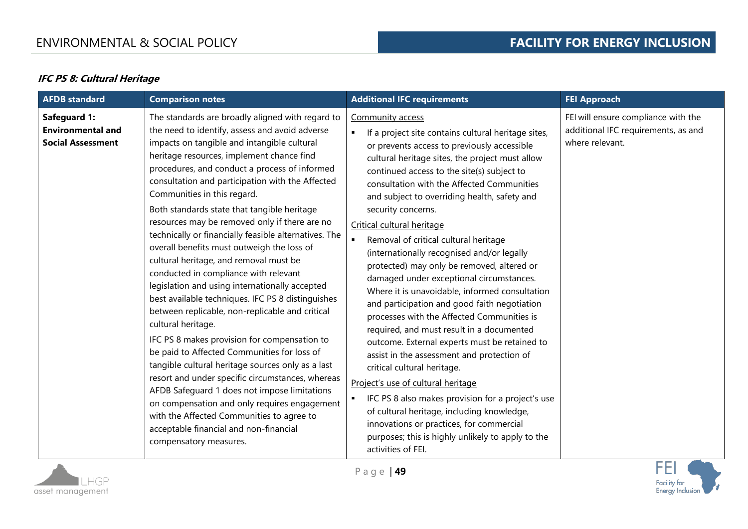***IFC PS 8: Cultural Heritage***

| AFDB standard | Comparison notes | Additional IFC requirements | FEI Approach |
|---|---|---|---|
| **Safeguard 1: Environmental and Social Assessment** | The standards are broadly aligned with regard to the need to identify, assess and avoid adverse impacts on tangible and intangible cultural heritage resources, implement chance find procedures, and conduct a process of informed consultation and participation with the Affected Communities in this regard.<br><br>Both standards state that tangible heritage resources may be removed only if there are no technically or financially feasible alternatives. The overall benefits must outweigh the loss of cultural heritage, and removal must be conducted in compliance with relevant legislation and using internationally accepted best available techniques. IFC PS 8 distinguishes between replicable, non-replicable and critical cultural heritage.<br><br>IFC PS 8 makes provision for compensation to be paid to Affected Communities for loss of tangible cultural heritage sources only as a last resort and under specific circumstances, whereas AFDB Safeguard 1 does not impose limitations on compensation and only requires engagement with the Affected Communities to agree to acceptable financial and non-financial compensatory measures. | <u>Community access</u><br>▪ If a project site contains cultural heritage sites, or prevents access to previously accessible cultural heritage sites, the project must allow continued access to the site(s) subject to consultation with the Affected Communities and subject to overriding health, safety and security concerns.<br><br><u>Critical cultural heritage</u><br>▪ Removal of critical cultural heritage (internationally recognised and/or legally protected) may only be removed, altered or damaged under exceptional circumstances. Where it is unavoidable, informed consultation and participation and good faith negotiation processes with the Affected Communities is required, and must result in a documented outcome. External experts must be retained to assist in the assessment and protection of critical cultural heritage.<br><br><u>Project's use of cultural heritage</u><br>▪ IFC PS 8 also makes provision for a project's use of cultural heritage, including knowledge, innovations or practices, for commercial purposes; this is highly unlikely to apply to the activities of FEI. | FEI will ensure compliance with the additional IFC requirements, as and where relevant. |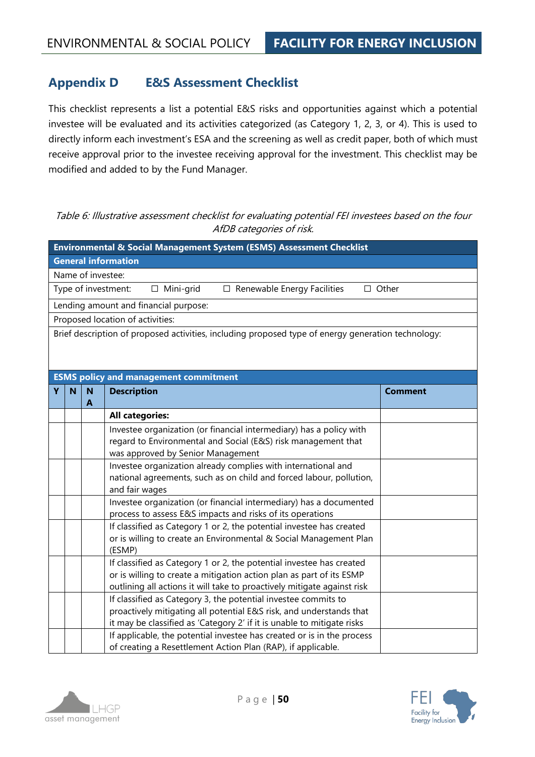## Appendix D E&S Assessment Checklist

This checklist represents a list a potential E&S risks and opportunities against which a potential investee will be evaluated and its activities categorized (as Category 1, 2, 3, or 4). This is used to directly inform each investment's ESA and the screening as well as credit paper, both of which must receive approval prior to the investee receiving approval for the investment. This checklist may be modified and added to by the Fund Manager.

*Table 6: Illustrative assessment checklist for evaluating potential FEI investees based on the four AfDB categories of risk.*

| **Environmental & Social Management System (ESMS) Assessment Checklist** | | | | |
|---|---|---|---|---|
| **General information** | | | | |
| Name of investee: | | | | |
| Type of investment: ☐ Mini-grid ☐ Renewable Energy Facilities ☐ Other | | | | |
| Lending amount and financial purpose: | | | | |
| Proposed location of activities: | | | | |
| Brief description of proposed activities, including proposed type of energy generation technology: | | | | |
| **ESMS policy and management commitment** | | | | |
| **Y** | **N** | **NA** | **Description** | **Comment** |
| | | | **All categories:** | |
| | | | Investee organization (or financial intermediary) has a policy with regard to Environmental and Social (E&S) risk management that was approved by Senior Management | |
| | | | Investee organization already complies with international and national agreements, such as on child and forced labour, pollution, and fair wages | |
| | | | Investee organization (or financial intermediary) has a documented process to assess E&S impacts and risks of its operations | |
| | | | If classified as Category 1 or 2, the potential investee has created or is willing to create an Environmental & Social Management Plan (ESMP) | |
| | | | If classified as Category 1 or 2, the potential investee has created or is willing to create a mitigation action plan as part of its ESMP outlining all actions it will take to proactively mitigate against risk | |
| | | | If classified as Category 3, the potential investee commits to proactively mitigating all potential E&S risk, and understands that it may be classified as 'Category 2' if it is unable to mitigate risks | |
| | | | If applicable, the potential investee has created or is in the process of creating a Resettlement Action Plan (RAP), if applicable. | |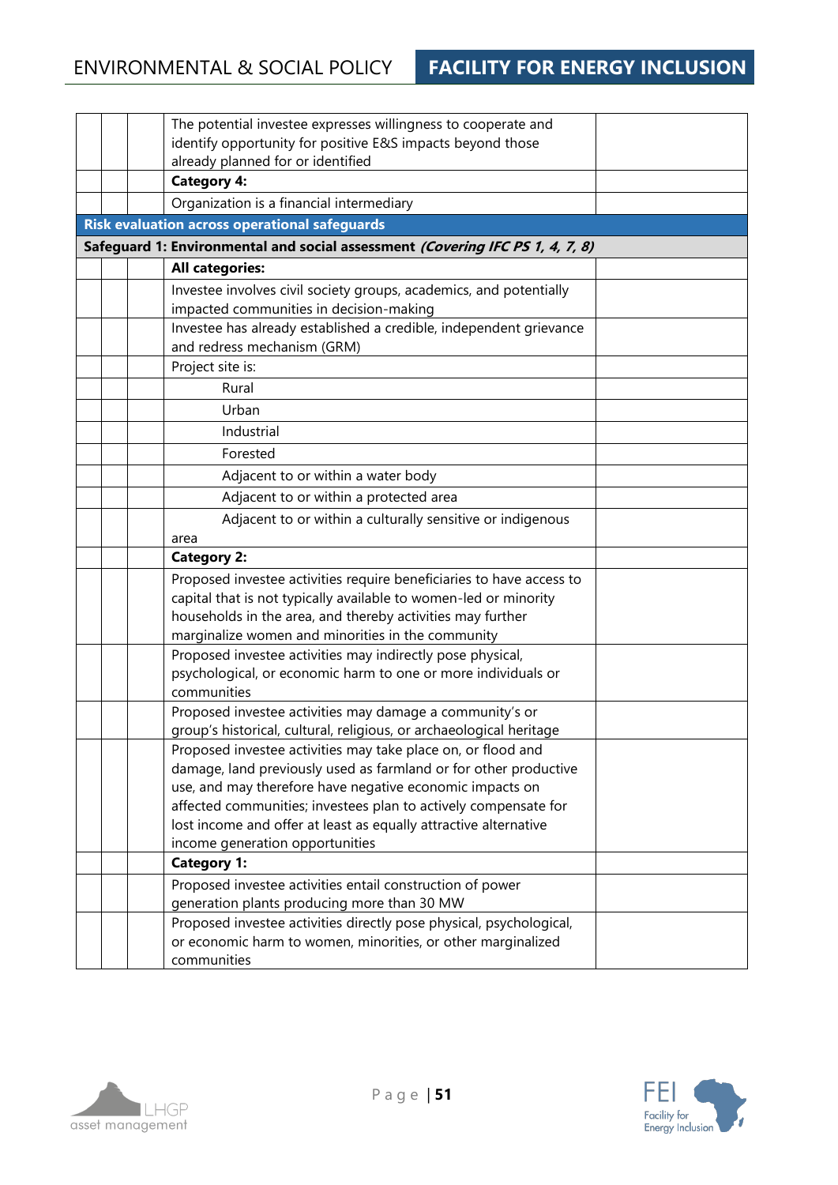| | | | | |
|---|---|---|---|---|
| | | | The potential investee expresses willingness to cooperate and identify opportunity for positive E&S impacts beyond those already planned for or identified | |
| | | | **Category 4:** | |
| | | | Organization is a financial intermediary | |
| **Risk evaluation across operational safeguards** | | | | |
| **Safeguard 1: Environmental and social assessment** ***(Covering IFC PS 1, 4, 7, 8)*** | | | | |
| | | | **All categories:** | |
| | | | Investee involves civil society groups, academics, and potentially impacted communities in decision-making | |
| | | | Investee has already established a credible, independent grievance and redress mechanism (GRM) | |
| | | | Project site is: | |
| | | | Rural | |
| | | | Urban | |
| | | | Industrial | |
| | | | Forested | |
| | | | Adjacent to or within a water body | |
| | | | Adjacent to or within a protected area | |
| | | | Adjacent to or within a culturally sensitive or indigenous area | |
| | | | **Category 2:** | |
| | | | Proposed investee activities require beneficiaries to have access to capital that is not typically available to women-led or minority households in the area, and thereby activities may further marginalize women and minorities in the community | |
| | | | Proposed investee activities may indirectly pose physical, psychological, or economic harm to one or more individuals or communities | |
| | | | Proposed investee activities may damage a community's or group's historical, cultural, religious, or archaeological heritage | |
| | | | Proposed investee activities may take place on, or flood and damage, land previously used as farmland or for other productive use, and may therefore have negative economic impacts on affected communities; investees plan to actively compensate for lost income and offer at least as equally attractive alternative income generation opportunities | |
| | | | **Category 1:** | |
| | | | Proposed investee activities entail construction of power generation plants producing more than 30 MW | |
| | | | Proposed investee activities directly pose physical, psychological, or economic harm to women, minorities, or other marginalized communities | |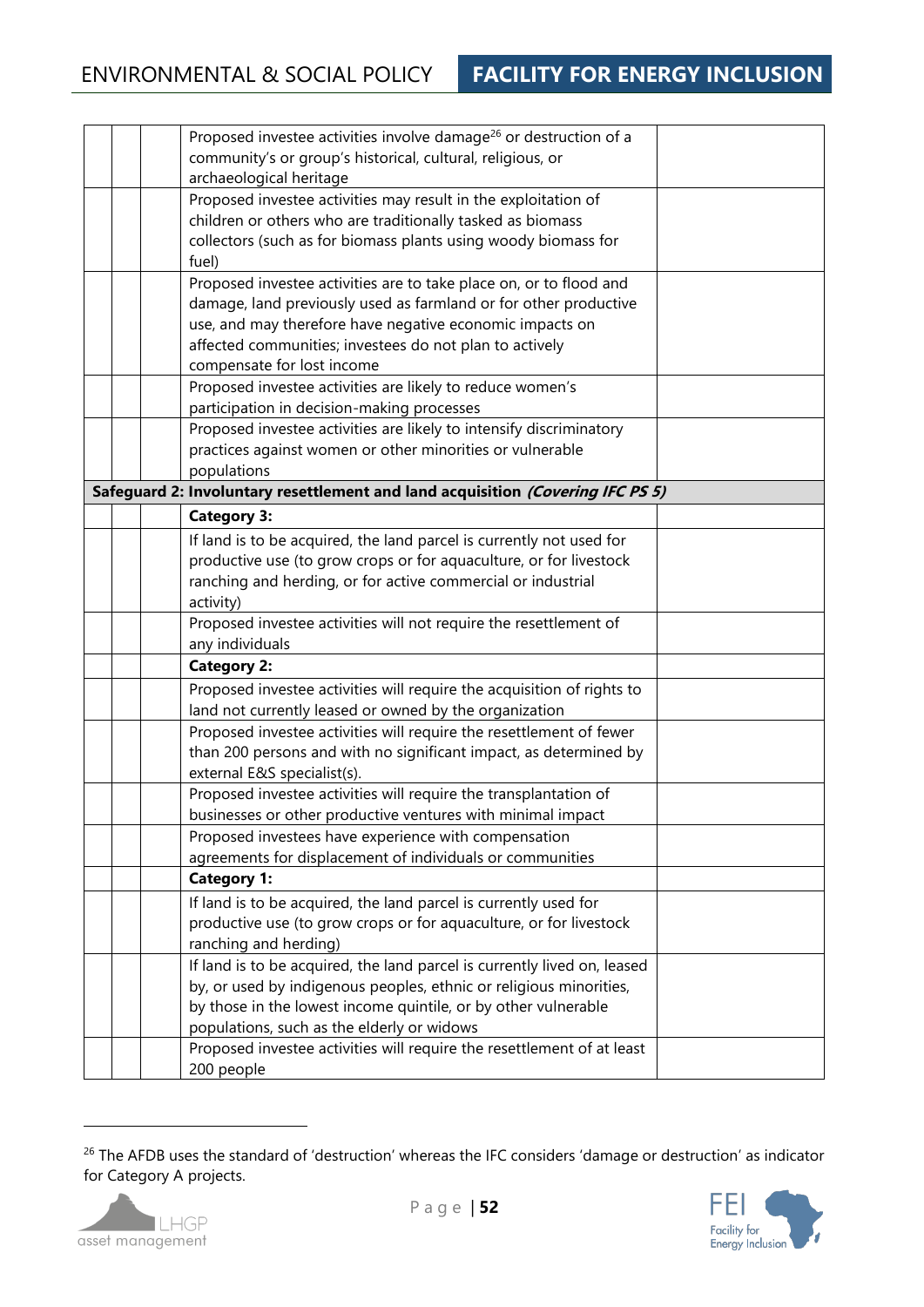| | | | | |
|---|---|---|---|---|
| | | | Proposed investee activities involve damage[26] or destruction of a community's or group's historical, cultural, religious, or archaeological heritage | |
| | | | Proposed investee activities may result in the exploitation of children or others who are traditionally tasked as biomass collectors (such as for biomass plants using woody biomass for fuel) | |
| | | | Proposed investee activities are to take place on, or to flood and damage, land previously used as farmland or for other productive use, and may therefore have negative economic impacts on affected communities; investees do not plan to actively compensate for lost income | |
| | | | Proposed investee activities are likely to reduce women's participation in decision-making processes | |
| | | | Proposed investee activities are likely to intensify discriminatory practices against women or other minorities or vulnerable populations | |
| **Safeguard 2: Involuntary resettlement and land acquisition *(Covering IFC PS 5)*** | | | | |
| | | | **Category 3:** | |
| | | | If land is to be acquired, the land parcel is currently not used for productive use (to grow crops or for aquaculture, or for livestock ranching and herding, or for active commercial or industrial activity) | |
| | | | Proposed investee activities will not require the resettlement of any individuals | |
| | | | **Category 2:** | |
| | | | Proposed investee activities will require the acquisition of rights to land not currently leased or owned by the organization | |
| | | | Proposed investee activities will require the resettlement of fewer than 200 persons and with no significant impact, as determined by external E&S specialist(s). | |
| | | | Proposed investee activities will require the transplantation of businesses or other productive ventures with minimal impact | |
| | | | Proposed investees have experience with compensation agreements for displacement of individuals or communities | |
| | | | **Category 1:** | |
| | | | If land is to be acquired, the land parcel is currently used for productive use (to grow crops or for aquaculture, or for livestock ranching and herding) | |
| | | | If land is to be acquired, the land parcel is currently lived on, leased by, or used by indigenous peoples, ethnic or religious minorities, by those in the lowest income quintile, or by other vulnerable populations, such as the elderly or widows | |
| | | | Proposed investee activities will require the resettlement of at least 200 people | |

[26] The AFDB uses the standard of 'destruction' whereas the IFC considers 'damage or destruction' as indicator for Category A projects.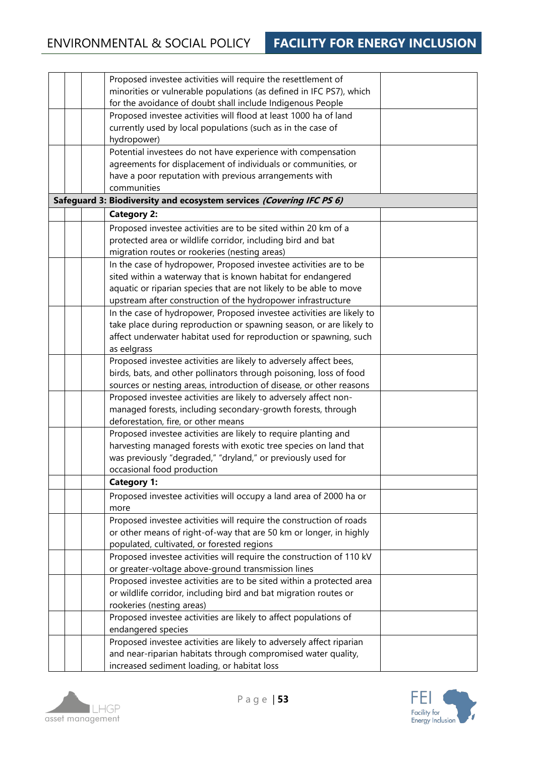| | | | | |
|---|---|---|---|---|
| | | | Proposed investee activities will require the resettlement of minorities or vulnerable populations (as defined in IFC PS7), which for the avoidance of doubt shall include Indigenous People | |
| | | | Proposed investee activities will flood at least 1000 ha of land currently used by local populations (such as in the case of hydropower) | |
| | | | Potential investees do not have experience with compensation agreements for displacement of individuals or communities, or have a poor reputation with previous arrangements with communities | |
| **Safeguard 3: Biodiversity and ecosystem services** ***(Covering IFC PS 6)*** | | | | |
| | | | **Category 2:** | |
| | | | Proposed investee activities are to be sited within 20 km of a protected area or wildlife corridor, including bird and bat migration routes or rookeries (nesting areas) | |
| | | | In the case of hydropower, Proposed investee activities are to be sited within a waterway that is known habitat for endangered aquatic or riparian species that are not likely to be able to move upstream after construction of the hydropower infrastructure | |
| | | | In the case of hydropower, Proposed investee activities are likely to take place during reproduction or spawning season, or are likely to affect underwater habitat used for reproduction or spawning, such as eelgrass | |
| | | | Proposed investee activities are likely to adversely affect bees, birds, bats, and other pollinators through poisoning, loss of food sources or nesting areas, introduction of disease, or other reasons | |
| | | | Proposed investee activities are likely to adversely affect non-managed forests, including secondary-growth forests, through deforestation, fire, or other means | |
| | | | Proposed investee activities are likely to require planting and harvesting managed forests with exotic tree species on land that was previously "degraded," "dryland," or previously used for occasional food production | |
| | | | **Category 1:** | |
| | | | Proposed investee activities will occupy a land area of 2000 ha or more | |
| | | | Proposed investee activities will require the construction of roads or other means of right-of-way that are 50 km or longer, in highly populated, cultivated, or forested regions | |
| | | | Proposed investee activities will require the construction of 110 kV or greater-voltage above-ground transmission lines | |
| | | | Proposed investee activities are to be sited within a protected area or wildlife corridor, including bird and bat migration routes or rookeries (nesting areas) | |
| | | | Proposed investee activities are likely to affect populations of endangered species | |
| | | | Proposed investee activities are likely to adversely affect riparian and near-riparian habitats through compromised water quality, increased sediment loading, or habitat loss | |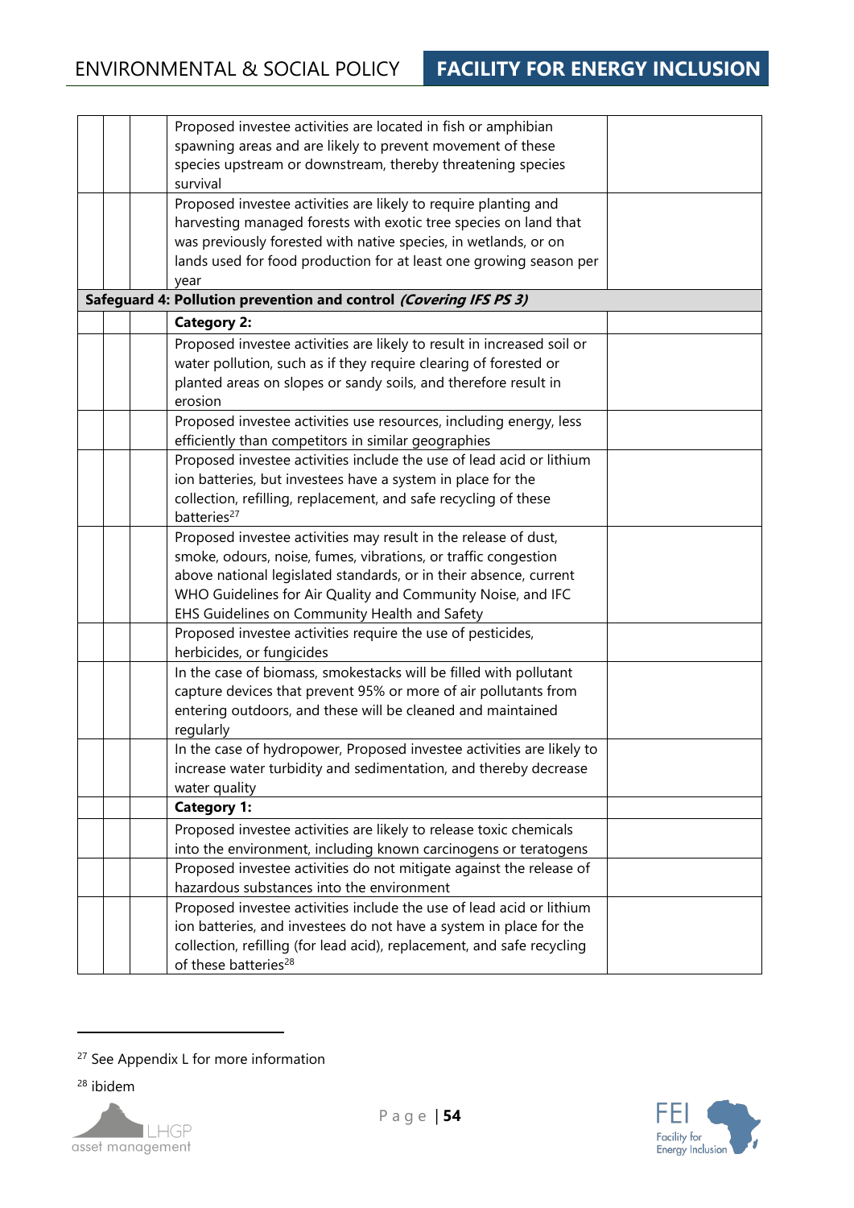| | | | | |
|---|---|---|---|---|
| | | | Proposed investee activities are located in fish or amphibian spawning areas and are likely to prevent movement of these species upstream or downstream, thereby threatening species survival | |
| | | | Proposed investee activities are likely to require planting and harvesting managed forests with exotic tree species on land that was previously forested with native species, in wetlands, or on lands used for food production for at least one growing season per year | |
| **Safeguard 4: Pollution prevention and control *(Covering IFS PS 3)*** | | | | |
| | | | **Category 2:** | |
| | | | Proposed investee activities are likely to result in increased soil or water pollution, such as if they require clearing of forested or planted areas on slopes or sandy soils, and therefore result in erosion | |
| | | | Proposed investee activities use resources, including energy, less efficiently than competitors in similar geographies | |
| | | | Proposed investee activities include the use of lead acid or lithium ion batteries, but investees have a system in place for the collection, refilling, replacement, and safe recycling of these batteries[27] | |
| | | | Proposed investee activities may result in the release of dust, smoke, odours, noise, fumes, vibrations, or traffic congestion above national legislated standards, or in their absence, current WHO Guidelines for Air Quality and Community Noise, and IFC EHS Guidelines on Community Health and Safety | |
| | | | Proposed investee activities require the use of pesticides, herbicides, or fungicides | |
| | | | In the case of biomass, smokestacks will be filled with pollutant capture devices that prevent 95% or more of air pollutants from entering outdoors, and these will be cleaned and maintained regularly | |
| | | | In the case of hydropower, Proposed investee activities are likely to increase water turbidity and sedimentation, and thereby decrease water quality | |
| | | | **Category 1:** | |
| | | | Proposed investee activities are likely to release toxic chemicals into the environment, including known carcinogens or teratogens | |
| | | | Proposed investee activities do not mitigate against the release of hazardous substances into the environment | |
| | | | Proposed investee activities include the use of lead acid or lithium ion batteries, and investees do not have a system in place for the collection, refilling (for lead acid), replacement, and safe recycling of these batteries[28] | |

[27] See Appendix L for more information

[28] ibidem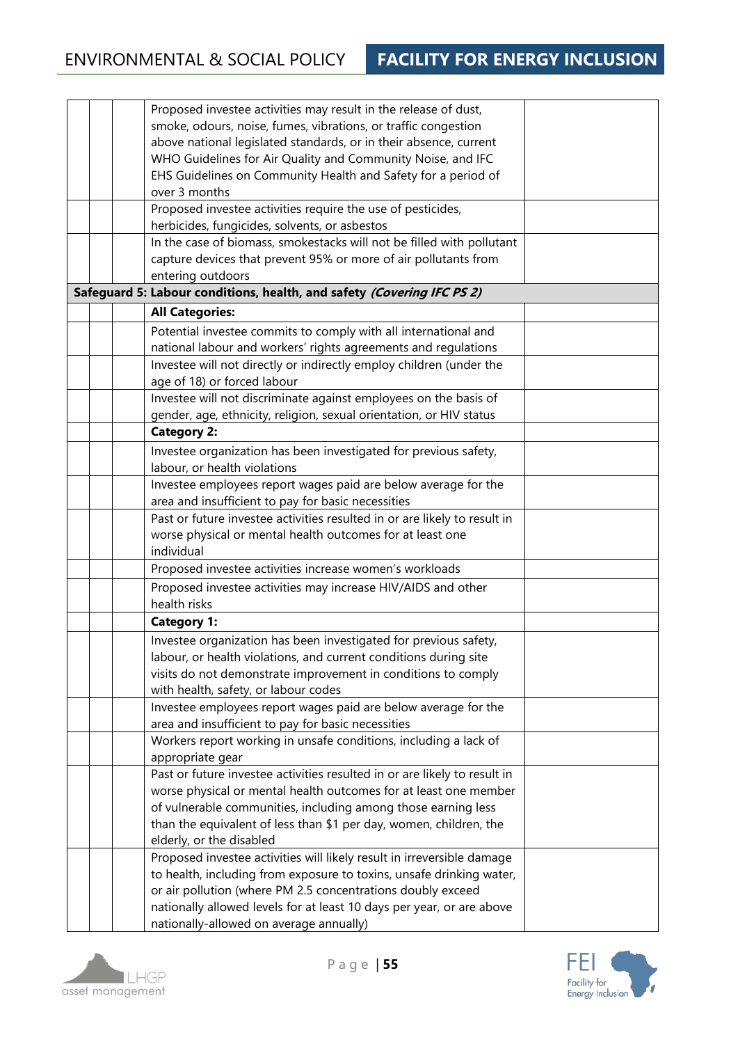| | | | | |
|---|---|---|---|---|
| | | | Proposed investee activities may result in the release of dust, smoke, odours, noise, fumes, vibrations, or traffic congestion above national legislated standards, or in their absence, current WHO Guidelines for Air Quality and Community Noise, and IFC EHS Guidelines on Community Health and Safety for a period of over 3 months | |
| | | | Proposed investee activities require the use of pesticides, herbicides, fungicides, solvents, or asbestos | |
| | | | In the case of biomass, smokestacks will not be filled with pollutant capture devices that prevent 95% or more of air pollutants from entering outdoors | |
| **Safeguard 5: Labour conditions, health, and safety *(Covering IFC PS 2)*** | | | | |
| | | | **All Categories:** | |
| | | | Potential investee commits to comply with all international and national labour and workers' rights agreements and regulations | |
| | | | Investee will not directly or indirectly employ children (under the age of 18) or forced labour | |
| | | | Investee will not discriminate against employees on the basis of gender, age, ethnicity, religion, sexual orientation, or HIV status | |
| | | | **Category 2:** | |
| | | | Investee organization has been investigated for previous safety, labour, or health violations | |
| | | | Investee employees report wages paid are below average for the area and insufficient to pay for basic necessities | |
| | | | Past or future investee activities resulted in or are likely to result in worse physical or mental health outcomes for at least one individual | |
| | | | Proposed investee activities increase women's workloads | |
| | | | Proposed investee activities may increase HIV/AIDS and other health risks | |
| | | | **Category 1:** | |
| | | | Investee organization has been investigated for previous safety, labour, or health violations, and current conditions during site visits do not demonstrate improvement in conditions to comply with health, safety, or labour codes | |
| | | | Investee employees report wages paid are below average for the area and insufficient to pay for basic necessities | |
| | | | Workers report working in unsafe conditions, including a lack of appropriate gear | |
| | | | Past or future investee activities resulted in or are likely to result in worse physical or mental health outcomes for at least one member of vulnerable communities, including among those earning less than the equivalent of less than $1 per day, women, children, the elderly, or the disabled | |
| | | | Proposed investee activities will likely result in irreversible damage to health, including from exposure to toxins, unsafe drinking water, or air pollution (where PM 2.5 concentrations doubly exceed nationally allowed levels for at least 10 days per year, or are above nationally-allowed on average annually) | |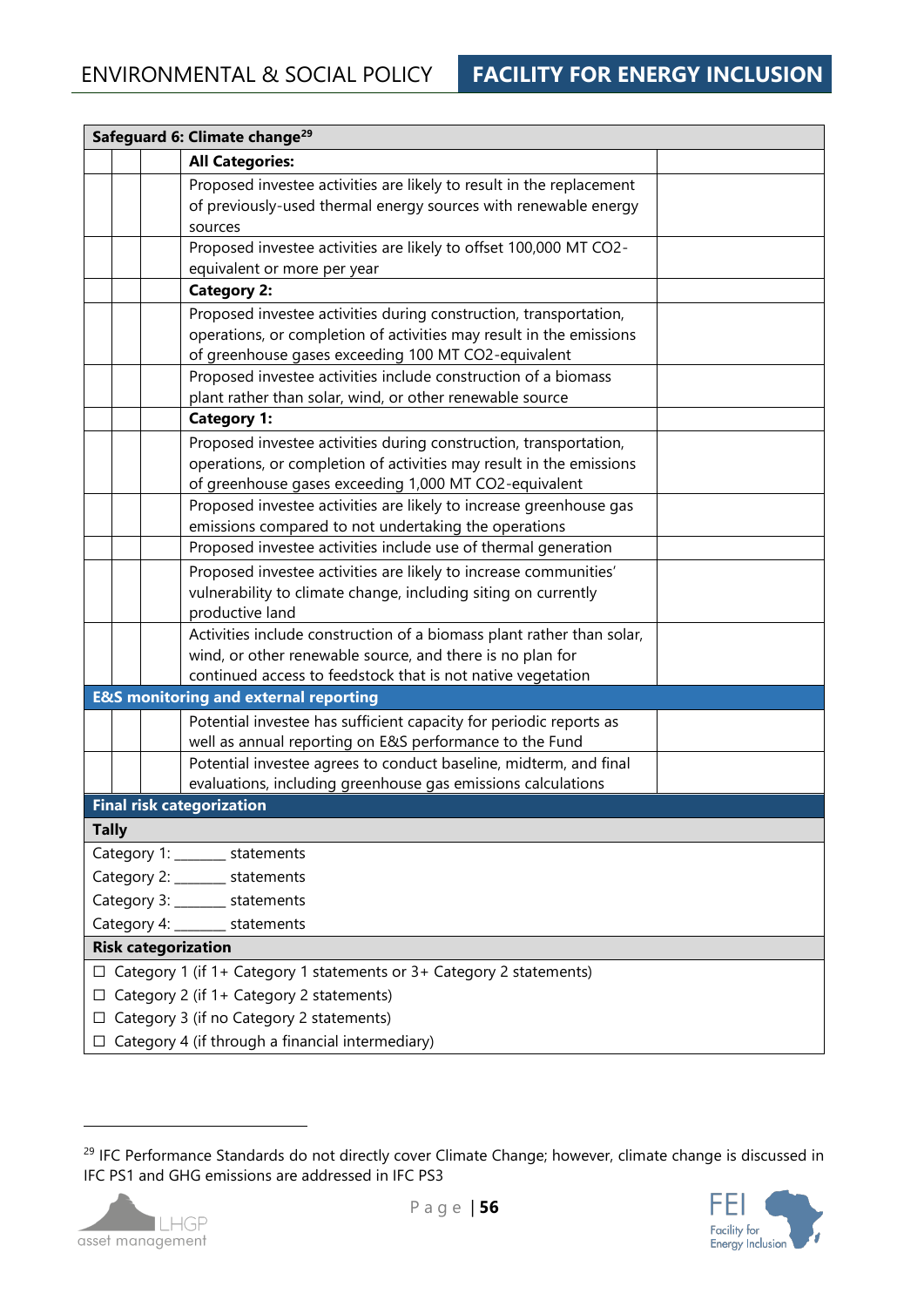| Safeguard 6: Climate change[29] | | | | |
|---|---|---|---|---|
| | | | **All Categories:** | |
| | | | Proposed investee activities are likely to result in the replacement of previously-used thermal energy sources with renewable energy sources | |
| | | | Proposed investee activities are likely to offset 100,000 MT CO2-equivalent or more per year | |
| | | | **Category 2:** | |
| | | | Proposed investee activities during construction, transportation, operations, or completion of activities may result in the emissions of greenhouse gases exceeding 100 MT CO2-equivalent | |
| | | | Proposed investee activities include construction of a biomass plant rather than solar, wind, or other renewable source | |
| | | | **Category 1:** | |
| | | | Proposed investee activities during construction, transportation, operations, or completion of activities may result in the emissions of greenhouse gases exceeding 1,000 MT CO2-equivalent | |
| | | | Proposed investee activities are likely to increase greenhouse gas emissions compared to not undertaking the operations | |
| | | | Proposed investee activities include use of thermal generation | |
| | | | Proposed investee activities are likely to increase communities' vulnerability to climate change, including siting on currently productive land | |
| | | | Activities include construction of a biomass plant rather than solar, wind, or other renewable source, and there is no plan for continued access to feedstock that is not native vegetation | |
| **E&S monitoring and external reporting** | | | | |
| | | | Potential investee has sufficient capacity for periodic reports as well as annual reporting on E&S performance to the Fund | |
| | | | Potential investee agrees to conduct baseline, midterm, and final evaluations, including greenhouse gas emissions calculations | |

**Final risk categorization**

**Tally**

Category 1: _______ statements

Category 2: _______ statements

Category 3: _______ statements

Category 4: _______ statements

**Risk categorization**

☐ Category 1 (if 1+ Category 1 statements or 3+ Category 2 statements)

☐ Category 2 (if 1+ Category 2 statements)

☐ Category 3 (if no Category 2 statements)

☐ Category 4 (if through a financial intermediary)

---

[29] IFC Performance Standards do not directly cover Climate Change; however, climate change is discussed in IFC PS1 and GHG emissions are addressed in IFC PS3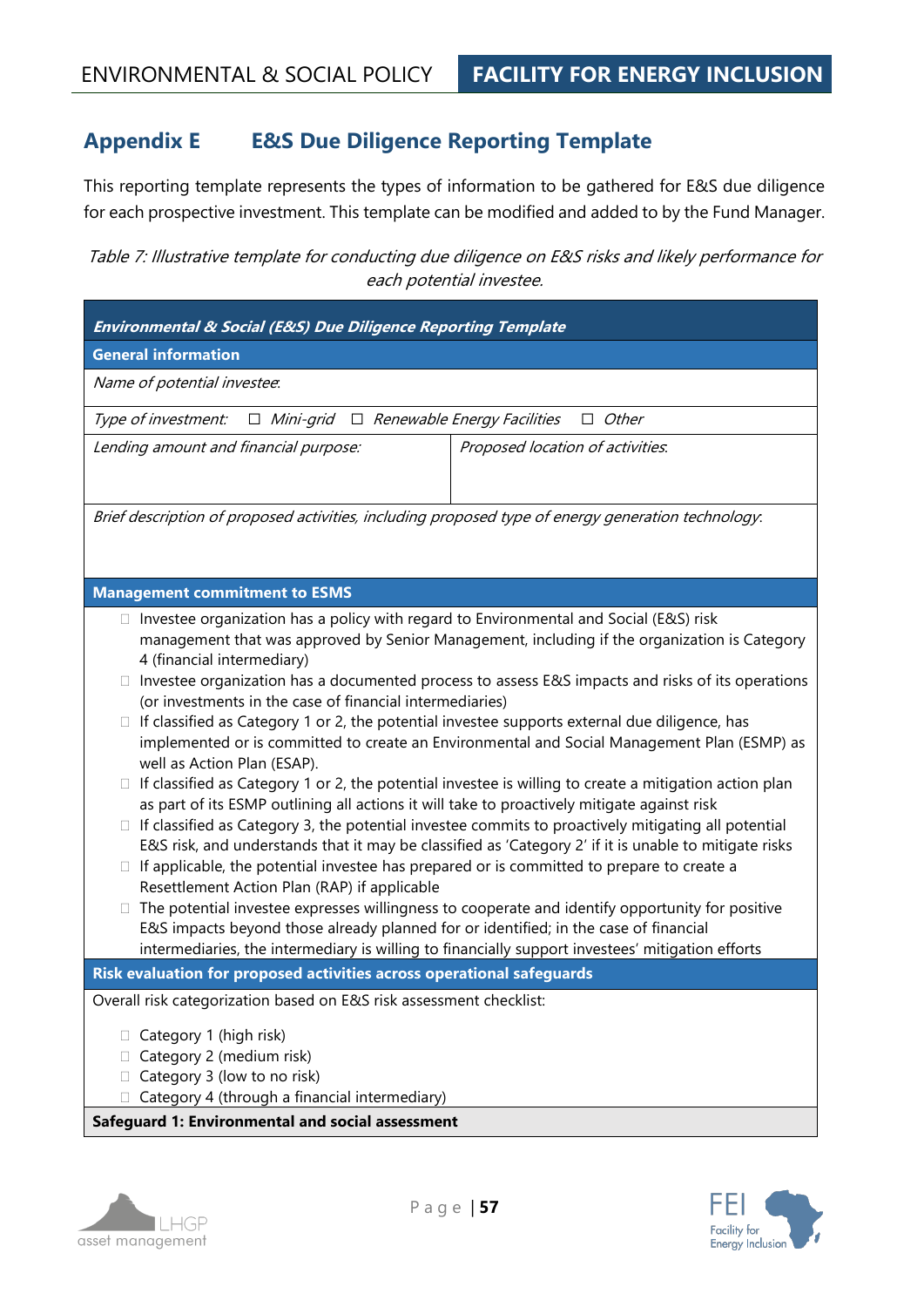## Appendix E E&S Due Diligence Reporting Template

This reporting template represents the types of information to be gathered for E&S due diligence for each prospective investment. This template can be modified and added to by the Fund Manager.

*Table 7: Illustrative template for conducting due diligence on E&S risks and likely performance for each potential investee.*

| ***Environmental & Social (E&S) Due Diligence Reporting Template*** | |
|---|---|
| **General information** | |
| *Name of potential investee:* | |
| *Type of investment:* ☐ *Mini-grid* ☐ *Renewable Energy Facilities* ☐ *Other* | |
| *Lending amount and financial purpose:* | *Proposed location of activities:* |
| *Brief description of proposed activities, including proposed type of energy generation technology:* | |
| **Management commitment to ESMS** | |
| ☐ Investee organization has a policy with regard to Environmental and Social (E&S) risk management that was approved by Senior Management, including if the organization is Category 4 (financial intermediary)<br>☐ Investee organization has a documented process to assess E&S impacts and risks of its operations (or investments in the case of financial intermediaries)<br>☐ If classified as Category 1 or 2, the potential investee supports external due diligence, has implemented or is committed to create an Environmental and Social Management Plan (ESMP) as well as Action Plan (ESAP).<br>☐ If classified as Category 1 or 2, the potential investee is willing to create a mitigation action plan as part of its ESMP outlining all actions it will take to proactively mitigate against risk<br>☐ If classified as Category 3, the potential investee commits to proactively mitigating all potential E&S risk, and understands that it may be classified as 'Category 2' if it is unable to mitigate risks<br>☐ If applicable, the potential investee has prepared or is committed to prepare to create a Resettlement Action Plan (RAP) if applicable<br>☐ The potential investee expresses willingness to cooperate and identify opportunity for positive E&S impacts beyond those already planned for or identified; in the case of financial intermediaries, the intermediary is willing to financially support investees' mitigation efforts | |
| **Risk evaluation for proposed activities across operational safeguards** | |
| Overall risk categorization based on E&S risk assessment checklist:<br><br>☐ Category 1 (high risk)<br>☐ Category 2 (medium risk)<br>☐ Category 3 (low to no risk)<br>☐ Category 4 (through a financial intermediary) | |
| **Safeguard 1: Environmental and social assessment** | |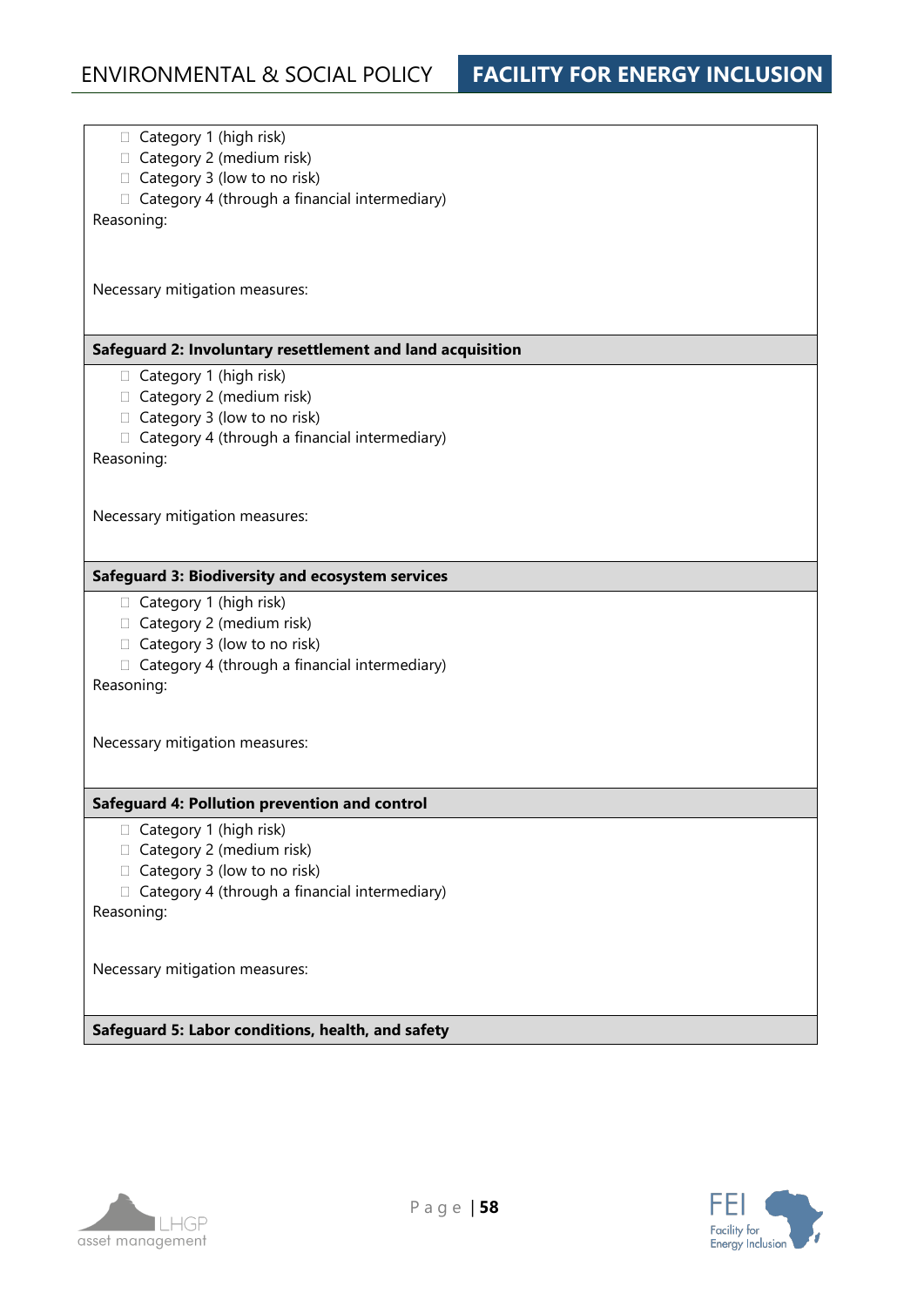- ☐ Category 1 (high risk)
- ☐ Category 2 (medium risk)
- ☐ Category 3 (low to no risk)
- ☐ Category 4 (through a financial intermediary)

Reasoning:

Necessary mitigation measures:

**Safeguard 2: Involuntary resettlement and land acquisition**

- ☐ Category 1 (high risk)
- ☐ Category 2 (medium risk)
- ☐ Category 3 (low to no risk)
- ☐ Category 4 (through a financial intermediary)

Reasoning:

Necessary mitigation measures:

**Safeguard 3: Biodiversity and ecosystem services**

- ☐ Category 1 (high risk)
- ☐ Category 2 (medium risk)
- ☐ Category 3 (low to no risk)
- ☐ Category 4 (through a financial intermediary)

Reasoning:

Necessary mitigation measures:

**Safeguard 4: Pollution prevention and control**

- ☐ Category 1 (high risk)
- ☐ Category 2 (medium risk)
- ☐ Category 3 (low to no risk)
- ☐ Category 4 (through a financial intermediary)

Reasoning:

Necessary mitigation measures:

**Safeguard 5: Labor conditions, health, and safety**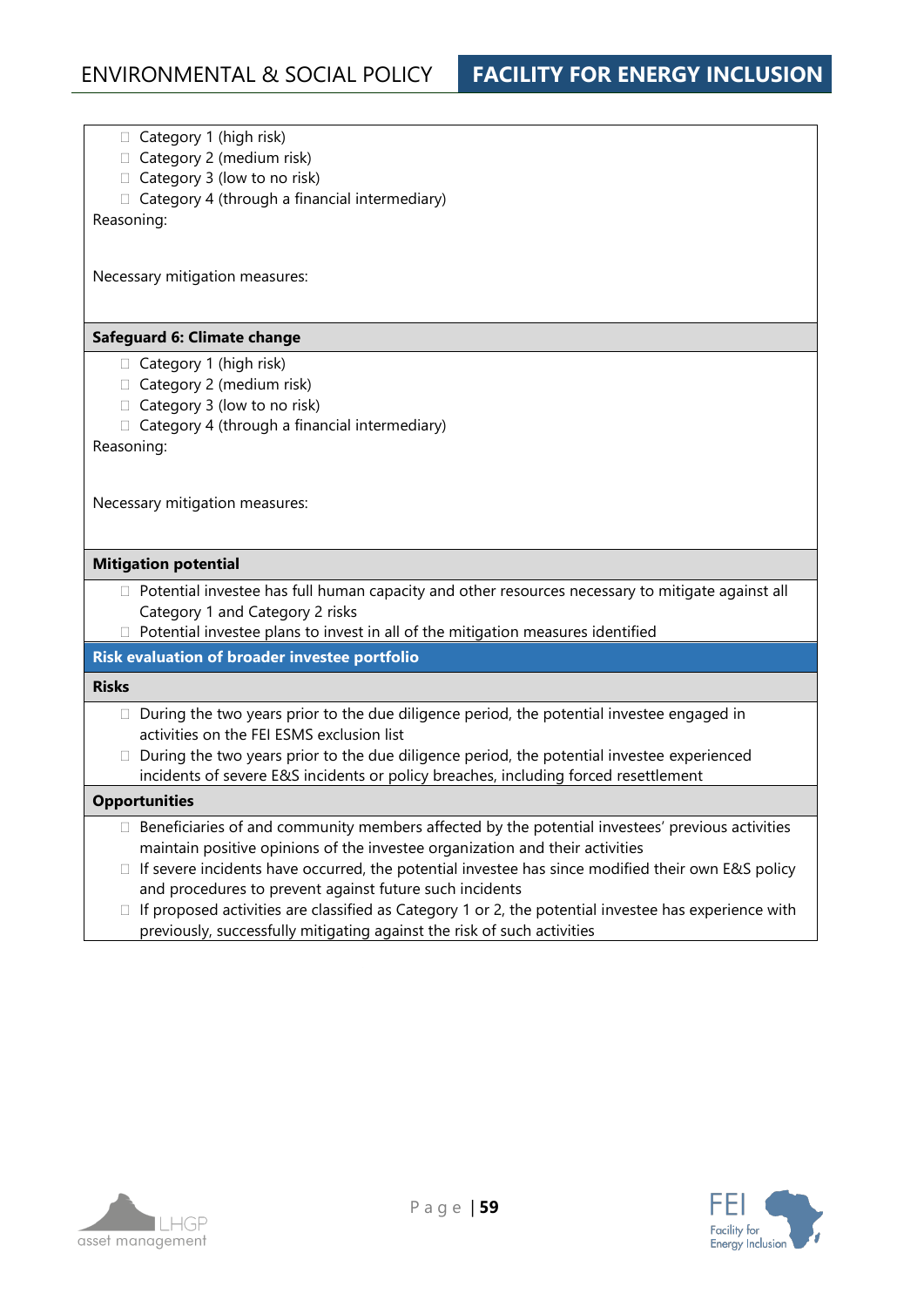- ☐ Category 1 (high risk)
- ☐ Category 2 (medium risk)
- ☐ Category 3 (low to no risk)
- ☐ Category 4 (through a financial intermediary)

Reasoning:

Necessary mitigation measures:

**Safeguard 6: Climate change**

- ☐ Category 1 (high risk)
- ☐ Category 2 (medium risk)
- ☐ Category 3 (low to no risk)
- ☐ Category 4 (through a financial intermediary)

Reasoning:

Necessary mitigation measures:

**Mitigation potential**

- ☐ Potential investee has full human capacity and other resources necessary to mitigate against all Category 1 and Category 2 risks
- ☐ Potential investee plans to invest in all of the mitigation measures identified

**Risk evaluation of broader investee portfolio**

**Risks**

- ☐ During the two years prior to the due diligence period, the potential investee engaged in activities on the FEI ESMS exclusion list
- ☐ During the two years prior to the due diligence period, the potential investee experienced incidents of severe E&S incidents or policy breaches, including forced resettlement

**Opportunities**

- ☐ Beneficiaries of and community members affected by the potential investees' previous activities maintain positive opinions of the investee organization and their activities
- ☐ If severe incidents have occurred, the potential investee has since modified their own E&S policy and procedures to prevent against future such incidents
- ☐ If proposed activities are classified as Category 1 or 2, the potential investee has experience with previously, successfully mitigating against the risk of such activities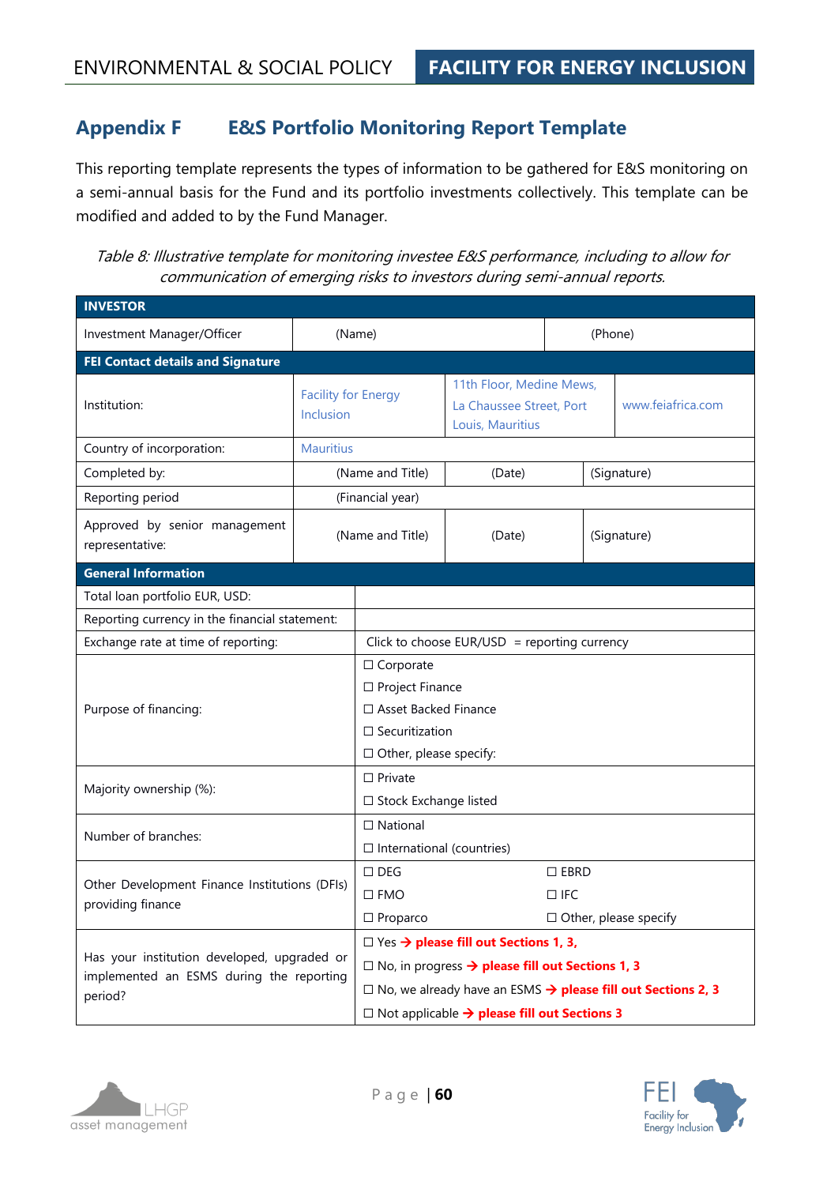## Appendix F E&S Portfolio Monitoring Report Template

This reporting template represents the types of information to be gathered for E&S monitoring on a semi-annual basis for the Fund and its portfolio investments collectively. This template can be modified and added to by the Fund Manager.

*Table 8: Illustrative template for monitoring investee E&S performance, including to allow for communication of emerging risks to investors during semi-annual reports.*

| **INVESTOR** | | | |
|---|---|---|---|
| Investment Manager/Officer | (Name) | | (Phone) |
| **FEI Contact details and Signature** | | | |
| Institution: | Facility for Energy Inclusion | 11th Floor, Medine Mews, La Chaussee Street, Port Louis, Mauritius | www.feiafrica.com |
| Country of incorporation: | Mauritius | | |
| Completed by: | (Name and Title) | (Date) | (Signature) |
| Reporting period | (Financial year) | | |
| Approved by senior management representative: | (Name and Title) | (Date) | (Signature) |
| **General Information** | | | |
| Total loan portfolio EUR, USD: | | | |
| Reporting currency in the financial statement: | | | |
| Exchange rate at time of reporting: | Click to choose EUR/USD = reporting currency | | |
| Purpose of financing: | ☐ Corporate<br>☐ Project Finance<br>☐ Asset Backed Finance<br>☐ Securitization<br>☐ Other, please specify: | | |
| Majority ownership (%): | ☐ Private<br>☐ Stock Exchange listed | | |
| Number of branches: | ☐ National<br>☐ International (countries) | | |
| Other Development Finance Institutions (DFIs) providing finance | ☐ DEG<br>☐ FMO<br>☐ Proparco | ☐ EBRD<br>☐ IFC<br>☐ Other, please specify | |
| Has your institution developed, upgraded or implemented an ESMS during the reporting period? | ☐ Yes → **please fill out Sections 1, 3,**<br>☐ No, in progress → **please fill out Sections 1, 3**<br>☐ No, we already have an ESMS → **please fill out Sections 2, 3**<br>☐ Not applicable → **please fill out Sections 3** | | |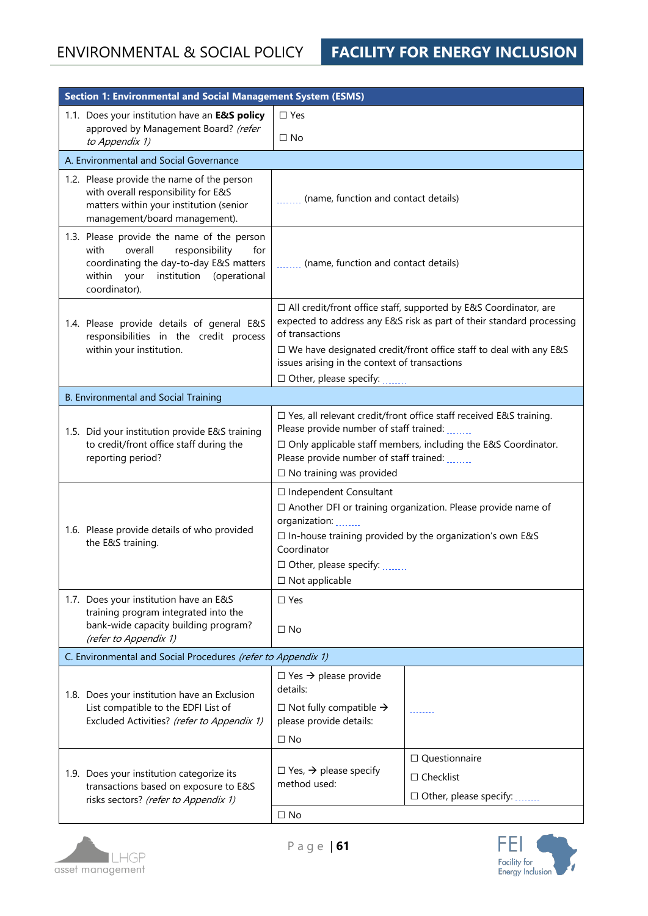| Section 1: Environmental and Social Management System (ESMS) | | |
|---|---|---|
| 1.1. Does your institution have an **E&S policy** approved by Management Board? *(refer to Appendix 1)* | ☐ Yes<br>☐ No | |
| A. Environmental and Social Governance | | |
| 1.2. Please provide the name of the person with overall responsibility for E&S matters within your institution (senior management/board management). | ……… (name, function and contact details) | |
| 1.3. Please provide the name of the person with overall responsibility for coordinating the day-to-day E&S matters within your institution (operational coordinator). | ……… (name, function and contact details) | |
| 1.4. Please provide details of general E&S responsibilities in the credit process within your institution. | ☐ All credit/front office staff, supported by E&S Coordinator, are expected to address any E&S risk as part of their standard processing of transactions<br>☐ We have designated credit/front office staff to deal with any E&S issues arising in the context of transactions<br>☐ Other, please specify: ……… | |
| B. Environmental and Social Training | | |
| 1.5. Did your institution provide E&S training to credit/front office staff during the reporting period? | ☐ Yes, all relevant credit/front office staff received E&S training. Please provide number of staff trained: ………<br>☐ Only applicable staff members, including the E&S Coordinator. Please provide number of staff trained: ………<br>☐ No training was provided | |
| 1.6. Please provide details of who provided the E&S training. | ☐ Independent Consultant<br>☐ Another DFI or training organization. Please provide name of organization: ………<br>☐ In-house training provided by the organization's own E&S Coordinator<br>☐ Other, please specify: ………<br>☐ Not applicable | |
| 1.7. Does your institution have an E&S training program integrated into the bank-wide capacity building program? *(refer to Appendix 1)* | ☐ Yes<br>☐ No | |
| C. Environmental and Social Procedures *(refer to Appendix 1)* | | |
| 1.8. Does your institution have an Exclusion List compatible to the EDFI List of Excluded Activities? *(refer to Appendix 1)* | ☐ Yes → please provide details:<br>☐ Not fully compatible → please provide details:<br>☐ No | ……… |
| 1.9. Does your institution categorize its transactions based on exposure to E&S risks sectors? *(refer to Appendix 1)* | ☐ Yes, → please specify method used: | ☐ Questionnaire<br>☐ Checklist<br>☐ Other, please specify: ……… |
| | ☐ No | |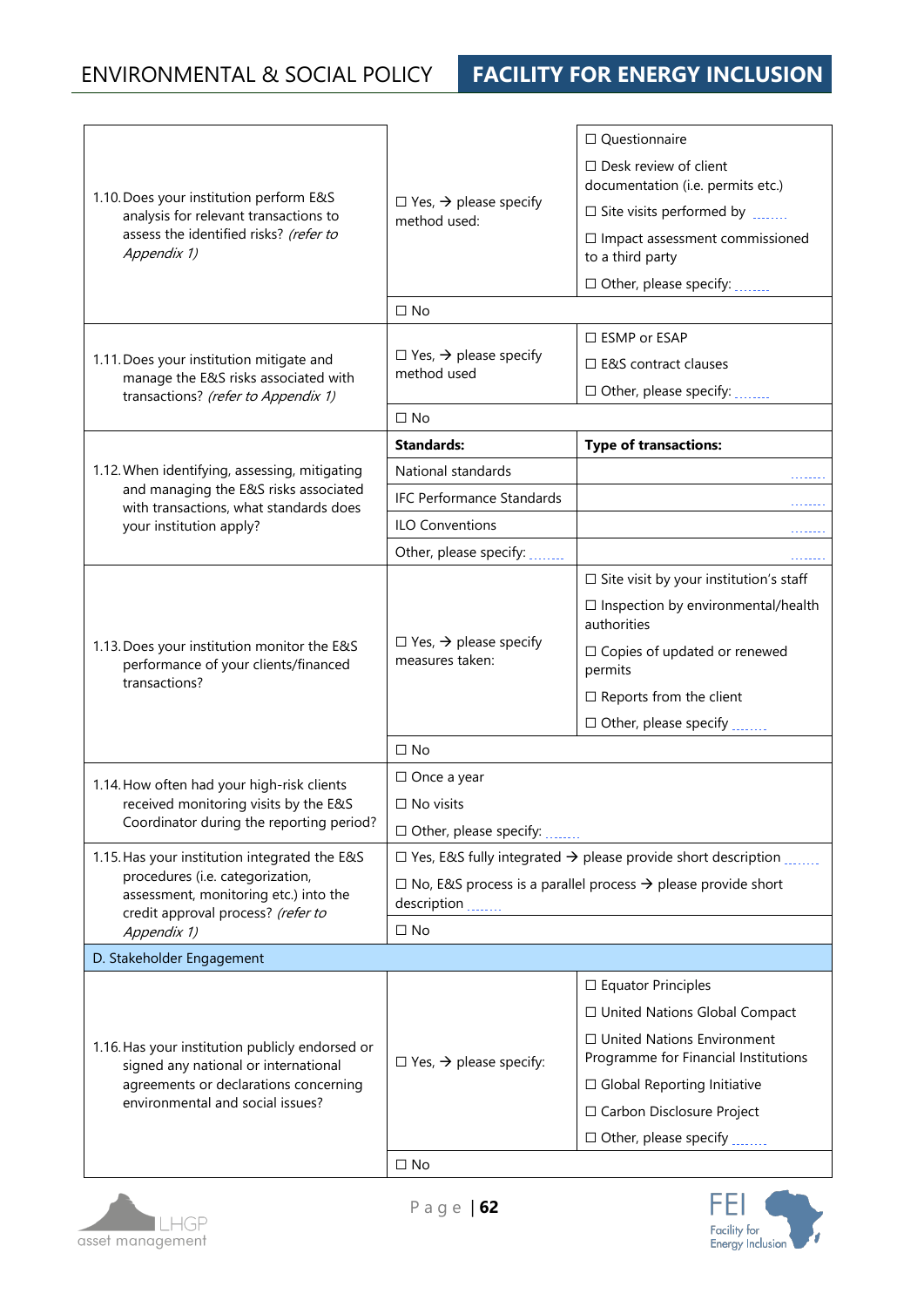| | | |
|---|---|---|
| 1.10. Does your institution perform E&S analysis for relevant transactions to assess the identified risks? *(refer to Appendix 1)* | ☐ Yes, → please specify method used: | ☐ Questionnaire<br>☐ Desk review of client documentation (i.e. permits etc.)<br>☐ Site visits performed by ........<br>☐ Impact assessment commissioned to a third party<br>☐ Other, please specify: ........ |
| | ☐ No | |
| 1.11. Does your institution mitigate and manage the E&S risks associated with transactions? *(refer to Appendix 1)* | ☐ Yes, → please specify method used | ☐ ESMP or ESAP<br>☐ E&S contract clauses<br>☐ Other, please specify: ........ |
| | ☐ No | |
| 1.12. When identifying, assessing, mitigating and managing the E&S risks associated with transactions, what standards does your institution apply? | **Standards:** | **Type of transactions:** |
| | National standards | ........ |
| | IFC Performance Standards | ........ |
| | ILO Conventions | ........ |
| | Other, please specify: ........ | ........ |
| 1.13. Does your institution monitor the E&S performance of your clients/financed transactions? | ☐ Yes, → please specify measures taken: | ☐ Site visit by your institution's staff<br>☐ Inspection by environmental/health authorities<br>☐ Copies of updated or renewed permits<br>☐ Reports from the client<br>☐ Other, please specify ........ |
| | ☐ No | |
| 1.14. How often had your high-risk clients received monitoring visits by the E&S Coordinator during the reporting period? | ☐ Once a year<br>☐ No visits<br>☐ Other, please specify: ........ | |
| 1.15. Has your institution integrated the E&S procedures (i.e. categorization, assessment, monitoring etc.) into the credit approval process? *(refer to Appendix 1)* | ☐ Yes, E&S fully integrated → please provide short description ........<br>☐ No, E&S process is a parallel process → please provide short description ........ | |
| | ☐ No | |
| **D. Stakeholder Engagement** | | |
| 1.16. Has your institution publicly endorsed or signed any national or international agreements or declarations concerning environmental and social issues? | ☐ Yes, → please specify: | ☐ Equator Principles<br>☐ United Nations Global Compact<br>☐ United Nations Environment Programme for Financial Institutions<br>☐ Global Reporting Initiative<br>☐ Carbon Disclosure Project<br>☐ Other, please specify ........ |
| | ☐ No | |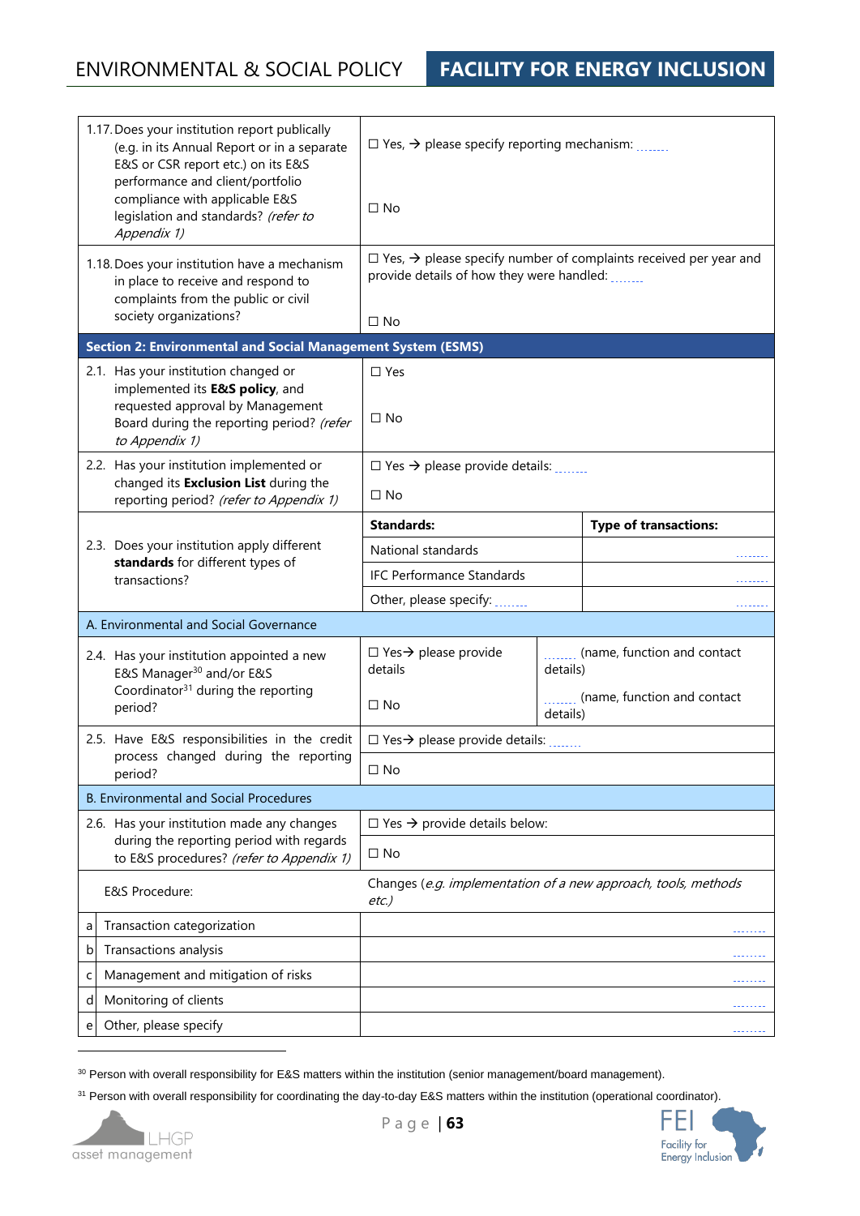| | |
|---|---|
| 1.17. Does your institution report publically (e.g. in its Annual Report or in a separate E&S or CSR report etc.) on its E&S performance and client/portfolio compliance with applicable E&S legislation and standards? *(refer to Appendix 1)* | ☐ Yes, → please specify reporting mechanism: ........<br><br>☐ No |
| 1.18. Does your institution have a mechanism in place to receive and respond to complaints from the public or civil society organizations? | ☐ Yes, → please specify number of complaints received per year and provide details of how they were handled: ........<br><br>☐ No |

**Section 2: Environmental and Social Management System (ESMS)**

| | | |
|---|---|---|
| 2.1. Has your institution changed or implemented its **E&S policy**, and requested approval by Management Board during the reporting period? *(refer to Appendix 1)* | ☐ Yes<br><br>☐ No | |
| 2.2. Has your institution implemented or changed its **Exclusion List** during the reporting period? *(refer to Appendix 1)* | ☐ Yes → please provide details: ........<br><br>☐ No | |
| 2.3. Does your institution apply different **standards** for different types of transactions? | **Standards:** | **Type of transactions:** |
| | National standards | ........ |
| | IFC Performance Standards | ........ |
| | Other, please specify: ........ | ........ |

A. Environmental and Social Governance

| | | |
|---|---|---|
| 2.4. Has your institution appointed a new E&S Manager[30] and/or E&S Coordinator[31] during the reporting period? | ☐ Yes→ please provide details<br><br>☐ No | ........ (name, function and contact details)<br><br>........ (name, function and contact details) |
| 2.5. Have E&S responsibilities in the credit process changed during the reporting period? | ☐ Yes→ please provide details: ........<br><br>☐ No | |

B. Environmental and Social Procedures

| | | |
|---|---|---|
| 2.6. Has your institution made any changes during the reporting period with regards to E&S procedures? *(refer to Appendix 1)* | | ☐ Yes → provide details below:<br><br>☐ No |
| | E&S Procedure: | Changes (*e.g. implementation of a new approach, tools, methods etc.)* |
| a | Transaction categorization | ........ |
| b | Transactions analysis | ........ |
| c | Management and mitigation of risks | ........ |
| d | Monitoring of clients | ........ |
| e | Other, please specify | ........ |

---

[30] Person with overall responsibility for E&S matters within the institution (senior management/board management).

[31] Person with overall responsibility for coordinating the day-to-day E&S matters within the institution (operational coordinator).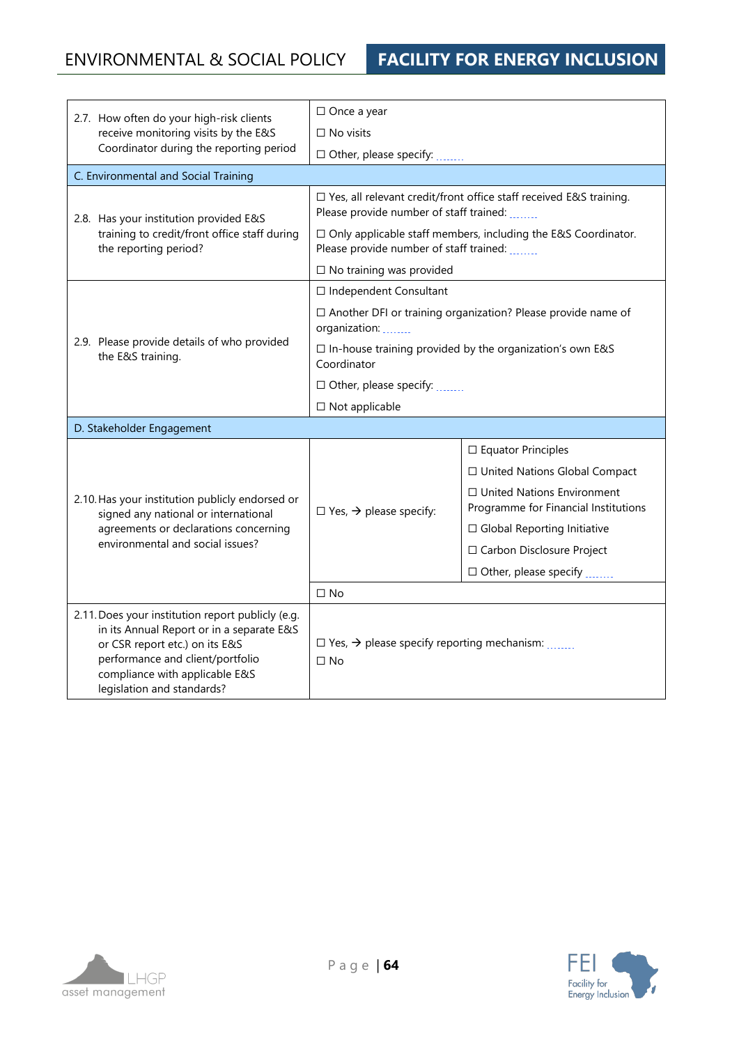| | | |
|---|---|---|
| 2.7. How often do your high-risk clients receive monitoring visits by the E&S Coordinator during the reporting period | ☐ Once a year<br>☐ No visits<br>☐ Other, please specify: ........ | |
| **C. Environmental and Social Training** | | |
| 2.8. Has your institution provided E&S training to credit/front office staff during the reporting period? | ☐ Yes, all relevant credit/front office staff received E&S training. Please provide number of staff trained: ........<br>☐ Only applicable staff members, including the E&S Coordinator. Please provide number of staff trained: ........<br>☐ No training was provided | |
| 2.9. Please provide details of who provided the E&S training. | ☐ Independent Consultant<br>☐ Another DFI or training organization? Please provide name of organization: ........<br>☐ In-house training provided by the organization's own E&S Coordinator<br>☐ Other, please specify: ........<br>☐ Not applicable | |
| **D. Stakeholder Engagement** | | |
| 2.10. Has your institution publicly endorsed or signed any national or international agreements or declarations concerning environmental and social issues? | ☐ Yes, → please specify: | ☐ Equator Principles<br>☐ United Nations Global Compact<br>☐ United Nations Environment Programme for Financial Institutions<br>☐ Global Reporting Initiative<br>☐ Carbon Disclosure Project<br>☐ Other, please specify ........ |
| | ☐ No | |
| 2.11. Does your institution report publicly (e.g. in its Annual Report or in a separate E&S or CSR report etc.) on its E&S performance and client/portfolio compliance with applicable E&S legislation and standards? | ☐ Yes, → please specify reporting mechanism: ........<br>☐ No | |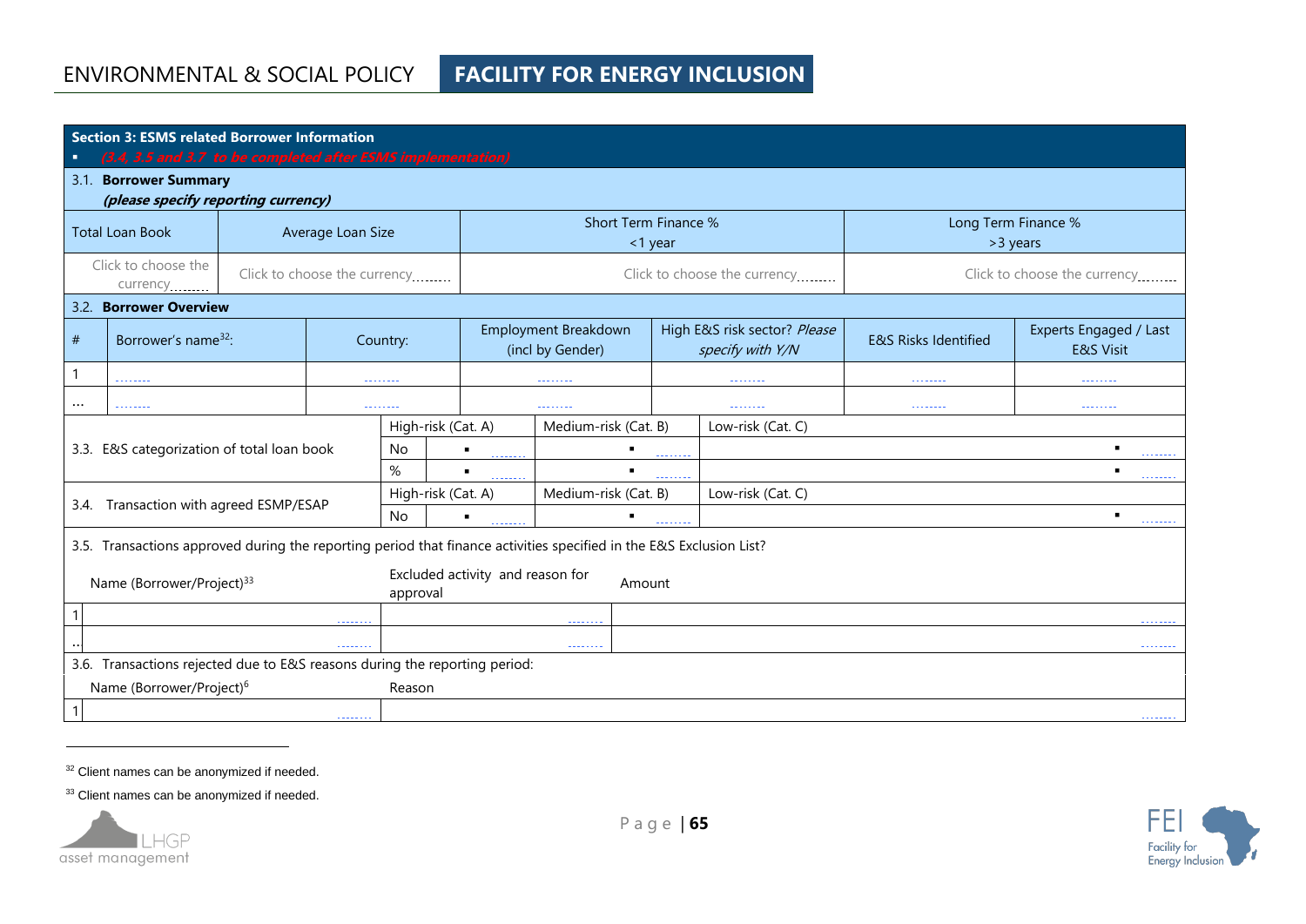**Section 3: ESMS related Borrower Information**

- *(3.4, 3.5 and 3.7 to be completed after ESMS implementation)*

3.1. **Borrower Summary**
***(please specify reporting currency)***

| Total Loan Book | Average Loan Size | Short Term Finance % <1 year | Long Term Finance % >3 years |
|---|---|---|---|
| Click to choose the currency........ | Click to choose the currency........ | Click to choose the currency........ | Click to choose the currency........ |

3.2. **Borrower Overview**

| # | Borrower's name[32]: | Country: | Employment Breakdown (incl by Gender) | High E&S risk sector? *Please specify with Y/N* | E&S Risks Identified | Experts Engaged / Last E&S Visit |
|---|---|---|---|---|---|---|
| 1 | ........ | ........ | ........ | ........ | ........ | ........ |
| ... | ........ | ........ | ........ | ........ | ........ | ........ |

| | | High-risk (Cat. A) | Medium-risk (Cat. B) | Low-risk (Cat. C) |
|---|---|---|---|---|
| 3.3. E&S categorization of total loan book | No | ▪ ........ | ▪ ........ | ▪ ........ |
| | % | ▪ ........ | ▪ ........ | ▪ ........ |
| 3.4. Transaction with agreed ESMP/ESAP | | High-risk (Cat. A) | Medium-risk (Cat. B) | Low-risk (Cat. C) |
| | No | ▪ ........ | ▪ ........ | ▪ ........ |

3.5. Transactions approved during the reporting period that finance activities specified in the E&S Exclusion List?

| # | Name (Borrower/Project)[33] | Excluded activity and reason for approval | Amount |
|---|---|---|---|
| 1 | ........ | ........ | ........ |
| .. | ........ | ........ | ........ |

3.6. Transactions rejected due to E&S reasons during the reporting period:

| # | Name (Borrower/Project)[6] | Reason |
|---|---|---|
| 1 | ........ | ........ |

[32] Client names can be anonymized if needed.

[33] Client names can be anonymized if needed.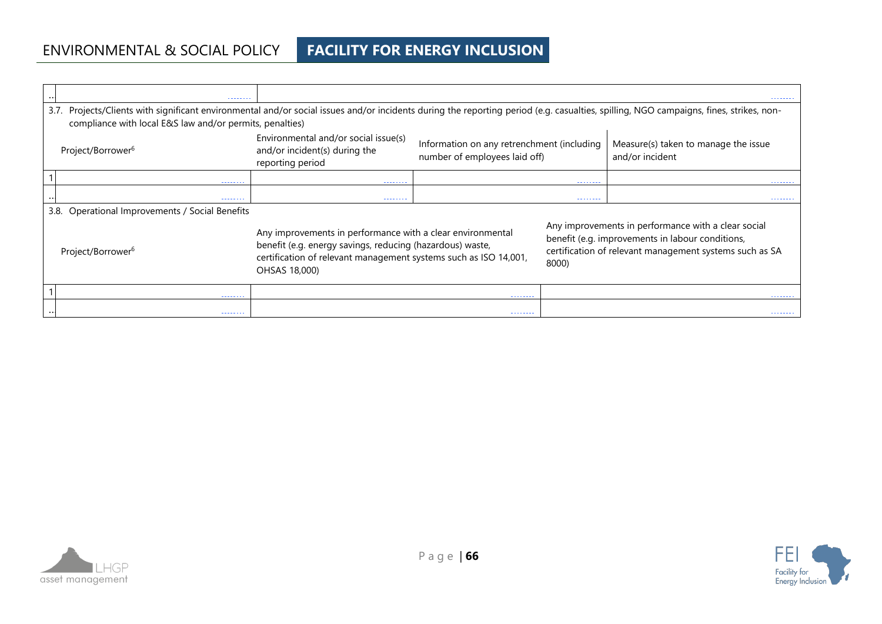| .. | ........ | ........ |
|---|---|---|

**3.7. Projects/Clients with significant environmental and/or social issues and/or incidents during the reporting period (e.g. casualties, spilling, NGO campaigns, fines, strikes, non-compliance with local E&S law and/or permits, penalties)**

| | Project/Borrower[6] | Environmental and/or social issue(s) and/or incident(s) during the reporting period | Information on any retrenchment (including number of employees laid off) | Measure(s) taken to manage the issue and/or incident |
|---|---|---|---|---|
| 1 | ........ | ........ | ........ | ........ |
| .. | ........ | ........ | ........ | ........ |

**3.8. Operational Improvements / Social Benefits**

| | Project/Borrower[6] | Any improvements in performance with a clear environmental benefit (e.g. energy savings, reducing (hazardous) waste, certification of relevant management systems such as ISO 14,001, OHSAS 18,000) | Any improvements in performance with a clear social benefit (e.g. improvements in labour conditions, certification of relevant management systems such as SA 8000) |
|---|---|---|---|
| 1 | ........ | ........ | ........ |
| .. | ........ | ........ | ........ |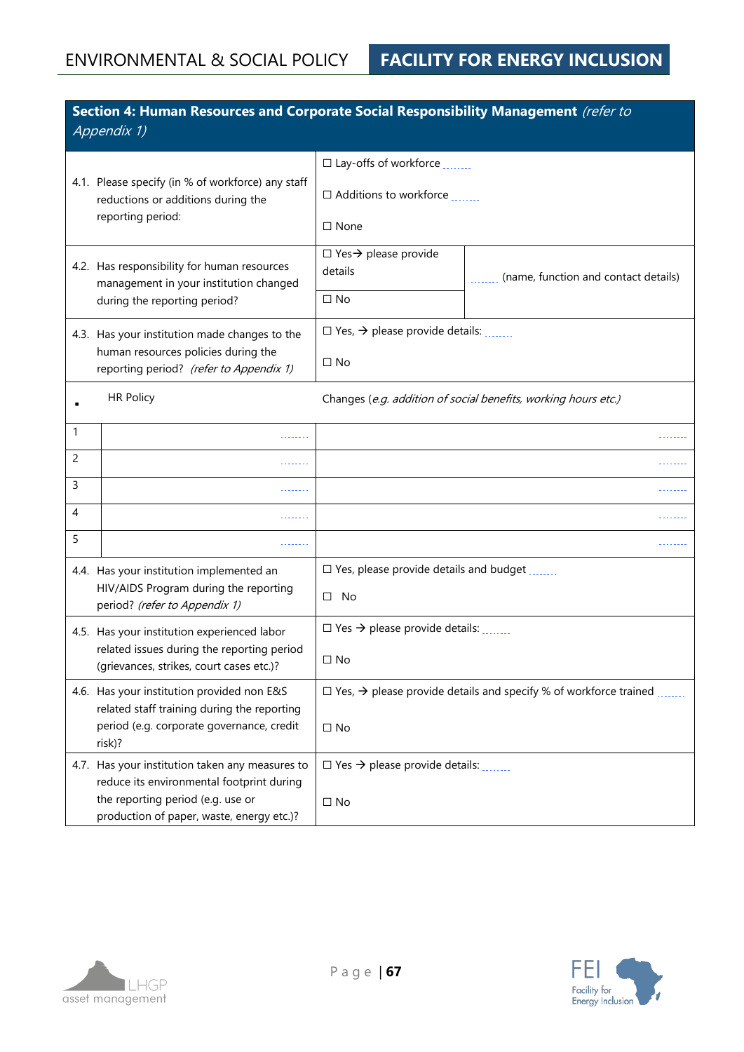| **Section 4: Human Resources and Corporate Social Responsibility Management** *(refer to Appendix 1)* | | | |
|---|---|---|---|
| 4.1. Please specify (in % of workforce) any staff reductions or additions during the reporting period: | | ☐ Lay-offs of workforce ........<br><br>☐ Additions to workforce ........<br><br>☐ None | |
| 4.2. Has responsibility for human resources management in your institution changed during the reporting period? | | ☐ Yes→ please provide details<br><br>☐ No | ........ (name, function and contact details) |
| 4.3. Has your institution made changes to the human resources policies during the reporting period? *(refer to Appendix 1)* | | ☐ Yes, → please provide details: ........<br><br>☐ No | |
| ▪ | HR Policy | Changes (*e.g. addition of social benefits, working hours etc.)* | |
| 1 | ........ | ........ | |
| 2 | ........ | ........ | |
| 3 | ........ | ........ | |
| 4 | ........ | ........ | |
| 5 | ........ | ........ | |
| 4.4. Has your institution implemented an HIV/AIDS Program during the reporting period? *(refer to Appendix 1)* | | ☐ Yes, please provide details and budget ........<br><br>☐ No | |
| 4.5. Has your institution experienced labor related issues during the reporting period (grievances, strikes, court cases etc.)? | | ☐ Yes → please provide details: ........<br><br>☐ No | |
| 4.6. Has your institution provided non E&S related staff training during the reporting period (e.g. corporate governance, credit risk)? | | ☐ Yes, → please provide details and specify % of workforce trained ........<br><br>☐ No | |
| 4.7. Has your institution taken any measures to reduce its environmental footprint during the reporting period (e.g. use or production of paper, waste, energy etc.)? | | ☐ Yes → please provide details: ........<br><br>☐ No | |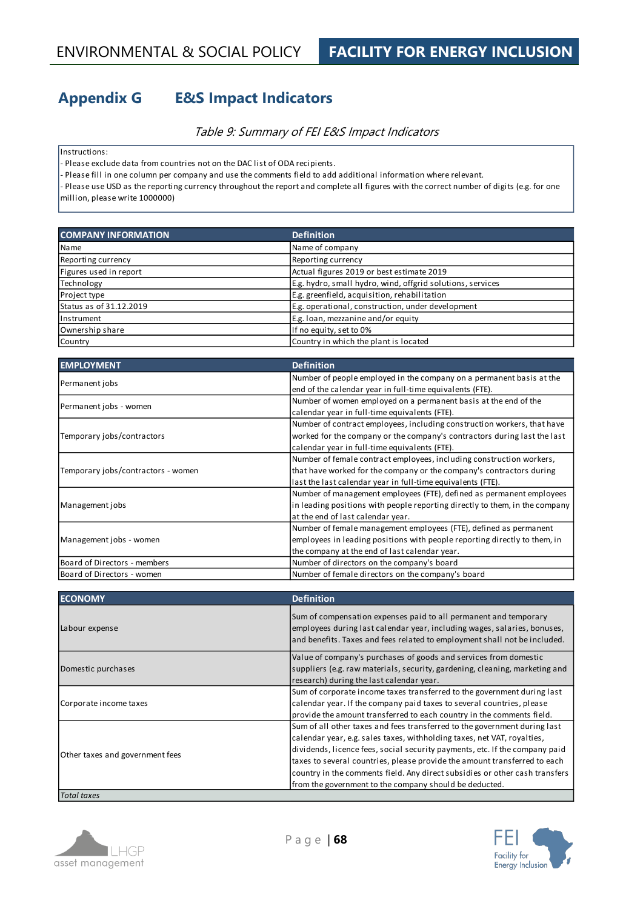## Appendix G E&S Impact Indicators

*Table 9: Summary of FEI E&S Impact Indicators*

Instructions:
- Please exclude data from countries not on the DAC list of ODA recipients.
- Please fill in one column per company and use the comments field to add additional information where relevant.
- Please use USD as the reporting currency throughout the report and complete all figures with the correct number of digits (e.g. for one million, please write 1000000)

| COMPANY INFORMATION | Definition |
|---|---|
| Name | Name of company |
| Reporting currency | Reporting currency |
| Figures used in report | Actual figures 2019 or best estimate 2019 |
| Technology | E.g. hydro, small hydro, wind, offgrid solutions, services |
| Project type | E.g. greenfield, acquisition, rehabilitation |
| Status as of 31.12.2019 | E.g. operational, construction, under development |
| Instrument | E.g. loan, mezzanine and/or equity |
| Ownership share | If no equity, set to 0% |
| Country | Country in which the plant is located |

| EMPLOYMENT | Definition |
|---|---|
| Permanent jobs | Number of people employed in the company on a permanent basis at the end of the calendar year in full-time equivalents (FTE). |
| Permanent jobs - women | Number of women employed on a permanent basis at the end of the calendar year in full-time equivalents (FTE). |
| Temporary jobs/contractors | Number of contract employees, including construction workers, that have worked for the company or the company's contractors during last the last calendar year in full-time equivalents (FTE). |
| Temporary jobs/contractors - women | Number of female contract employees, including construction workers, that have worked for the company or the company's contractors during last the last calendar year in full-time equivalents (FTE). |
| Management jobs | Number of management employees (FTE), defined as permanent employees in leading positions with people reporting directly to them, in the company at the end of last calendar year. |
| Management jobs - women | Number of female management employees (FTE), defined as permanent employees in leading positions with people reporting directly to them, in the company at the end of last calendar year. |
| Board of Directors - members | Number of directors on the company's board |
| Board of Directors - women | Number of female directors on the company's board |

| ECONOMY | Definition |
|---|---|
| Labour expense | Sum of compensation expenses paid to all permanent and temporary employees during last calendar year, including wages, salaries, bonuses, and benefits. Taxes and fees related to employment shall not be included. |
| Domestic purchases | Value of company's purchases of goods and services from domestic suppliers (e.g. raw materials, security, gardening, cleaning, marketing and research) during the last calendar year. |
| Corporate income taxes | Sum of corporate income taxes transferred to the government during last calendar year. If the company paid taxes to several countries, please provide the amount transferred to each country in the comments field. |
| Other taxes and government fees | Sum of all other taxes and fees transferred to the government during last calendar year, e.g. sales taxes, withholding taxes, net VAT, royalties, dividends, licence fees, social security payments, etc. If the company paid taxes to several countries, please provide the amount transferred to each country in the comments field. Any direct subsidies or other cash transfers from the government to the company should be deducted. |
| *Total taxes* | |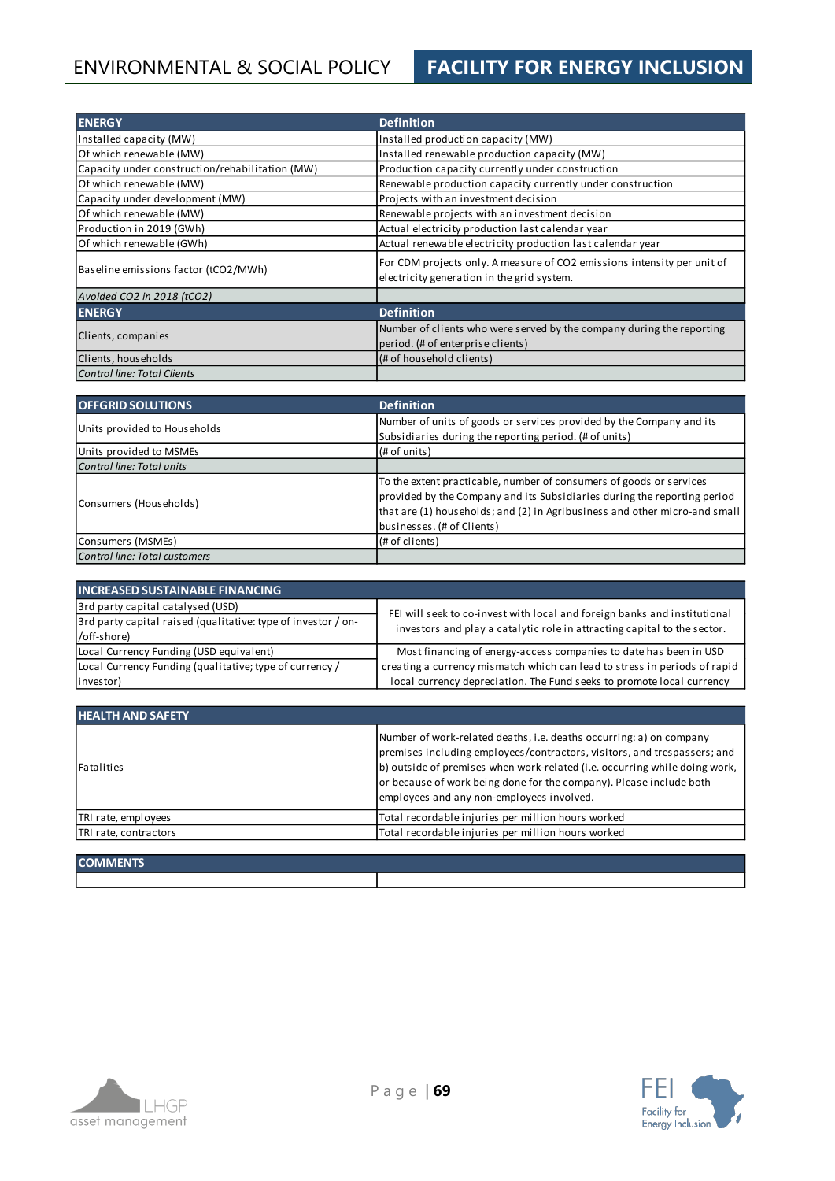| ENERGY | Definition |
|---|---|
| Installed capacity (MW) | Installed production capacity (MW) |
| Of which renewable (MW) | Installed renewable production capacity (MW) |
| Capacity under construction/rehabilitation (MW) | Production capacity currently under construction |
| Of which renewable (MW) | Renewable production capacity currently under construction |
| Capacity under development (MW) | Projects with an investment decision |
| Of which renewable (MW) | Renewable projects with an investment decision |
| Production in 2019 (GWh) | Actual electricity production last calendar year |
| Of which renewable (GWh) | Actual renewable electricity production last calendar year |
| Baseline emissions factor ($tCO_2$/MWh) | For CDM projects only. A measure of $CO_2$ emissions intensity per unit of electricity generation in the grid system. |
| *Avoided $CO_2$ in 2018 ($tCO_2$)* | |
| **ENERGY** | **Definition** |
| Clients, companies | Number of clients who were served by the company during the reporting period. (# of enterprise clients) |
| Clients, households | (# of household clients) |
| *Control line: Total Clients* | |

| OFFGRID SOLUTIONS | Definition |
|---|---|
| Units provided to Households | Number of units of goods or services provided by the Company and its Subsidiaries during the reporting period. (# of units) |
| Units provided to MSMEs | (# of units) |
| *Control line: Total units* | |
| Consumers (Households) | To the extent practicable, number of consumers of goods or services provided by the Company and its Subsidiaries during the reporting period that are (1) households; and (2) in Agribusiness and other micro-and small businesses. (# of Clients) |
| Consumers (MSMEs) | (# of clients) |
| *Control line: Total customers* | |

| INCREASED SUSTAINABLE FINANCING | |
|---|---|
| 3rd party capital catalysed (USD) | FEI will seek to co-invest with local and foreign banks and institutional investors and play a catalytic role in attracting capital to the sector. |
| 3rd party capital raised (qualitative: type of investor / on-/off-shore) | |
| Local Currency Funding (USD equivalent) | Most financing of energy-access companies to date has been in USD creating a currency mismatch which can lead to stress in periods of rapid local currency depreciation. The Fund seeks to promote local currency |
| Local Currency Funding (qualitative; type of currency / investor) | |

| HEALTH AND SAFETY | |
|---|---|
| Fatalities | Number of work-related deaths, i.e. deaths occurring: a) on company premises including employees/contractors, visitors, and trespassers; and b) outside of premises when work-related (i.e. occurring while doing work, or because of work being done for the company). Please include both employees and any non-employees involved. |
| TRI rate, employees | Total recordable injuries per million hours worked |
| TRI rate, contractors | Total recordable injuries per million hours worked |

| COMMENTS | |
|---|---|
| | |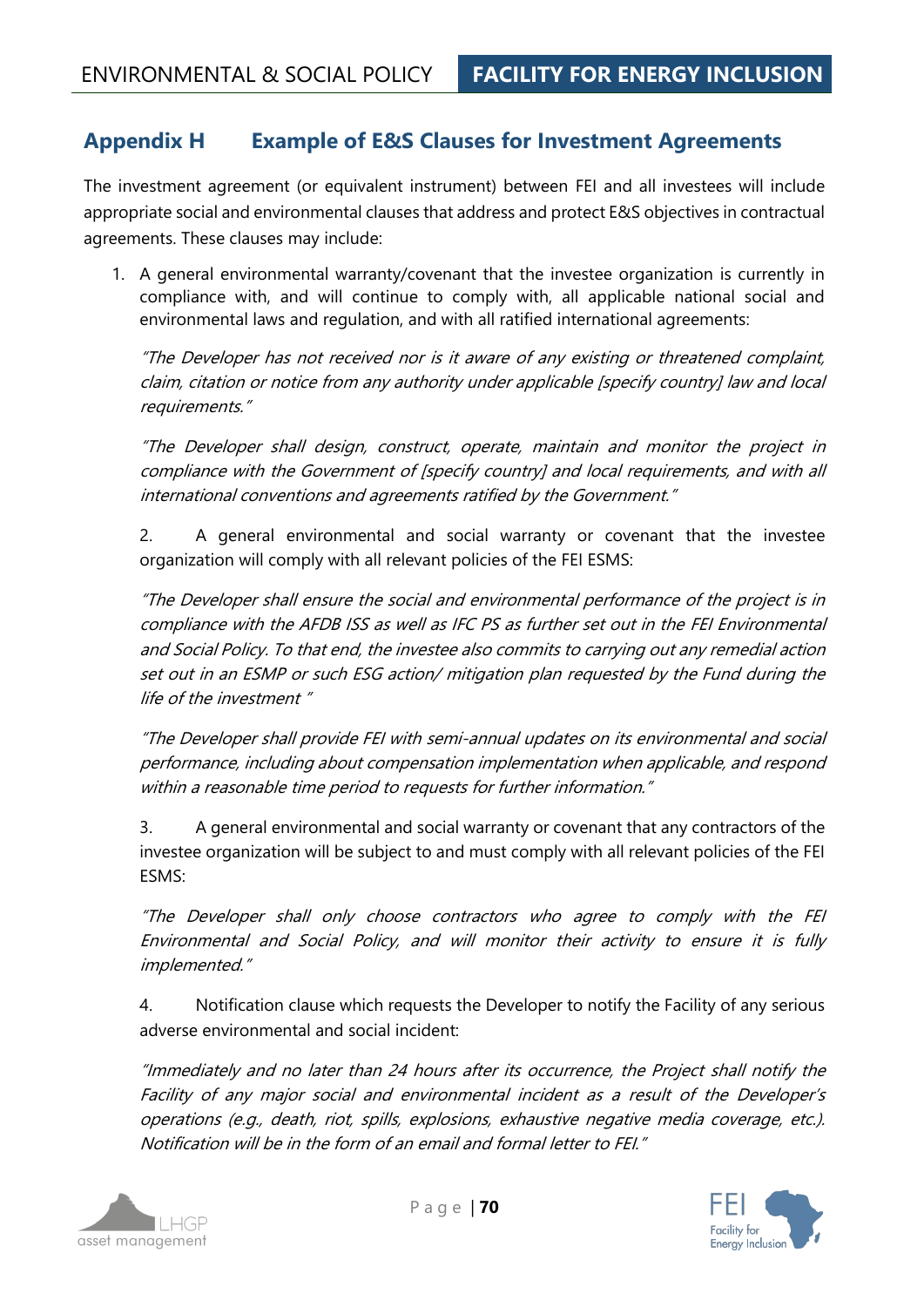## Appendix H Example of E&S Clauses for Investment Agreements

The investment agreement (or equivalent instrument) between FEI and all investees will include appropriate social and environmental clauses that address and protect E&S objectives in contractual agreements. These clauses may include:

1. A general environmental warranty/covenant that the investee organization is currently in compliance with, and will continue to comply with, all applicable national social and environmental laws and regulation, and with all ratified international agreements:

   *"The Developer has not received nor is it aware of any existing or threatened complaint, claim, citation or notice from any authority under applicable [specify country] law and local requirements."*

   *"The Developer shall design, construct, operate, maintain and monitor the project in compliance with the Government of [specify country] and local requirements, and with all international conventions and agreements ratified by the Government."*

2. A general environmental and social warranty or covenant that the investee organization will comply with all relevant policies of the FEI ESMS:

   *"The Developer shall ensure the social and environmental performance of the project is in compliance with the AFDB ISS as well as IFC PS as further set out in the FEI Environmental and Social Policy. To that end, the investee also commits to carrying out any remedial action set out in an ESMP or such ESG action/ mitigation plan requested by the Fund during the life of the investment "*

   *"The Developer shall provide FEI with semi-annual updates on its environmental and social performance, including about compensation implementation when applicable, and respond within a reasonable time period to requests for further information."*

3. A general environmental and social warranty or covenant that any contractors of the investee organization will be subject to and must comply with all relevant policies of the FEI ESMS:

   *"The Developer shall only choose contractors who agree to comply with the FEI Environmental and Social Policy, and will monitor their activity to ensure it is fully implemented."*

4. Notification clause which requests the Developer to notify the Facility of any serious adverse environmental and social incident:

   *"Immediately and no later than 24 hours after its occurrence, the Project shall notify the Facility of any major social and environmental incident as a result of the Developer's operations (e.g., death, riot, spills, explosions, exhaustive negative media coverage, etc.). Notification will be in the form of an email and formal letter to FEI."*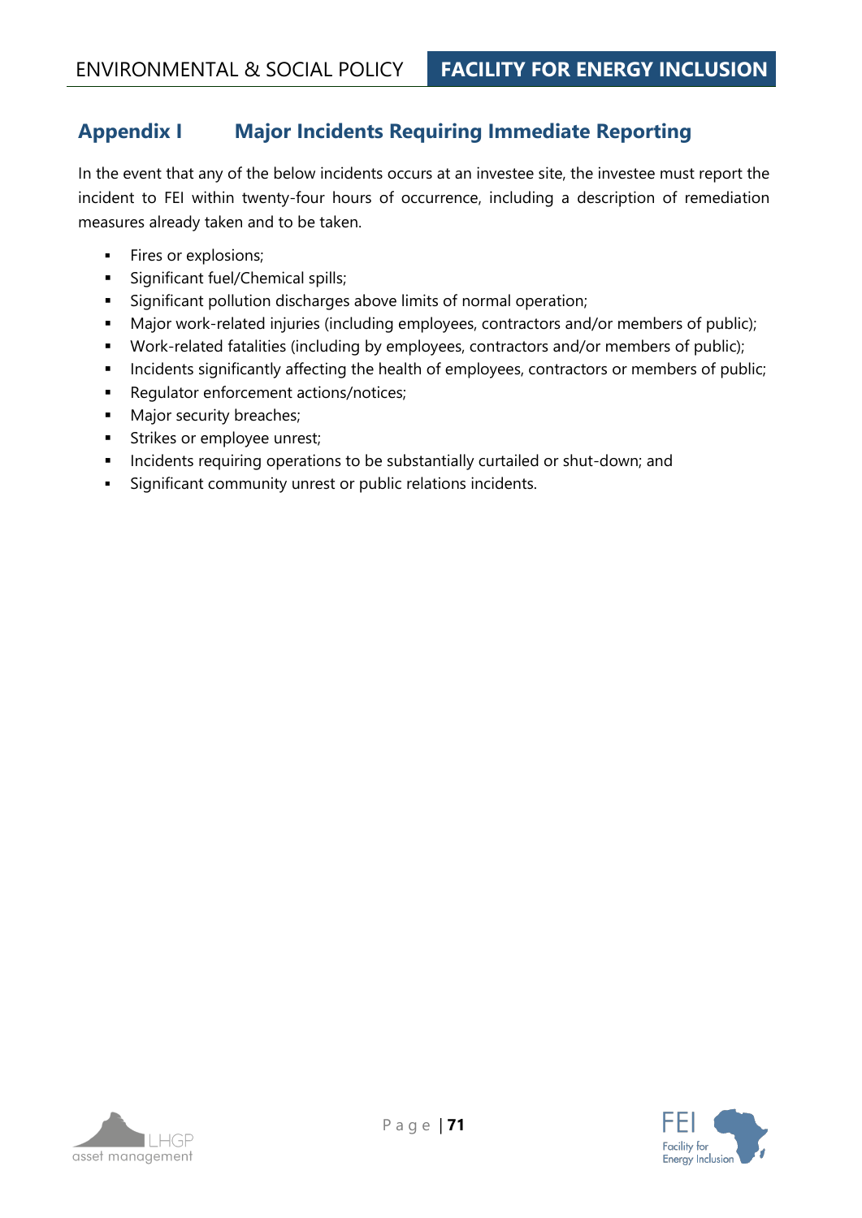## Appendix I Major Incidents Requiring Immediate Reporting

In the event that any of the below incidents occurs at an investee site, the investee must report the incident to FEI within twenty-four hours of occurrence, including a description of remediation measures already taken and to be taken.

- Fires or explosions;
- Significant fuel/Chemical spills;
- Significant pollution discharges above limits of normal operation;
- Major work-related injuries (including employees, contractors and/or members of public);
- Work-related fatalities (including by employees, contractors and/or members of public);
- Incidents significantly affecting the health of employees, contractors or members of public;
- Regulator enforcement actions/notices;
- Major security breaches;
- Strikes or employee unrest;
- Incidents requiring operations to be substantially curtailed or shut-down; and
- Significant community unrest or public relations incidents.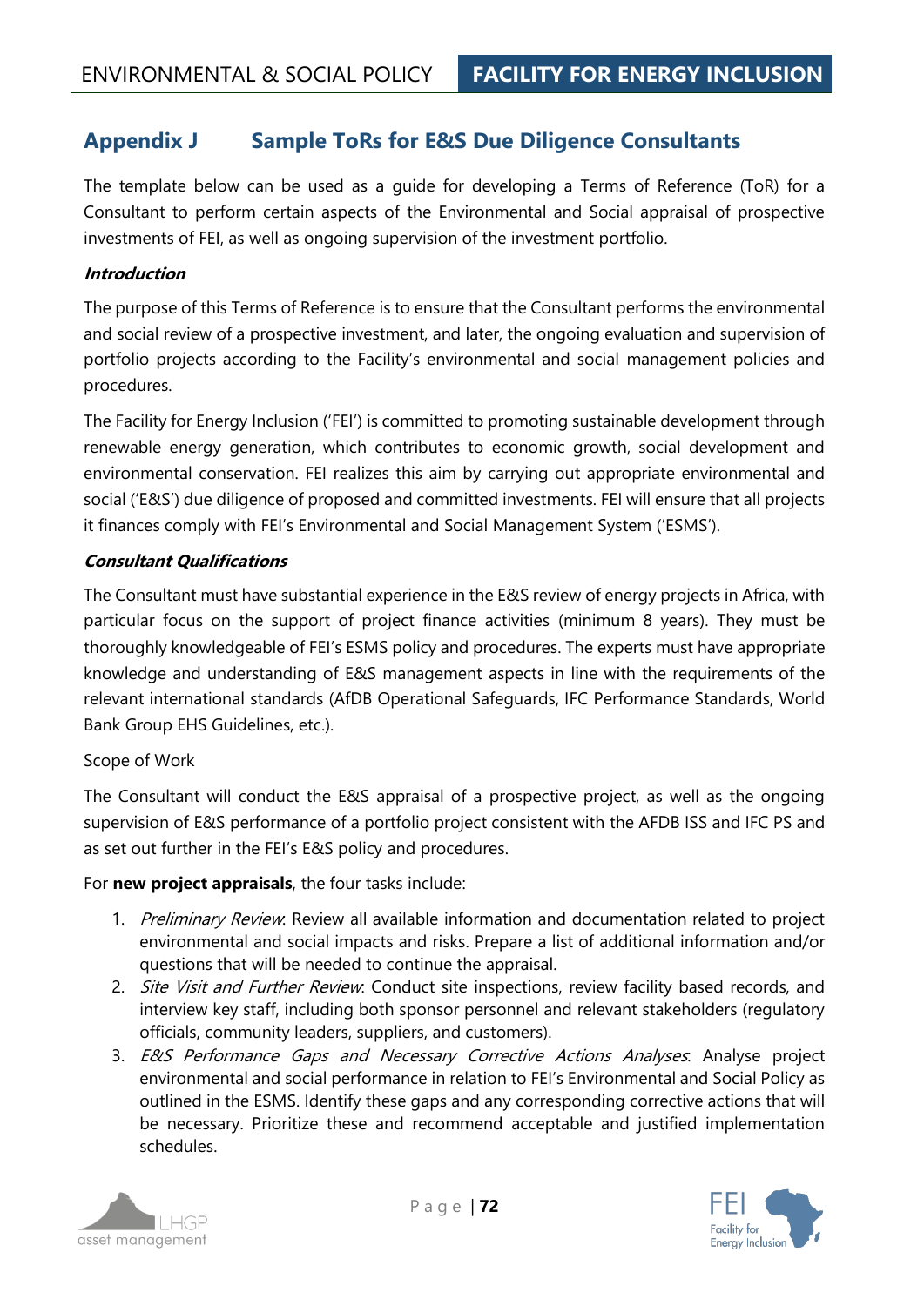## Appendix J Sample ToRs for E&S Due Diligence Consultants

The template below can be used as a guide for developing a Terms of Reference (ToR) for a Consultant to perform certain aspects of the Environmental and Social appraisal of prospective investments of FEI, as well as ongoing supervision of the investment portfolio.

***Introduction***

The purpose of this Terms of Reference is to ensure that the Consultant performs the environmental and social review of a prospective investment, and later, the ongoing evaluation and supervision of portfolio projects according to the Facility's environmental and social management policies and procedures.

The Facility for Energy Inclusion ('FEI') is committed to promoting sustainable development through renewable energy generation, which contributes to economic growth, social development and environmental conservation. FEI realizes this aim by carrying out appropriate environmental and social ('E&S') due diligence of proposed and committed investments. FEI will ensure that all projects it finances comply with FEI's Environmental and Social Management System ('ESMS').

***Consultant Qualifications***

The Consultant must have substantial experience in the E&S review of energy projects in Africa, with particular focus on the support of project finance activities (minimum 8 years). They must be thoroughly knowledgeable of FEI's ESMS policy and procedures. The experts must have appropriate knowledge and understanding of E&S management aspects in line with the requirements of the relevant international standards (AfDB Operational Safeguards, IFC Performance Standards, World Bank Group EHS Guidelines, etc.).

Scope of Work

The Consultant will conduct the E&S appraisal of a prospective project, as well as the ongoing supervision of E&S performance of a portfolio project consistent with the AFDB ISS and IFC PS and as set out further in the FEI's E&S policy and procedures.

For **new project appraisals**, the four tasks include:

1. *Preliminary Review*: Review all available information and documentation related to project environmental and social impacts and risks. Prepare a list of additional information and/or questions that will be needed to continue the appraisal.
2. *Site Visit and Further Review*: Conduct site inspections, review facility based records, and interview key staff, including both sponsor personnel and relevant stakeholders (regulatory officials, community leaders, suppliers, and customers).
3. *E&S Performance Gaps and Necessary Corrective Actions Analyses*: Analyse project environmental and social performance in relation to FEI's Environmental and Social Policy as outlined in the ESMS. Identify these gaps and any corresponding corrective actions that will be necessary. Prioritize these and recommend acceptable and justified implementation schedules.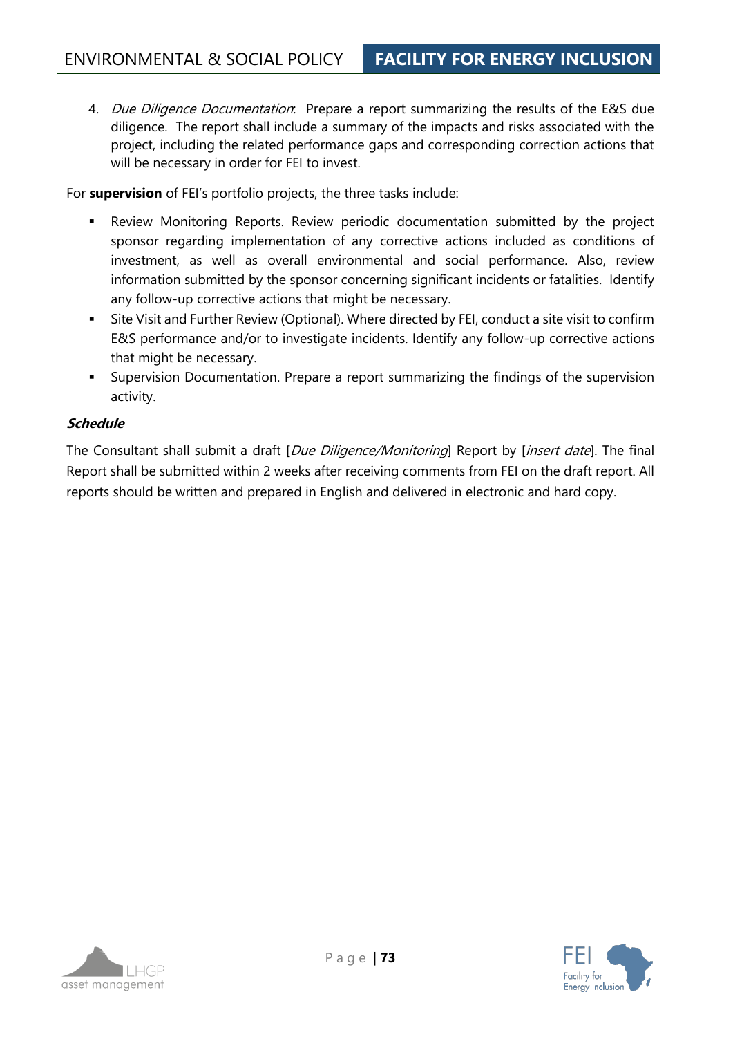4. *Due Diligence Documentation*: Prepare a report summarizing the results of the E&S due diligence. The report shall include a summary of the impacts and risks associated with the project, including the related performance gaps and corresponding correction actions that will be necessary in order for FEI to invest.

For **supervision** of FEI's portfolio projects, the three tasks include:

- Review Monitoring Reports. Review periodic documentation submitted by the project sponsor regarding implementation of any corrective actions included as conditions of investment, as well as overall environmental and social performance. Also, review information submitted by the sponsor concerning significant incidents or fatalities. Identify any follow-up corrective actions that might be necessary.
- Site Visit and Further Review (Optional). Where directed by FEI, conduct a site visit to confirm E&S performance and/or to investigate incidents. Identify any follow-up corrective actions that might be necessary.
- Supervision Documentation. Prepare a report summarizing the findings of the supervision activity.

***Schedule***

The Consultant shall submit a draft [*Due Diligence/Monitoring*] Report by [*insert date*]. The final Report shall be submitted within 2 weeks after receiving comments from FEI on the draft report. All reports should be written and prepared in English and delivered in electronic and hard copy.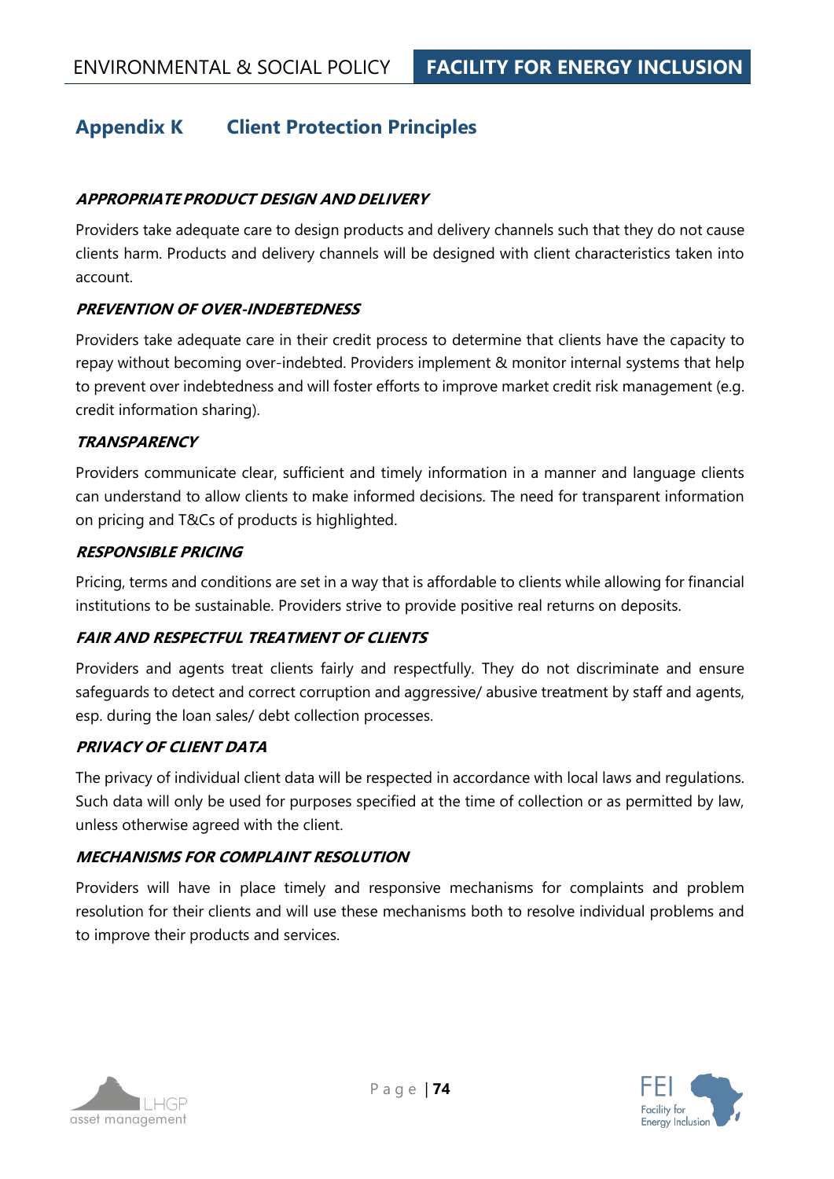## Appendix K Client Protection Principles

***APPROPRIATE PRODUCT DESIGN AND DELIVERY***

Providers take adequate care to design products and delivery channels such that they do not cause clients harm. Products and delivery channels will be designed with client characteristics taken into account.

***PREVENTION OF OVER-INDEBTEDNESS***

Providers take adequate care in their credit process to determine that clients have the capacity to repay without becoming over-indebted. Providers implement & monitor internal systems that help to prevent over indebtedness and will foster efforts to improve market credit risk management (e.g. credit information sharing).

***TRANSPARENCY***

Providers communicate clear, sufficient and timely information in a manner and language clients can understand to allow clients to make informed decisions. The need for transparent information on pricing and T&Cs of products is highlighted.

***RESPONSIBLE PRICING***

Pricing, terms and conditions are set in a way that is affordable to clients while allowing for financial institutions to be sustainable. Providers strive to provide positive real returns on deposits.

***FAIR AND RESPECTFUL TREATMENT OF CLIENTS***

Providers and agents treat clients fairly and respectfully. They do not discriminate and ensure safeguards to detect and correct corruption and aggressive/ abusive treatment by staff and agents, esp. during the loan sales/ debt collection processes.

***PRIVACY OF CLIENT DATA***

The privacy of individual client data will be respected in accordance with local laws and regulations. Such data will only be used for purposes specified at the time of collection or as permitted by law, unless otherwise agreed with the client.

***MECHANISMS FOR COMPLAINT RESOLUTION***

Providers will have in place timely and responsive mechanisms for complaints and problem resolution for their clients and will use these mechanisms both to resolve individual problems and to improve their products and services.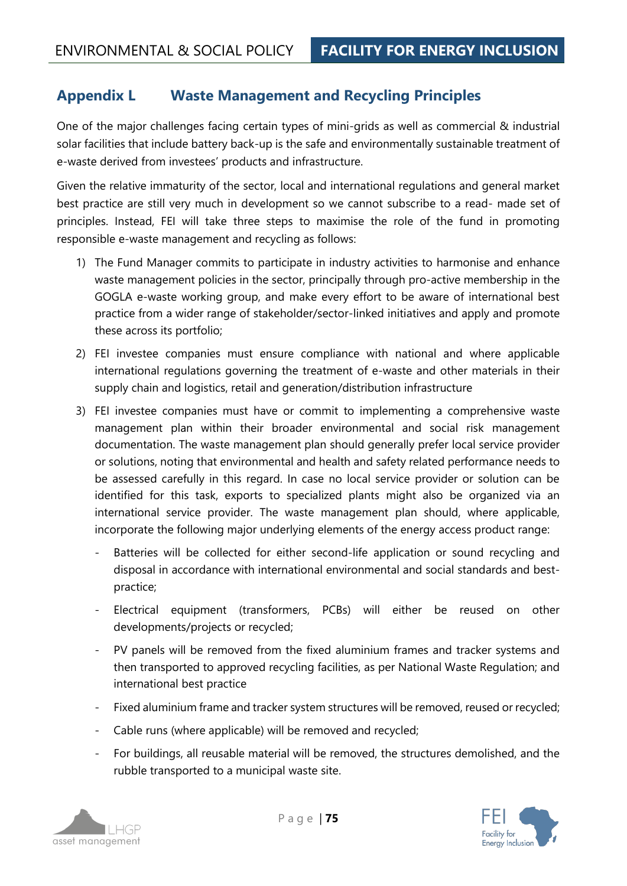## Appendix L Waste Management and Recycling Principles

One of the major challenges facing certain types of mini-grids as well as commercial & industrial solar facilities that include battery back-up is the safe and environmentally sustainable treatment of e-waste derived from investees' products and infrastructure.

Given the relative immaturity of the sector, local and international regulations and general market best practice are still very much in development so we cannot subscribe to a read- made set of principles. Instead, FEI will take three steps to maximise the role of the fund in promoting responsible e-waste management and recycling as follows:

1) The Fund Manager commits to participate in industry activities to harmonise and enhance waste management policies in the sector, principally through pro-active membership in the GOGLA e-waste working group, and make every effort to be aware of international best practice from a wider range of stakeholder/sector-linked initiatives and apply and promote these across its portfolio;

2) FEI investee companies must ensure compliance with national and where applicable international regulations governing the treatment of e-waste and other materials in their supply chain and logistics, retail and generation/distribution infrastructure

3) FEI investee companies must have or commit to implementing a comprehensive waste management plan within their broader environmental and social risk management documentation. The waste management plan should generally prefer local service provider or solutions, noting that environmental and health and safety related performance needs to be assessed carefully in this regard. In case no local service provider or solution can be identified for this task, exports to specialized plants might also be organized via an international service provider. The waste management plan should, where applicable, incorporate the following major underlying elements of the energy access product range:

   - Batteries will be collected for either second-life application or sound recycling and disposal in accordance with international environmental and social standards and best-practice;
   - Electrical equipment (transformers, PCBs) will either be reused on other developments/projects or recycled;
   - PV panels will be removed from the fixed aluminium frames and tracker systems and then transported to approved recycling facilities, as per National Waste Regulation; and international best practice
   - Fixed aluminium frame and tracker system structures will be removed, reused or recycled;
   - Cable runs (where applicable) will be removed and recycled;
   - For buildings, all reusable material will be removed, the structures demolished, and the rubble transported to a municipal waste site.